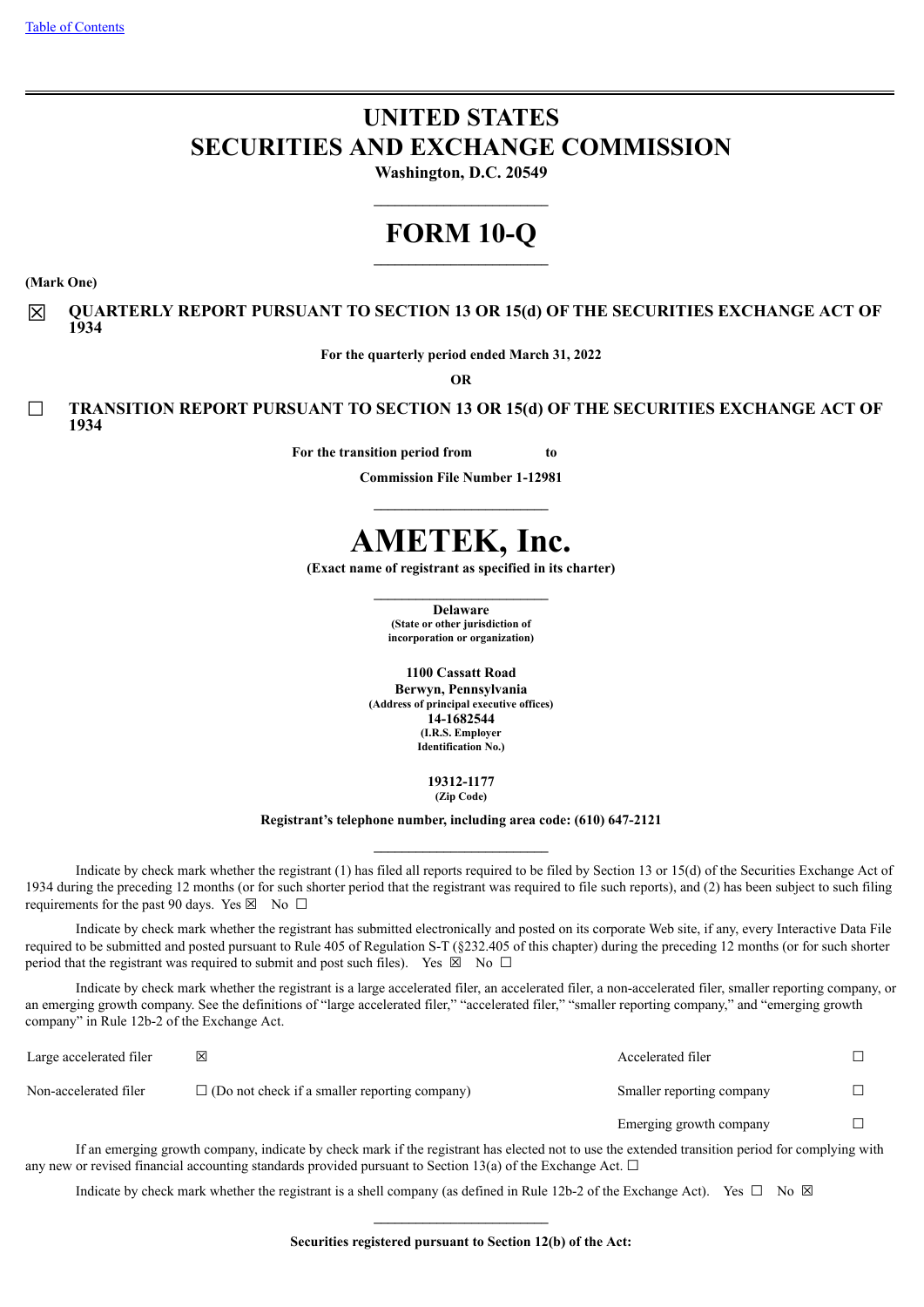Table of Contents

# UNITED STATES
# SECURITIES AND EXCHANGE COMMISSION

**Washington, D.C. 20549**

# FORM 10-Q

**(Mark One)**

☒ **QUARTERLY REPORT PURSUANT TO SECTION 13 OR 15(d) OF THE SECURITIES EXCHANGE ACT OF 1934**

**For the quarterly period ended March 31, 2022**

**OR**

☐ **TRANSITION REPORT PURSUANT TO SECTION 13 OR 15(d) OF THE SECURITIES EXCHANGE ACT OF 1934**

**For the transition period from to**

**Commission File Number 1-12981**

# AMETEK, Inc.

**(Exact name of registrant as specified in its charter)**

**Delaware**
**(State or other jurisdiction of incorporation or organization)**

**1100 Cassatt Road**
**Berwyn, Pennsylvania**
**(Address of principal executive offices)**
**14-1682544**
**(I.R.S. Employer Identification No.)**

**19312-1177**
**(Zip Code)**

**Registrant's telephone number, including area code: (610) 647-2121**

Indicate by check mark whether the registrant (1) has filed all reports required to be filed by Section 13 or 15(d) of the Securities Exchange Act of 1934 during the preceding 12 months (or for such shorter period that the registrant was required to file such reports), and (2) has been subject to such filing requirements for the past 90 days. Yes ☒ No ☐

Indicate by check mark whether the registrant has submitted electronically and posted on its corporate Web site, if any, every Interactive Data File required to be submitted and posted pursuant to Rule 405 of Regulation S-T (§232.405 of this chapter) during the preceding 12 months (or for such shorter period that the registrant was required to submit and post such files). Yes ☒ No ☐

Indicate by check mark whether the registrant is a large accelerated filer, an accelerated filer, a non-accelerated filer, smaller reporting company, or an emerging growth company. See the definitions of "large accelerated filer," "accelerated filer," "smaller reporting company," and "emerging growth company" in Rule 12b-2 of the Exchange Act.

| | | | |
|---|---|---|---|
| Large accelerated filer | ☒ | Accelerated filer | ☐ |
| Non-accelerated filer | ☐ (Do not check if a smaller reporting company) | Smaller reporting company | ☐ |
| | | Emerging growth company | ☐ |

If an emerging growth company, indicate by check mark if the registrant has elected not to use the extended transition period for complying with any new or revised financial accounting standards provided pursuant to Section 13(a) of the Exchange Act. ☐

Indicate by check mark whether the registrant is a shell company (as defined in Rule 12b-2 of the Exchange Act). Yes ☐ No ☒

**Securities registered pursuant to Section 12(b) of the Act:**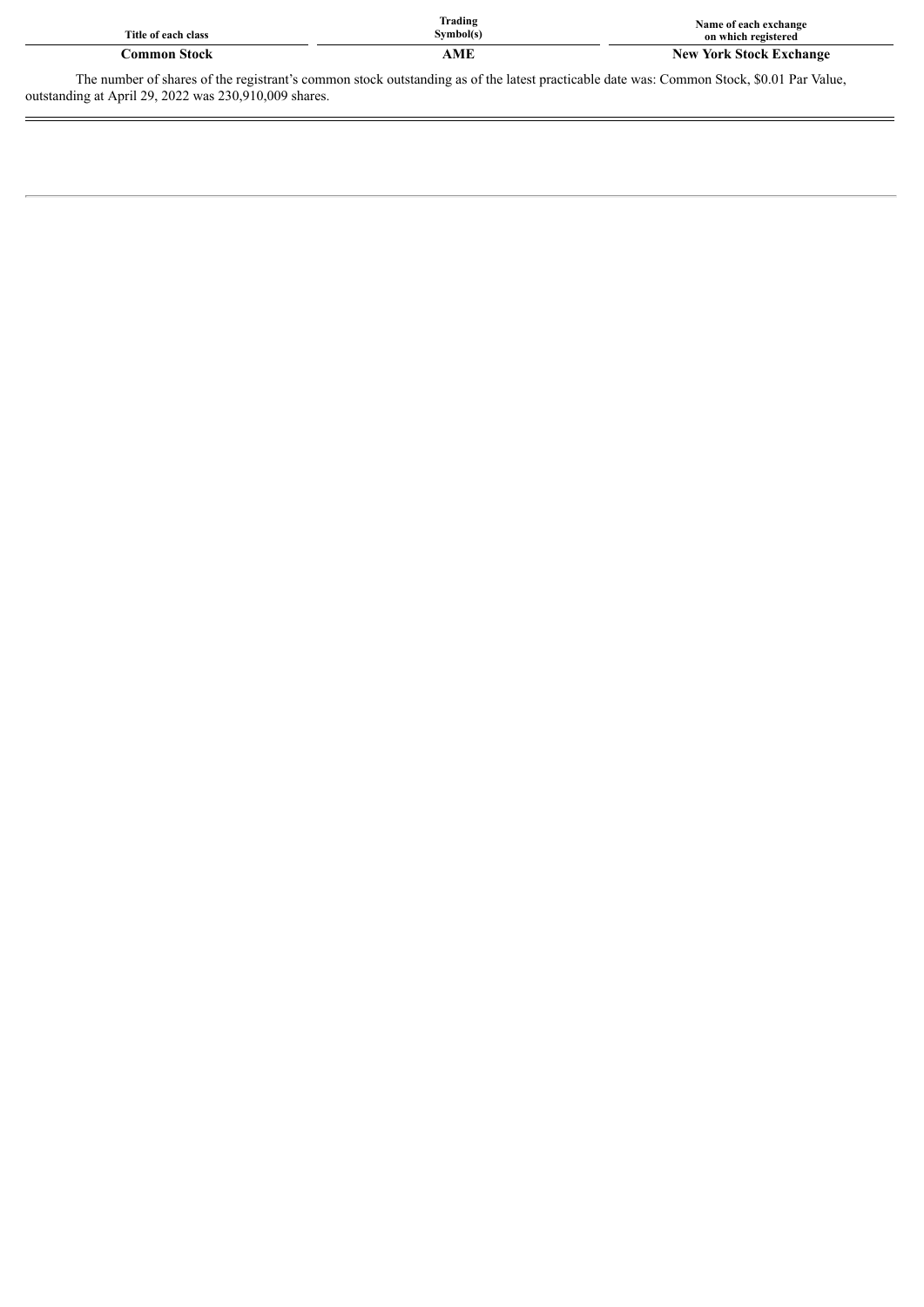| Title of each class | Trading Symbol(s) | Name of each exchange on which registered |
| --- | --- | --- |
| **Common Stock** | **AME** | **New York Stock Exchange** |

The number of shares of the registrant's common stock outstanding as of the latest practicable date was: Common Stock, $0.01 Par Value, outstanding at April 29, 2022 was 230,910,009 shares.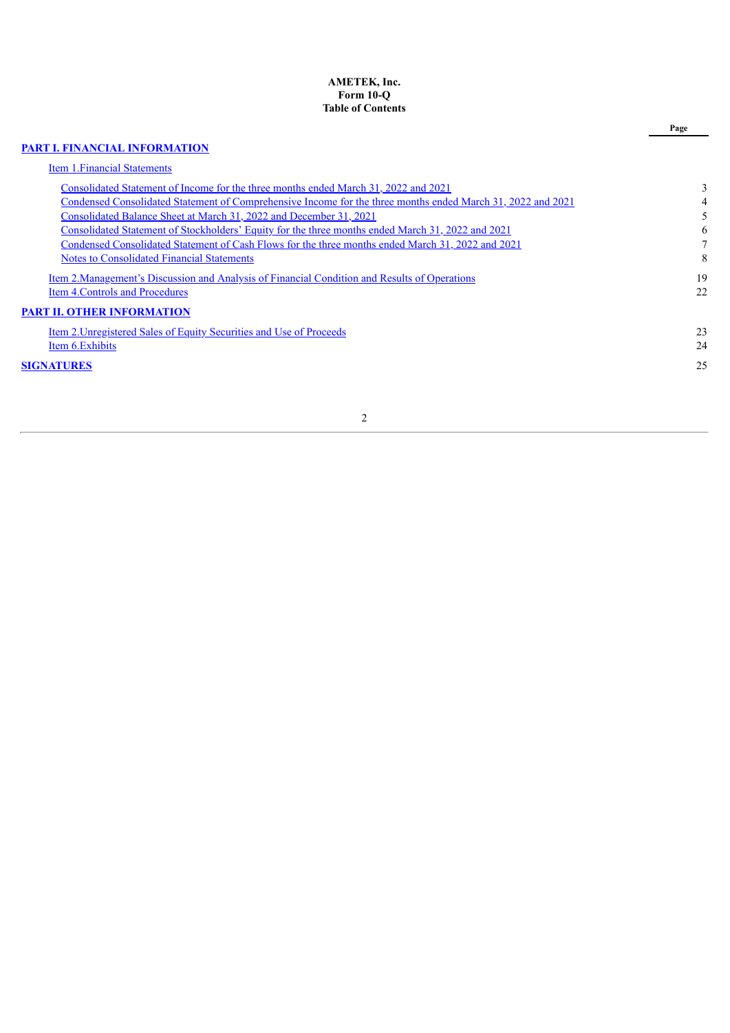**AMETEK, Inc.**
**Form 10-Q**
**Table of Contents**

| | Page |
|---|---|
| **PART I. FINANCIAL INFORMATION** | |
| Item 1.Financial Statements | |
| Consolidated Statement of Income for the three months ended March 31, 2022 and 2021 | 3 |
| Condensed Consolidated Statement of Comprehensive Income for the three months ended March 31, 2022 and 2021 | 4 |
| Consolidated Balance Sheet at March 31, 2022 and December 31, 2021 | 5 |
| Consolidated Statement of Stockholders' Equity for the three months ended March 31, 2022 and 2021 | 6 |
| Condensed Consolidated Statement of Cash Flows for the three months ended March 31, 2022 and 2021 | 7 |
| Notes to Consolidated Financial Statements | 8 |
| Item 2.Management's Discussion and Analysis of Financial Condition and Results of Operations | 19 |
| Item 4.Controls and Procedures | 22 |
| **PART II. OTHER INFORMATION** | |
| Item 2.Unregistered Sales of Equity Securities and Use of Proceeds | 23 |
| Item 6.Exhibits | 24 |
| **SIGNATURES** | 25 |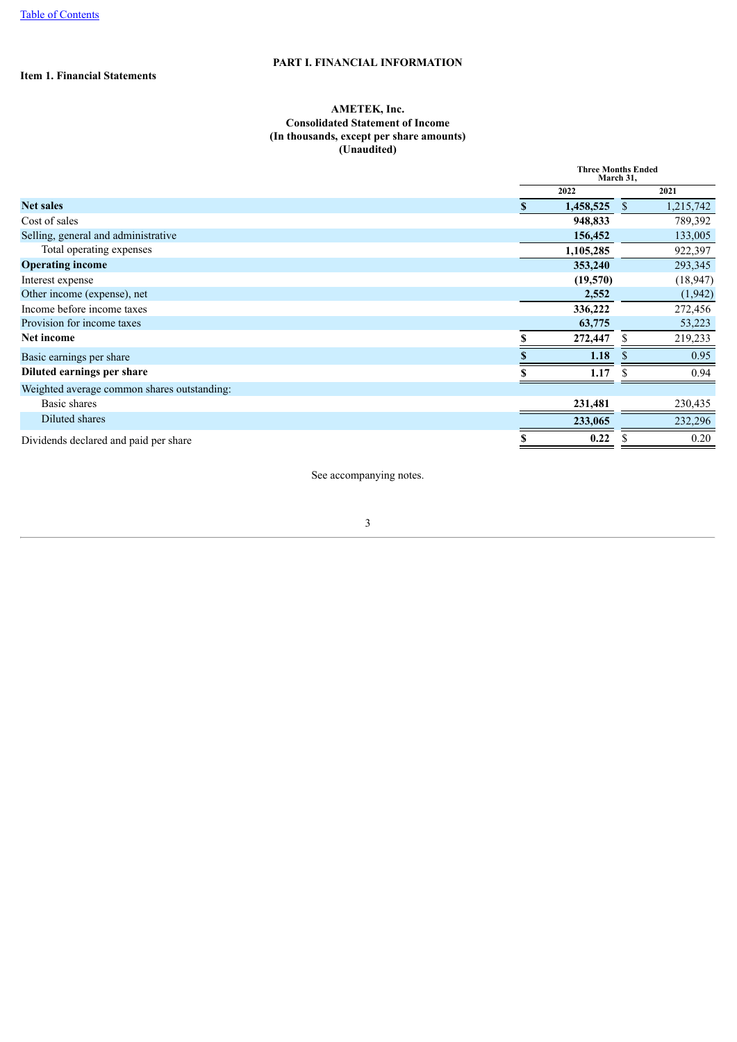# PART I. FINANCIAL INFORMATION

**Item 1. Financial Statements**

**AMETEK, Inc.**
**Consolidated Statement of Income**
**(In thousands, except per share amounts)**
**(Unaudited)**

| | Three Months Ended March 31, | |
|---|---|---|
| | **2022** | **2021** |
| **Net sales** | **$ 1,458,525** | $ 1,215,742 |
| Cost of sales | **948,833** | 789,392 |
| Selling, general and administrative | **156,452** | 133,005 |
| Total operating expenses | **1,105,285** | 922,397 |
| **Operating income** | **353,240** | 293,345 |
| Interest expense | **(19,570)** | (18,947) |
| Other income (expense), net | **2,552** | (1,942) |
| Income before income taxes | **336,222** | 272,456 |
| Provision for income taxes | **63,775** | 53,223 |
| **Net income** | **$ 272,447** | $ 219,233 |
| Basic earnings per share | **$ 1.18** | $ 0.95 |
| **Diluted earnings per share** | **$ 1.17** | $ 0.94 |
| Weighted average common shares outstanding: | | |
| Basic shares | **231,481** | 230,435 |
| Diluted shares | **233,065** | 232,296 |
| Dividends declared and paid per share | **$ 0.22** | $ 0.20 |

See accompanying notes.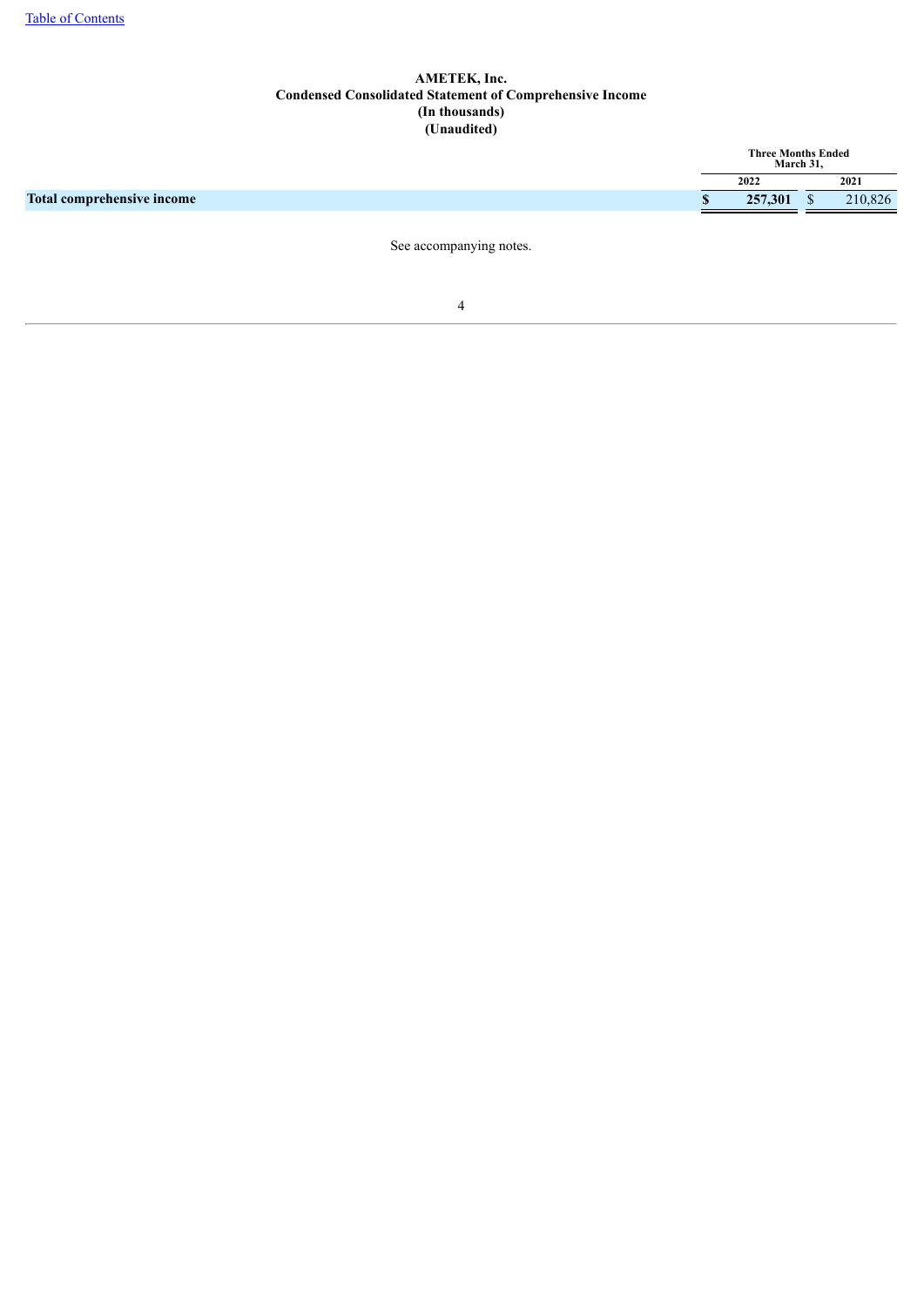**AMETEK, Inc.**
**Condensed Consolidated Statement of Comprehensive Income**
**(In thousands)**
**(Unaudited)**

| | Three Months Ended March 31, | |
|---|---|---|
| | 2022 | 2021 |
| **Total comprehensive income** | **$ 257,301** | $ 210,826 |

See accompanying notes.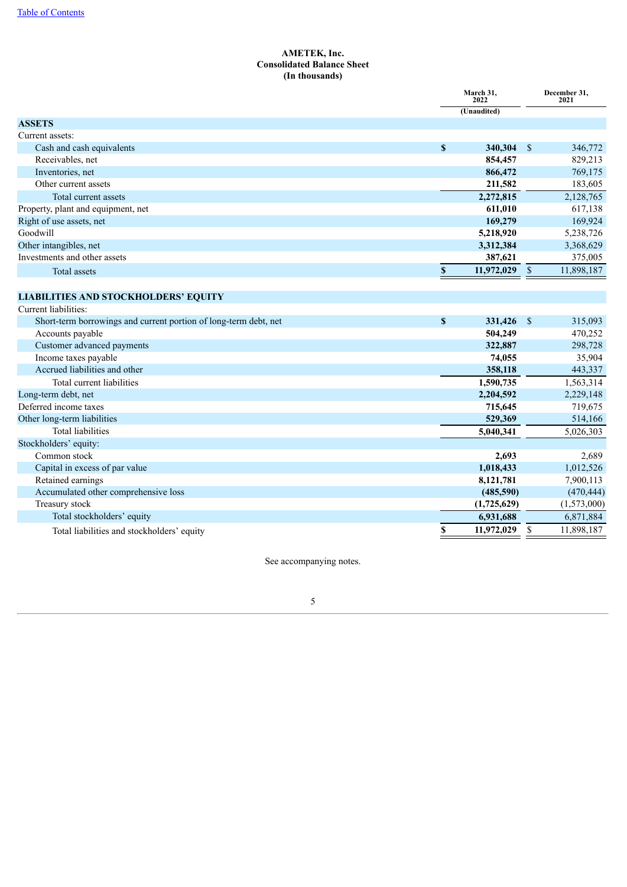[Table of Contents](#)

**AMETEK, Inc.**
**Consolidated Balance Sheet**
**(In thousands)**

| | March 31, 2022 | December 31, 2021 |
|---|---|---|
| | (Unaudited) | |
| **ASSETS** | | |
| Current assets: | | |
| Cash and cash equivalents | **$ 340,304** | $ 346,772 |
| Receivables, net | **854,457** | 829,213 |
| Inventories, net | **866,472** | 769,175 |
| Other current assets | **211,582** | 183,605 |
| Total current assets | **2,272,815** | 2,128,765 |
| Property, plant and equipment, net | **611,010** | 617,138 |
| Right of use assets, net | **169,279** | 169,924 |
| Goodwill | **5,218,920** | 5,238,726 |
| Other intangibles, net | **3,312,384** | 3,368,629 |
| Investments and other assets | **387,621** | 375,005 |
| Total assets | **$ 11,972,029** | $ 11,898,187 |
| **LIABILITIES AND STOCKHOLDERS' EQUITY** | | |
| Current liabilities: | | |
| Short-term borrowings and current portion of long-term debt, net | **$ 331,426** | $ 315,093 |
| Accounts payable | **504,249** | 470,252 |
| Customer advanced payments | **322,887** | 298,728 |
| Income taxes payable | **74,055** | 35,904 |
| Accrued liabilities and other | **358,118** | 443,337 |
| Total current liabilities | **1,590,735** | 1,563,314 |
| Long-term debt, net | **2,204,592** | 2,229,148 |
| Deferred income taxes | **715,645** | 719,675 |
| Other long-term liabilities | **529,369** | 514,166 |
| Total liabilities | **5,040,341** | 5,026,303 |
| Stockholders' equity: | | |
| Common stock | **2,693** | 2,689 |
| Capital in excess of par value | **1,018,433** | 1,012,526 |
| Retained earnings | **8,121,781** | 7,900,113 |
| Accumulated other comprehensive loss | **(485,590)** | (470,444) |
| Treasury stock | **(1,725,629)** | (1,573,000) |
| Total stockholders' equity | **6,931,688** | 6,871,884 |
| Total liabilities and stockholders' equity | **$ 11,972,029** | $ 11,898,187 |

See accompanying notes.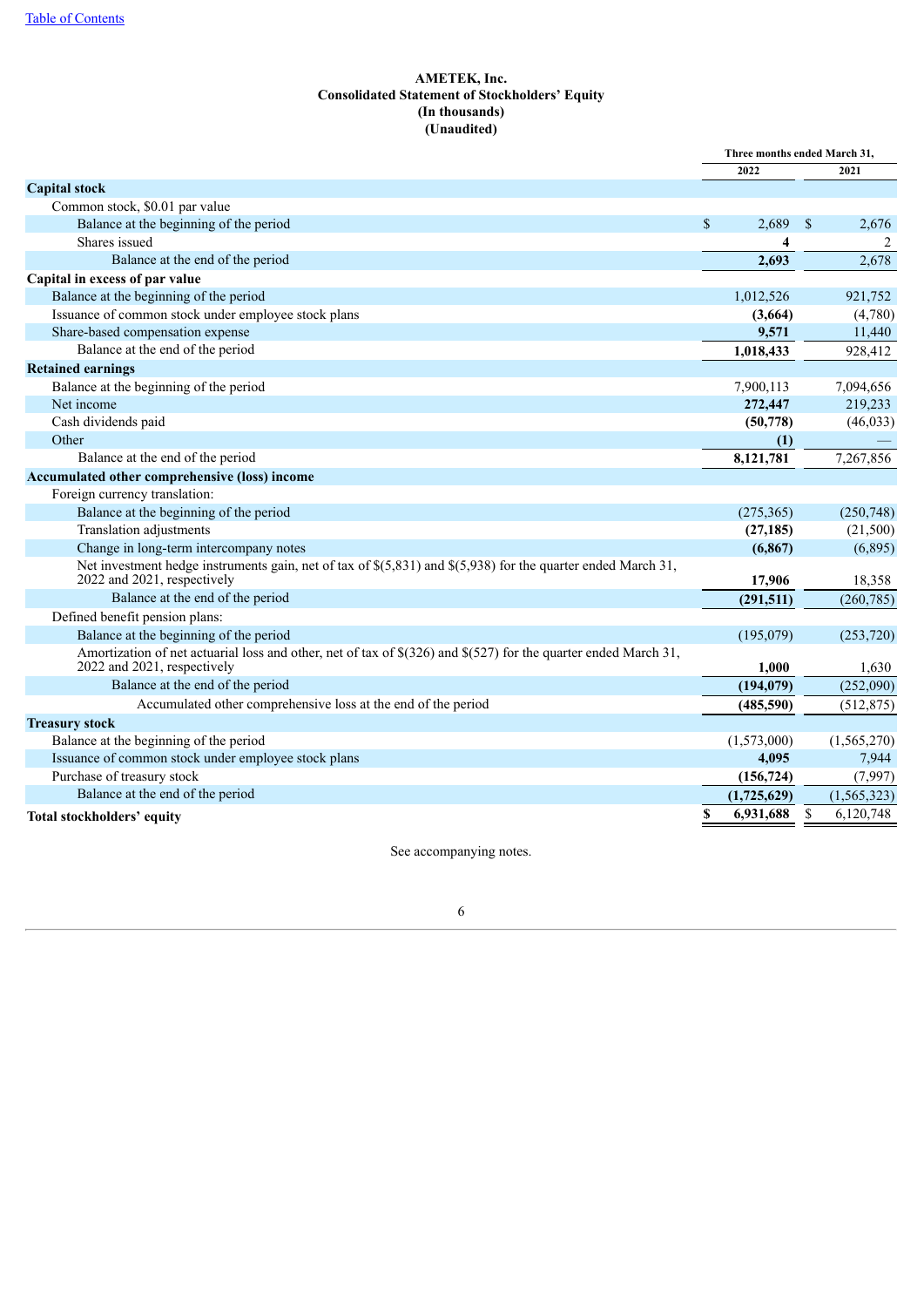[Table of Contents](#)

**AMETEK, Inc.**
**Consolidated Statement of Stockholders' Equity**
**(In thousands)**
**(Unaudited)**

| | Three months ended March 31, | |
|---|---|---|
| | **2022** | **2021** |
| **Capital stock** | | |
| Common stock, $0.01 par value | | |
| Balance at the beginning of the period | $ 2,689 | $ 2,676 |
| Shares issued | **4** | 2 |
| Balance at the end of the period | **2,693** | 2,678 |
| **Capital in excess of par value** | | |
| Balance at the beginning of the period | 1,012,526 | 921,752 |
| Issuance of common stock under employee stock plans | **(3,664)** | (4,780) |
| Share-based compensation expense | **9,571** | 11,440 |
| Balance at the end of the period | **1,018,433** | 928,412 |
| **Retained earnings** | | |
| Balance at the beginning of the period | 7,900,113 | 7,094,656 |
| Net income | **272,447** | 219,233 |
| Cash dividends paid | **(50,778)** | (46,033) |
| Other | **(1)** | — |
| Balance at the end of the period | **8,121,781** | 7,267,856 |
| **Accumulated other comprehensive (loss) income** | | |
| Foreign currency translation: | | |
| Balance at the beginning of the period | (275,365) | (250,748) |
| Translation adjustments | **(27,185)** | (21,500) |
| Change in long-term intercompany notes | **(6,867)** | (6,895) |
| Net investment hedge instruments gain, net of tax of $(5,831) and $(5,938) for the quarter ended March 31, 2022 and 2021, respectively | **17,906** | 18,358 |
| Balance at the end of the period | **(291,511)** | (260,785) |
| Defined benefit pension plans: | | |
| Balance at the beginning of the period | (195,079) | (253,720) |
| Amortization of net actuarial loss and other, net of tax of $(326) and $(527) for the quarter ended March 31, 2022 and 2021, respectively | **1,000** | 1,630 |
| Balance at the end of the period | **(194,079)** | (252,090) |
| Accumulated other comprehensive loss at the end of the period | **(485,590)** | (512,875) |
| **Treasury stock** | | |
| Balance at the beginning of the period | (1,573,000) | (1,565,270) |
| Issuance of common stock under employee stock plans | **4,095** | 7,944 |
| Purchase of treasury stock | **(156,724)** | (7,997) |
| Balance at the end of the period | **(1,725,629)** | (1,565,323) |
| **Total stockholders' equity** | **$ 6,931,688** | $ 6,120,748 |

See accompanying notes.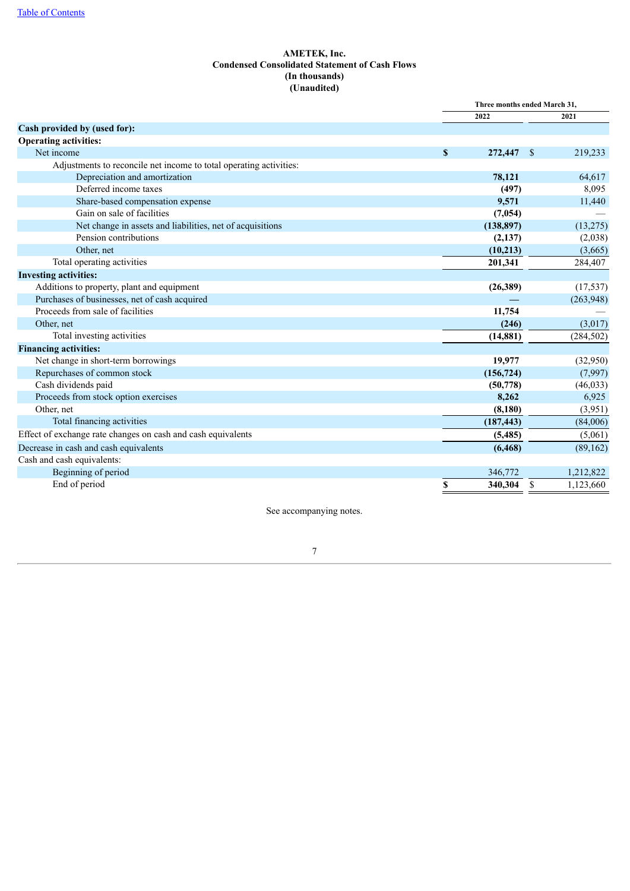**AMETEK, Inc.**
**Condensed Consolidated Statement of Cash Flows**
**(In thousands)**
**(Unaudited)**

| | Three months ended March 31, | |
|---|---|---|
| | **2022** | **2021** |
| **Cash provided by (used for):** | | |
| **Operating activities:** | | |
| Net income | **$ 272,447** | $ 219,233 |
| Adjustments to reconcile net income to total operating activities: | | |
| Depreciation and amortization | **78,121** | 64,617 |
| Deferred income taxes | **(497)** | 8,095 |
| Share-based compensation expense | **9,571** | 11,440 |
| Gain on sale of facilities | **(7,054)** | — |
| Net change in assets and liabilities, net of acquisitions | **(138,897)** | (13,275) |
| Pension contributions | **(2,137)** | (2,038) |
| Other, net | **(10,213)** | (3,665) |
| Total operating activities | **201,341** | 284,407 |
| **Investing activities:** | | |
| Additions to property, plant and equipment | **(26,389)** | (17,537) |
| Purchases of businesses, net of cash acquired | **—** | (263,948) |
| Proceeds from sale of facilities | **11,754** | — |
| Other, net | **(246)** | (3,017) |
| Total investing activities | **(14,881)** | (284,502) |
| **Financing activities:** | | |
| Net change in short-term borrowings | **19,977** | (32,950) |
| Repurchases of common stock | **(156,724)** | (7,997) |
| Cash dividends paid | **(50,778)** | (46,033) |
| Proceeds from stock option exercises | **8,262** | 6,925 |
| Other, net | **(8,180)** | (3,951) |
| Total financing activities | **(187,443)** | (84,006) |
| Effect of exchange rate changes on cash and cash equivalents | **(5,485)** | (5,061) |
| Decrease in cash and cash equivalents | **(6,468)** | (89,162) |
| Cash and cash equivalents: | | |
| Beginning of period | 346,772 | 1,212,822 |
| End of period | **$ 340,304** | $ 1,123,660 |

See accompanying notes.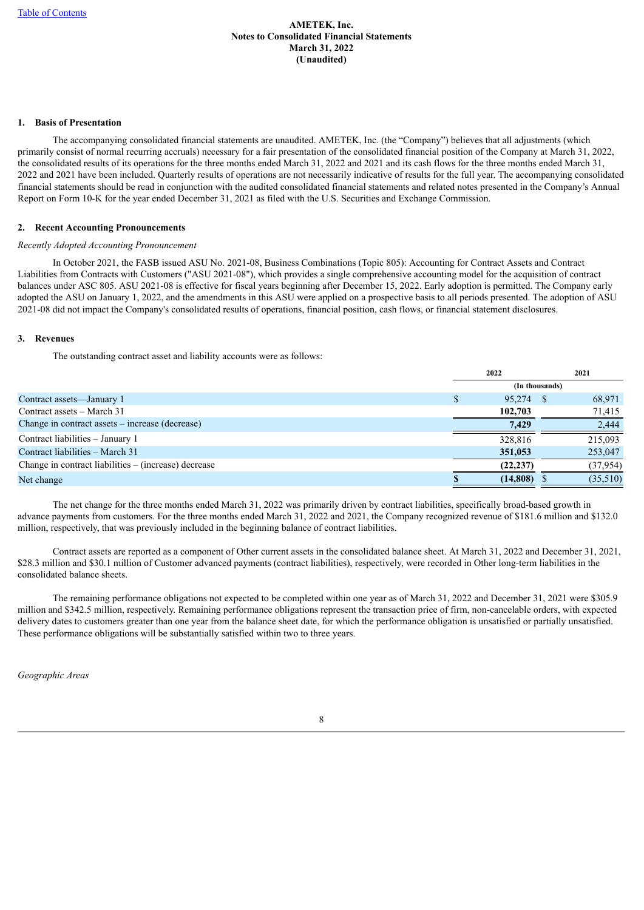**AMETEK, Inc.**
**Notes to Consolidated Financial Statements**
**March 31, 2022**
**(Unaudited)**

## 1. Basis of Presentation

The accompanying consolidated financial statements are unaudited. AMETEK, Inc. (the "Company") believes that all adjustments (which primarily consist of normal recurring accruals) necessary for a fair presentation of the consolidated financial position of the Company at March 31, 2022, the consolidated results of its operations for the three months ended March 31, 2022 and 2021 and its cash flows for the three months ended March 31, 2022 and 2021 have been included. Quarterly results of operations are not necessarily indicative of results for the full year. The accompanying consolidated financial statements should be read in conjunction with the audited consolidated financial statements and related notes presented in the Company's Annual Report on Form 10-K for the year ended December 31, 2021 as filed with the U.S. Securities and Exchange Commission.

## 2. Recent Accounting Pronouncements

*Recently Adopted Accounting Pronouncement*

In October 2021, the FASB issued ASU No. 2021-08, Business Combinations (Topic 805): Accounting for Contract Assets and Contract Liabilities from Contracts with Customers ("ASU 2021-08"), which provides a single comprehensive accounting model for the acquisition of contract balances under ASC 805. ASU 2021-08 is effective for fiscal years beginning after December 15, 2022. Early adoption is permitted. The Company early adopted the ASU on January 1, 2022, and the amendments in this ASU were applied on a prospective basis to all periods presented. The adoption of ASU 2021-08 did not impact the Company's consolidated results of operations, financial position, cash flows, or financial statement disclosures.

## 3. Revenues

The outstanding contract asset and liability accounts were as follows:

| | 2022 | 2021 |
|---|---|---|
| | (In thousands) | |
| Contract assets—January 1 | $ 95,274 | $ 68,971 |
| Contract assets – March 31 | **102,703** | 71,415 |
| Change in contract assets – increase (decrease) | **7,429** | 2,444 |
| Contract liabilities – January 1 | 328,816 | 215,093 |
| Contract liabilities – March 31 | **351,053** | 253,047 |
| Change in contract liabilities – (increase) decrease | **(22,237)** | (37,954) |
| Net change | **$ (14,808)** | $ (35,510) |

The net change for the three months ended March 31, 2022 was primarily driven by contract liabilities, specifically broad-based growth in advance payments from customers. For the three months ended March 31, 2022 and 2021, the Company recognized revenue of $181.6 million and $132.0 million, respectively, that was previously included in the beginning balance of contract liabilities.

Contract assets are reported as a component of Other current assets in the consolidated balance sheet. At March 31, 2022 and December 31, 2021, $28.3 million and $30.1 million of Customer advanced payments (contract liabilities), respectively, were recorded in Other long-term liabilities in the consolidated balance sheets.

The remaining performance obligations not expected to be completed within one year as of March 31, 2022 and December 31, 2021 were $305.9 million and $342.5 million, respectively. Remaining performance obligations represent the transaction price of firm, non-cancelable orders, with expected delivery dates to customers greater than one year from the balance sheet date, for which the performance obligation is unsatisfied or partially unsatisfied. These performance obligations will be substantially satisfied within two to three years.

*Geographic Areas*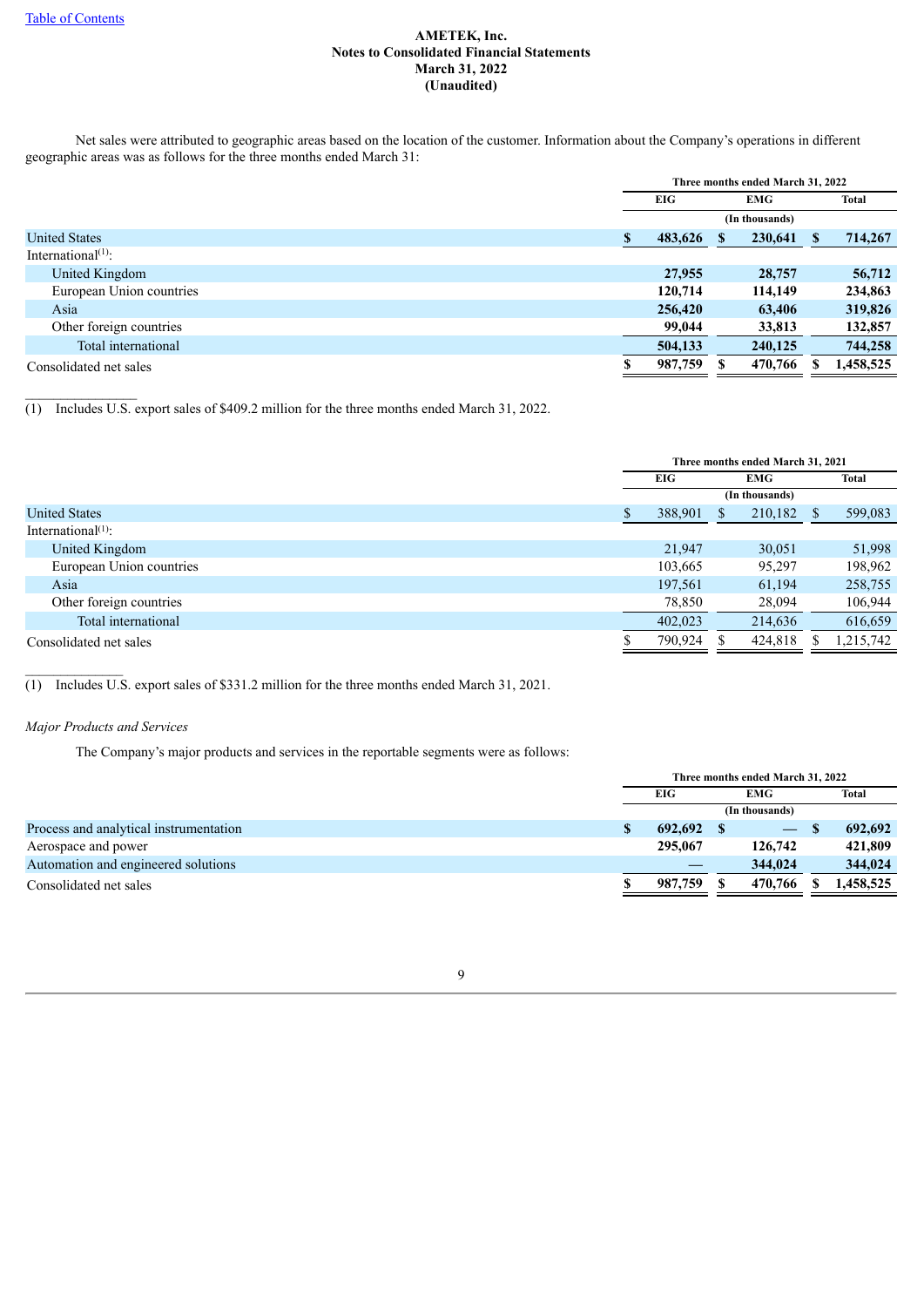AMETEK, Inc.
Notes to Consolidated Financial Statements
March 31, 2022
(Unaudited)

Net sales were attributed to geographic areas based on the location of the customer. Information about the Company's operations in different geographic areas was as follows for the three months ended March 31:

| | Three months ended March 31, 2022 | | |
|---|---|---|---|
| | EIG | EMG | Total |
| | (In thousands) | | |
| United States | **$ 483,626** | **$ 230,641** | **$ 714,267** |
| International[(1)]: | | | |
| United Kingdom | **27,955** | **28,757** | **56,712** |
| European Union countries | **120,714** | **114,149** | **234,863** |
| Asia | **256,420** | **63,406** | **319,826** |
| Other foreign countries | **99,044** | **33,813** | **132,857** |
| Total international | **504,133** | **240,125** | **744,258** |
| Consolidated net sales | **$ 987,759** | **$ 470,766** | **$ 1,458,525** |

(1) Includes U.S. export sales of $409.2 million for the three months ended March 31, 2022.

| | Three months ended March 31, 2021 | | |
|---|---|---|---|
| | EIG | EMG | Total |
| | (In thousands) | | |
| United States | $ 388,901 | $ 210,182 | $ 599,083 |
| International[(1)]: | | | |
| United Kingdom | 21,947 | 30,051 | 51,998 |
| European Union countries | 103,665 | 95,297 | 198,962 |
| Asia | 197,561 | 61,194 | 258,755 |
| Other foreign countries | 78,850 | 28,094 | 106,944 |
| Total international | 402,023 | 214,636 | 616,659 |
| Consolidated net sales | $ 790,924 | $ 424,818 | $ 1,215,742 |

(1) Includes U.S. export sales of $331.2 million for the three months ended March 31, 2021.

*Major Products and Services*

The Company's major products and services in the reportable segments were as follows:

| | Three months ended March 31, 2022 | | |
|---|---|---|---|
| | EIG | EMG | Total |
| | (In thousands) | | |
| Process and analytical instrumentation | **$ 692,692** | **$ —** | **$ 692,692** |
| Aerospace and power | **295,067** | **126,742** | **421,809** |
| Automation and engineered solutions | **—** | **344,024** | **344,024** |
| Consolidated net sales | **$ 987,759** | **$ 470,766** | **$ 1,458,525** |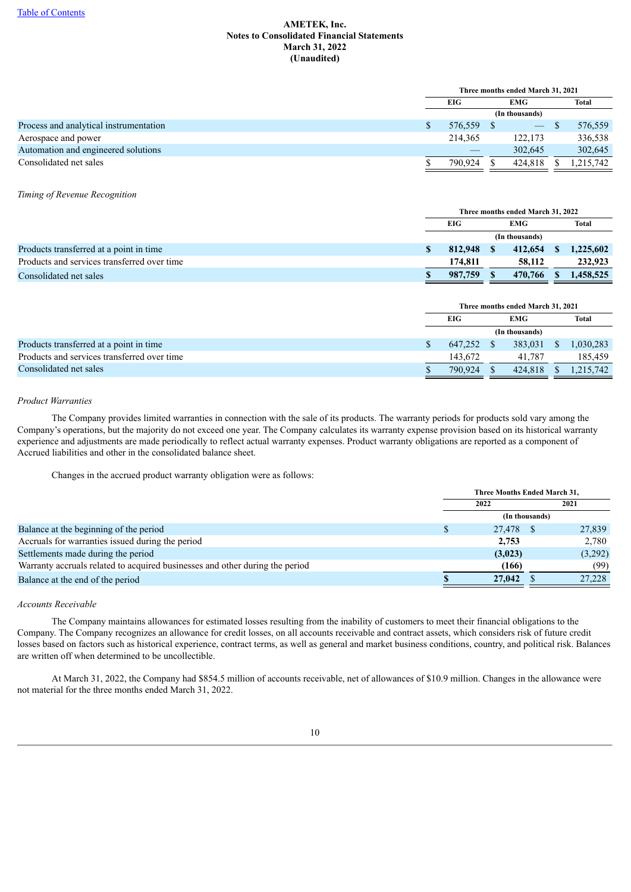| | Three months ended March 31, 2021 | | |
|---|---|---|---|
| | EIG | EMG | Total |
| | (In thousands) | | |
| Process and analytical instrumentation | $ 576,559 | $ — | $ 576,559 |
| Aerospace and power | 214,365 | 122,173 | 336,538 |
| Automation and engineered solutions | — | 302,645 | 302,645 |
| Consolidated net sales | $ 790,924 | $ 424,818 | $ 1,215,742 |

*Timing of Revenue Recognition*

| | Three months ended March 31, 2022 | | |
|---|---|---|---|
| | EIG | EMG | Total |
| | (In thousands) | | |
| Products transferred at a point in time | **$ 812,948** | **$ 412,654** | **$ 1,225,602** |
| Products and services transferred over time | **174,811** | **58,112** | **232,923** |
| Consolidated net sales | **$ 987,759** | **$ 470,766** | **$ 1,458,525** |

| | Three months ended March 31, 2021 | | |
|---|---|---|---|
| | EIG | EMG | Total |
| | (In thousands) | | |
| Products transferred at a point in time | $ 647,252 | $ 383,031 | $ 1,030,283 |
| Products and services transferred over time | 143,672 | 41,787 | 185,459 |
| Consolidated net sales | $ 790,924 | $ 424,818 | $ 1,215,742 |

*Product Warranties*

The Company provides limited warranties in connection with the sale of its products. The warranty periods for products sold vary among the Company's operations, but the majority do not exceed one year. The Company calculates its warranty expense provision based on its historical warranty experience and adjustments are made periodically to reflect actual warranty expenses. Product warranty obligations are reported as a component of Accrued liabilities and other in the consolidated balance sheet.

Changes in the accrued product warranty obligation were as follows:

| | Three Months Ended March 31, | |
|---|---|---|
| | 2022 | 2021 |
| | (In thousands) | |
| Balance at the beginning of the period | $ 27,478 | $ 27,839 |
| Accruals for warranties issued during the period | **2,753** | 2,780 |
| Settlements made during the period | **(3,023)** | (3,292) |
| Warranty accruals related to acquired businesses and other during the period | **(166)** | (99) |
| Balance at the end of the period | **$ 27,042** | $ 27,228 |

*Accounts Receivable*

The Company maintains allowances for estimated losses resulting from the inability of customers to meet their financial obligations to the Company. The Company recognizes an allowance for credit losses, on all accounts receivable and contract assets, which considers risk of future credit losses based on factors such as historical experience, contract terms, as well as general and market business conditions, country, and political risk. Balances are written off when determined to be uncollectible.

At March 31, 2022, the Company had $854.5 million of accounts receivable, net of allowances of $10.9 million. Changes in the allowance were not material for the three months ended March 31, 2022.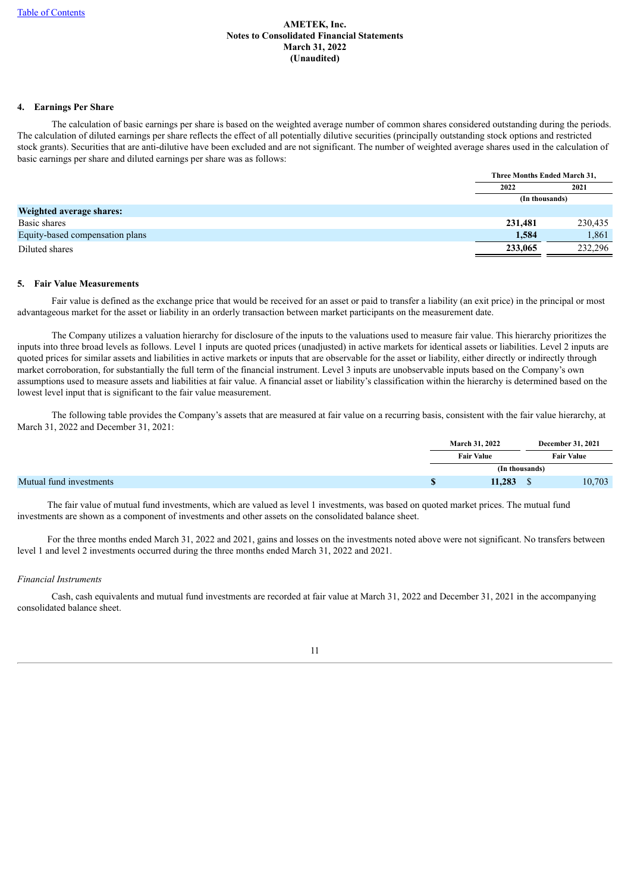**AMETEK, Inc.**
**Notes to Consolidated Financial Statements**
**March 31, 2022**
**(Unaudited)**

## 4. Earnings Per Share

The calculation of basic earnings per share is based on the weighted average number of common shares considered outstanding during the periods. The calculation of diluted earnings per share reflects the effect of all potentially dilutive securities (principally outstanding stock options and restricted stock grants). Securities that are anti-dilutive have been excluded and are not significant. The number of weighted average shares used in the calculation of basic earnings per share and diluted earnings per share was as follows:

| | Three Months Ended March 31, | |
|---|---|---|
| | 2022 | 2021 |
| | (In thousands) | |
| **Weighted average shares:** | | |
| Basic shares | **231,481** | 230,435 |
| Equity-based compensation plans | **1,584** | 1,861 |
| Diluted shares | **233,065** | 232,296 |

## 5. Fair Value Measurements

Fair value is defined as the exchange price that would be received for an asset or paid to transfer a liability (an exit price) in the principal or most advantageous market for the asset or liability in an orderly transaction between market participants on the measurement date.

The Company utilizes a valuation hierarchy for disclosure of the inputs to the valuations used to measure fair value. This hierarchy prioritizes the inputs into three broad levels as follows. Level 1 inputs are quoted prices (unadjusted) in active markets for identical assets or liabilities. Level 2 inputs are quoted prices for similar assets and liabilities in active markets or inputs that are observable for the asset or liability, either directly or indirectly through market corroboration, for substantially the full term of the financial instrument. Level 3 inputs are unobservable inputs based on the Company's own assumptions used to measure assets and liabilities at fair value. A financial asset or liability's classification within the hierarchy is determined based on the lowest level input that is significant to the fair value measurement.

The following table provides the Company's assets that are measured at fair value on a recurring basis, consistent with the fair value hierarchy, at March 31, 2022 and December 31, 2021:

| | March 31, 2022 | December 31, 2021 |
|---|---|---|
| | Fair Value | Fair Value |
| | (In thousands) | |
| Mutual fund investments | **$ 11,283** | $ 10,703 |

The fair value of mutual fund investments, which are valued as level 1 investments, was based on quoted market prices. The mutual fund investments are shown as a component of investments and other assets on the consolidated balance sheet.

For the three months ended March 31, 2022 and 2021, gains and losses on the investments noted above were not significant. No transfers between level 1 and level 2 investments occurred during the three months ended March 31, 2022 and 2021.

*Financial Instruments*

Cash, cash equivalents and mutual fund investments are recorded at fair value at March 31, 2022 and December 31, 2021 in the accompanying consolidated balance sheet.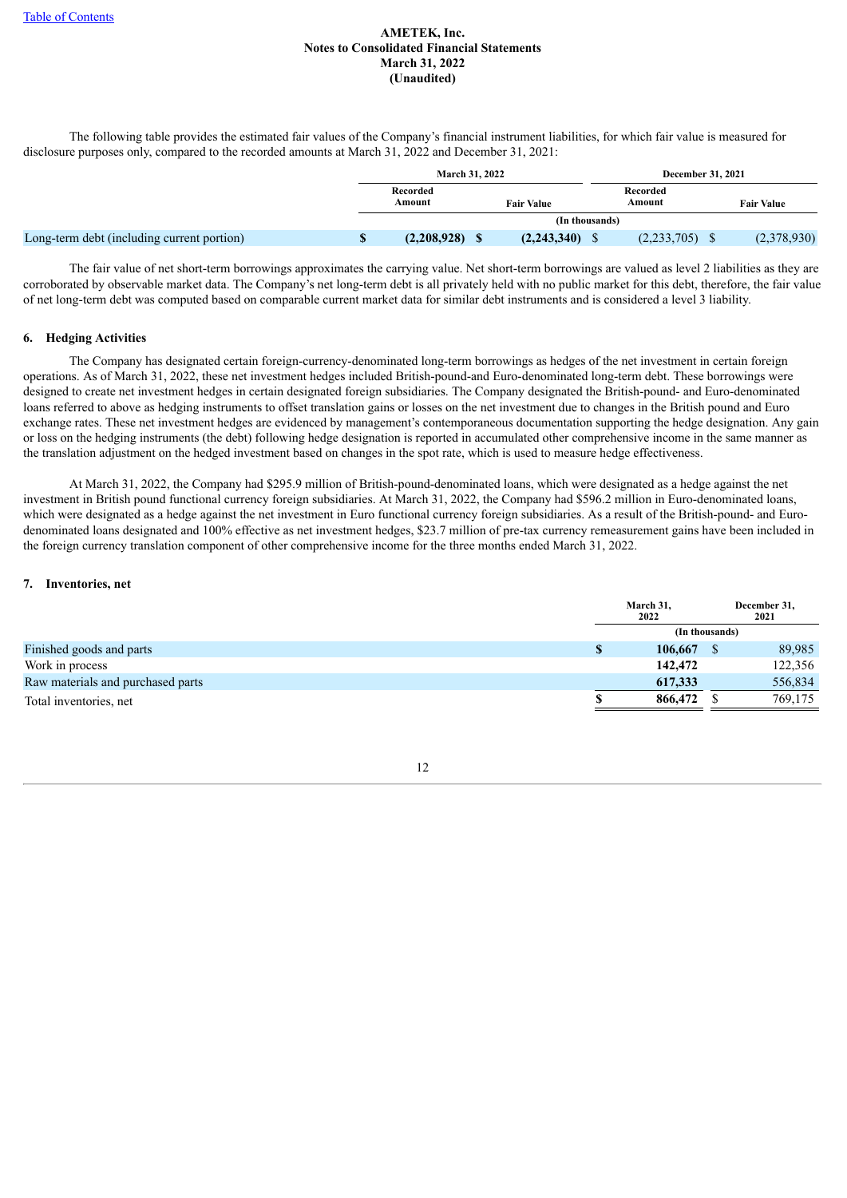The following table provides the estimated fair values of the Company's financial instrument liabilities, for which fair value is measured for disclosure purposes only, compared to the recorded amounts at March 31, 2022 and December 31, 2021:

| | March 31, 2022 | | December 31, 2021 | |
|---|---|---|---|---|
| | Recorded Amount | Fair Value | Recorded Amount | Fair Value |
| | (In thousands) | | | |
| Long-term debt (including current portion) | **$ (2,208,928)** | **$ (2,243,340)** | $ (2,233,705) | $ (2,378,930) |

The fair value of net short-term borrowings approximates the carrying value. Net short-term borrowings are valued as level 2 liabilities as they are corroborated by observable market data. The Company's net long-term debt is all privately held with no public market for this debt, therefore, the fair value of net long-term debt was computed based on comparable current market data for similar debt instruments and is considered a level 3 liability.

## 6. Hedging Activities

The Company has designated certain foreign-currency-denominated long-term borrowings as hedges of the net investment in certain foreign operations. As of March 31, 2022, these net investment hedges included British-pound-and Euro-denominated long-term debt. These borrowings were designed to create net investment hedges in certain designated foreign subsidiaries. The Company designated the British-pound- and Euro-denominated loans referred to above as hedging instruments to offset translation gains or losses on the net investment due to changes in the British pound and Euro exchange rates. These net investment hedges are evidenced by management's contemporaneous documentation supporting the hedge designation. Any gain or loss on the hedging instruments (the debt) following hedge designation is reported in accumulated other comprehensive income in the same manner as the translation adjustment on the hedged investment based on changes in the spot rate, which is used to measure hedge effectiveness.

At March 31, 2022, the Company had $295.9 million of British-pound-denominated loans, which were designated as a hedge against the net investment in British pound functional currency foreign subsidiaries. At March 31, 2022, the Company had $596.2 million in Euro-denominated loans, which were designated as a hedge against the net investment in Euro functional currency foreign subsidiaries. As a result of the British-pound- and Euro-denominated loans designated and 100% effective as net investment hedges, $23.7 million of pre-tax currency remeasurement gains have been included in the foreign currency translation component of other comprehensive income for the three months ended March 31, 2022.

## 7. Inventories, net

| | March 31, 2022 | December 31, 2021 |
|---|---|---|
| | (In thousands) | |
| Finished goods and parts | **$ 106,667** | $ 89,985 |
| Work in process | **142,472** | 122,356 |
| Raw materials and purchased parts | **617,333** | 556,834 |
| Total inventories, net | **$ 866,472** | $ 769,175 |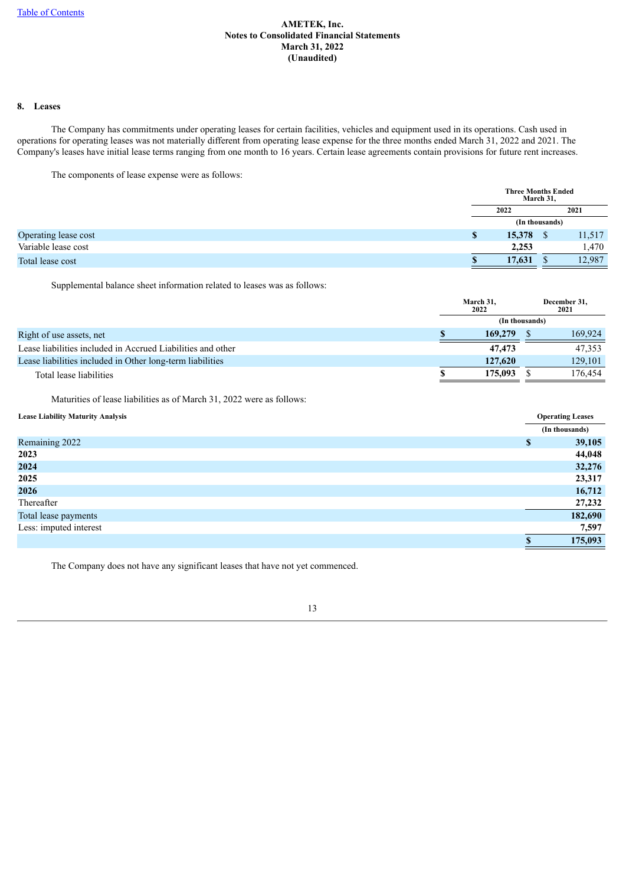# AMETEK, Inc.
## Notes to Consolidated Financial Statements
## March 31, 2022
## (Unaudited)

### 8. Leases

The Company has commitments under operating leases for certain facilities, vehicles and equipment used in its operations. Cash used in operations for operating leases was not materially different from operating lease expense for the three months ended March 31, 2022 and 2021. The Company's leases have initial lease terms ranging from one month to 16 years. Certain lease agreements contain provisions for future rent increases.

The components of lease expense were as follows:

| | Three Months Ended March 31, | |
|---|---|---|
| | 2022 | 2021 |
| | (In thousands) | |
| Operating lease cost | **$ 15,378** | $ 11,517 |
| Variable lease cost | **2,253** | 1,470 |
| Total lease cost | **$ 17,631** | $ 12,987 |

Supplemental balance sheet information related to leases was as follows:

| | March 31, 2022 | December 31, 2021 |
|---|---|---|
| | (In thousands) | |
| Right of use assets, net | **$ 169,279** | $ 169,924 |
| Lease liabilities included in Accrued Liabilities and other | **47,473** | 47,353 |
| Lease liabilities included in Other long-term liabilities | **127,620** | 129,101 |
| Total lease liabilities | **$ 175,093** | $ 176,454 |

Maturities of lease liabilities as of March 31, 2022 were as follows:

| Lease Liability Maturity Analysis | Operating Leases |
|---|---|
| | (In thousands) |
| Remaining 2022 | **$ 39,105** |
| **2023** | **44,048** |
| **2024** | **32,276** |
| **2025** | **23,317** |
| **2026** | **16,712** |
| Thereafter | **27,232** |
| Total lease payments | **182,690** |
| Less: imputed interest | **7,597** |
| | **$ 175,093** |

The Company does not have any significant leases that have not yet commenced.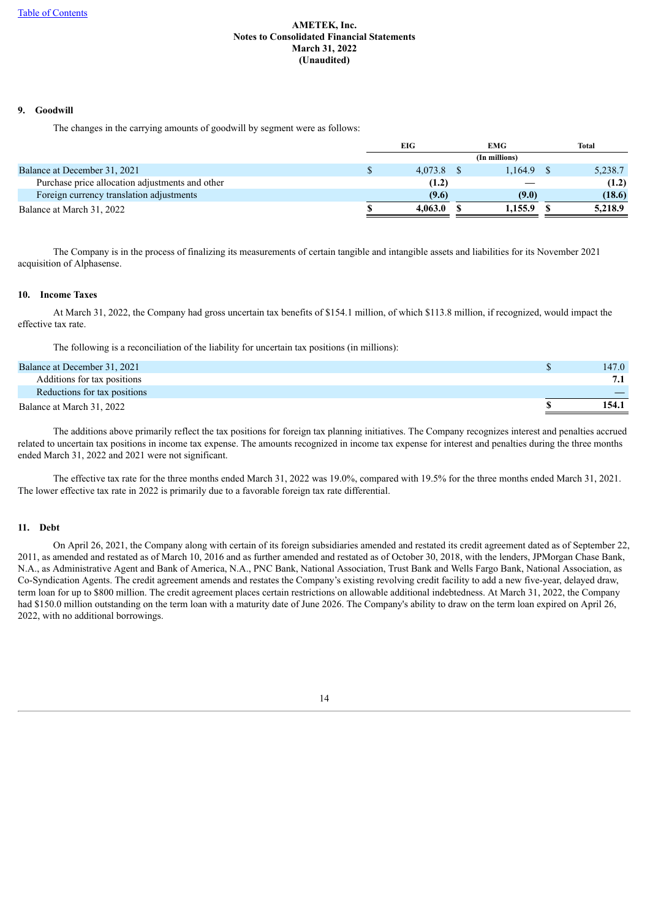AMETEK, Inc.
Notes to Consolidated Financial Statements
March 31, 2022
(Unaudited)

## 9. Goodwill

The changes in the carrying amounts of goodwill by segment were as follows:

| | EIG | EMG | Total |
|---|---|---|---|
| | | (In millions) | |
| Balance at December 31, 2021 | $ 4,073.8 | $ 1,164.9 | $ 5,238.7 |
| Purchase price allocation adjustments and other | **(1.2)** | **—** | **(1.2)** |
| Foreign currency translation adjustments | **(9.6)** | **(9.0)** | **(18.6)** |
| Balance at March 31, 2022 | **$ 4,063.0** | **$ 1,155.9** | **$ 5,218.9** |

The Company is in the process of finalizing its measurements of certain tangible and intangible assets and liabilities for its November 2021 acquisition of Alphasense.

## 10. Income Taxes

At March 31, 2022, the Company had gross uncertain tax benefits of $154.1 million, of which $113.8 million, if recognized, would impact the effective tax rate.

The following is a reconciliation of the liability for uncertain tax positions (in millions):

| | |
|---|---|
| Balance at December 31, 2021 | $ 147.0 |
| Additions for tax positions | **7.1** |
| Reductions for tax positions | **—** |
| Balance at March 31, 2022 | **$ 154.1** |

The additions above primarily reflect the tax positions for foreign tax planning initiatives. The Company recognizes interest and penalties accrued related to uncertain tax positions in income tax expense. The amounts recognized in income tax expense for interest and penalties during the three months ended March 31, 2022 and 2021 were not significant.

The effective tax rate for the three months ended March 31, 2022 was 19.0%, compared with 19.5% for the three months ended March 31, 2021. The lower effective tax rate in 2022 is primarily due to a favorable foreign tax rate differential.

## 11. Debt

On April 26, 2021, the Company along with certain of its foreign subsidiaries amended and restated its credit agreement dated as of September 22, 2011, as amended and restated as of March 10, 2016 and as further amended and restated as of October 30, 2018, with the lenders, JPMorgan Chase Bank, N.A., as Administrative Agent and Bank of America, N.A., PNC Bank, National Association, Trust Bank and Wells Fargo Bank, National Association, as Co-Syndication Agents. The credit agreement amends and restates the Company's existing revolving credit facility to add a new five-year, delayed draw, term loan for up to $800 million. The credit agreement places certain restrictions on allowable additional indebtedness. At March 31, 2022, the Company had $150.0 million outstanding on the term loan with a maturity date of June 2026. The Company's ability to draw on the term loan expired on April 26, 2022, with no additional borrowings.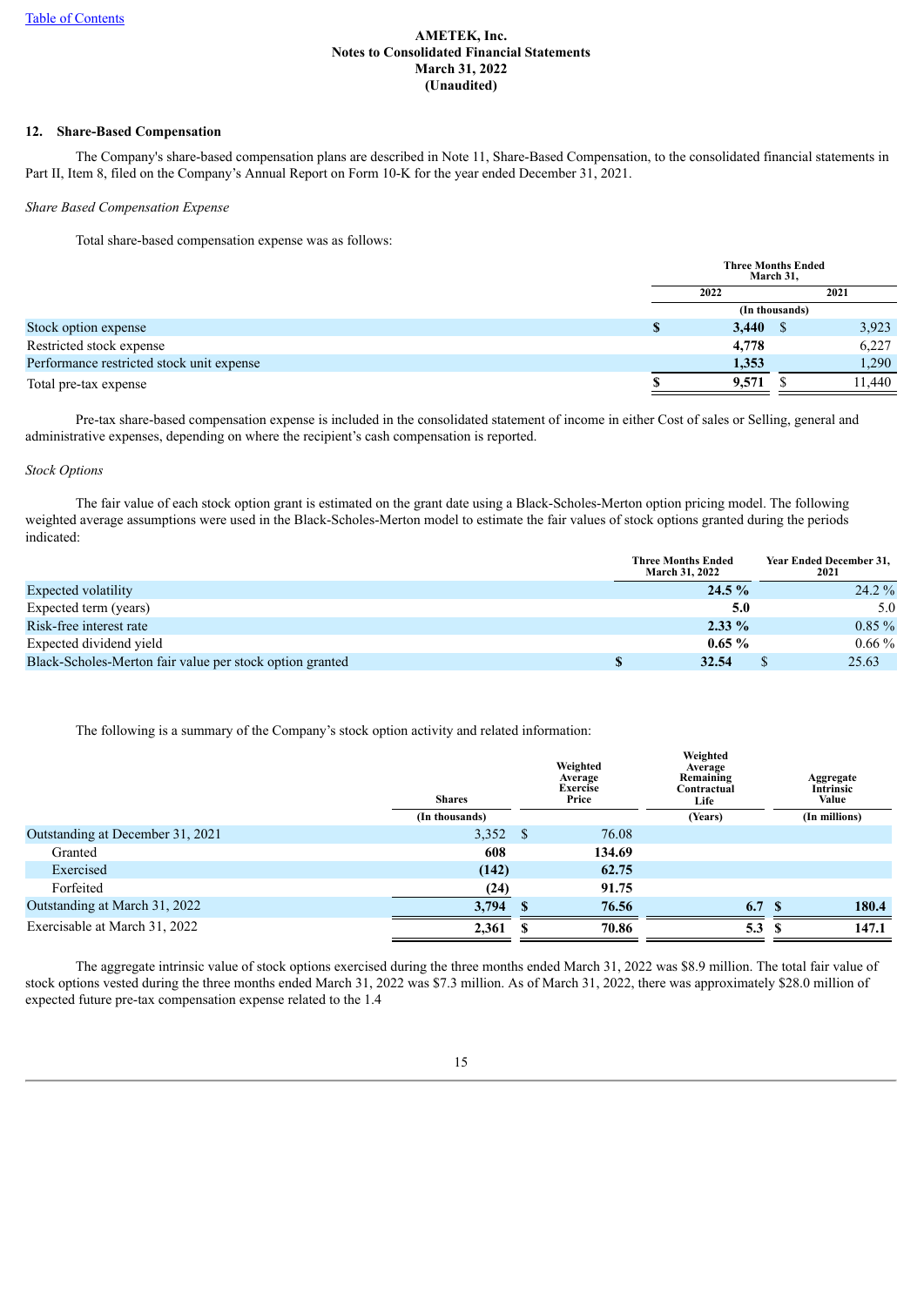AMETEK, Inc.
Notes to Consolidated Financial Statements
March 31, 2022
(Unaudited)

## 12. Share-Based Compensation

The Company's share-based compensation plans are described in Note 11, Share-Based Compensation, to the consolidated financial statements in Part II, Item 8, filed on the Company's Annual Report on Form 10-K for the year ended December 31, 2021.

*Share Based Compensation Expense*

Total share-based compensation expense was as follows:

| | Three Months Ended March 31, | |
|---|---|---|
| | 2022 | 2021 |
| | (In thousands) | |
| Stock option expense | $ **3,440** | $ 3,923 |
| Restricted stock expense | **4,778** | 6,227 |
| Performance restricted stock unit expense | **1,353** | 1,290 |
| Total pre-tax expense | $ **9,571** | $ 11,440 |

Pre-tax share-based compensation expense is included in the consolidated statement of income in either Cost of sales or Selling, general and administrative expenses, depending on where the recipient's cash compensation is reported.

*Stock Options*

The fair value of each stock option grant is estimated on the grant date using a Black-Scholes-Merton option pricing model. The following weighted average assumptions were used in the Black-Scholes-Merton model to estimate the fair values of stock options granted during the periods indicated:

| | Three Months Ended March 31, 2022 | Year Ended December 31, 2021 |
|---|---|---|
| Expected volatility | **24.5 %** | 24.2 % |
| Expected term (years) | **5.0** | 5.0 |
| Risk-free interest rate | **2.33 %** | 0.85 % |
| Expected dividend yield | **0.65 %** | 0.66 % |
| Black-Scholes-Merton fair value per stock option granted | $ **32.54** | $ 25.63 |

The following is a summary of the Company's stock option activity and related information:

| | Shares | Weighted Average Exercise Price | Weighted Average Remaining Contractual Life | Aggregate Intrinsic Value |
|---|---|---|---|---|
| | (In thousands) | | (Years) | (In millions) |
| Outstanding at December 31, 2021 | 3,352 | $ 76.08 | | |
| Granted | **608** | **134.69** | | |
| Exercised | **(142)** | **62.75** | | |
| Forfeited | **(24)** | **91.75** | | |
| Outstanding at March 31, 2022 | **3,794** | $ **76.56** | **6.7** | $ **180.4** |
| Exercisable at March 31, 2022 | **2,361** | $ **70.86** | **5.3** | $ **147.1** |

The aggregate intrinsic value of stock options exercised during the three months ended March 31, 2022 was $8.9 million. The total fair value of stock options vested during the three months ended March 31, 2022 was $7.3 million. As of March 31, 2022, there was approximately $28.0 million of expected future pre-tax compensation expense related to the 1.4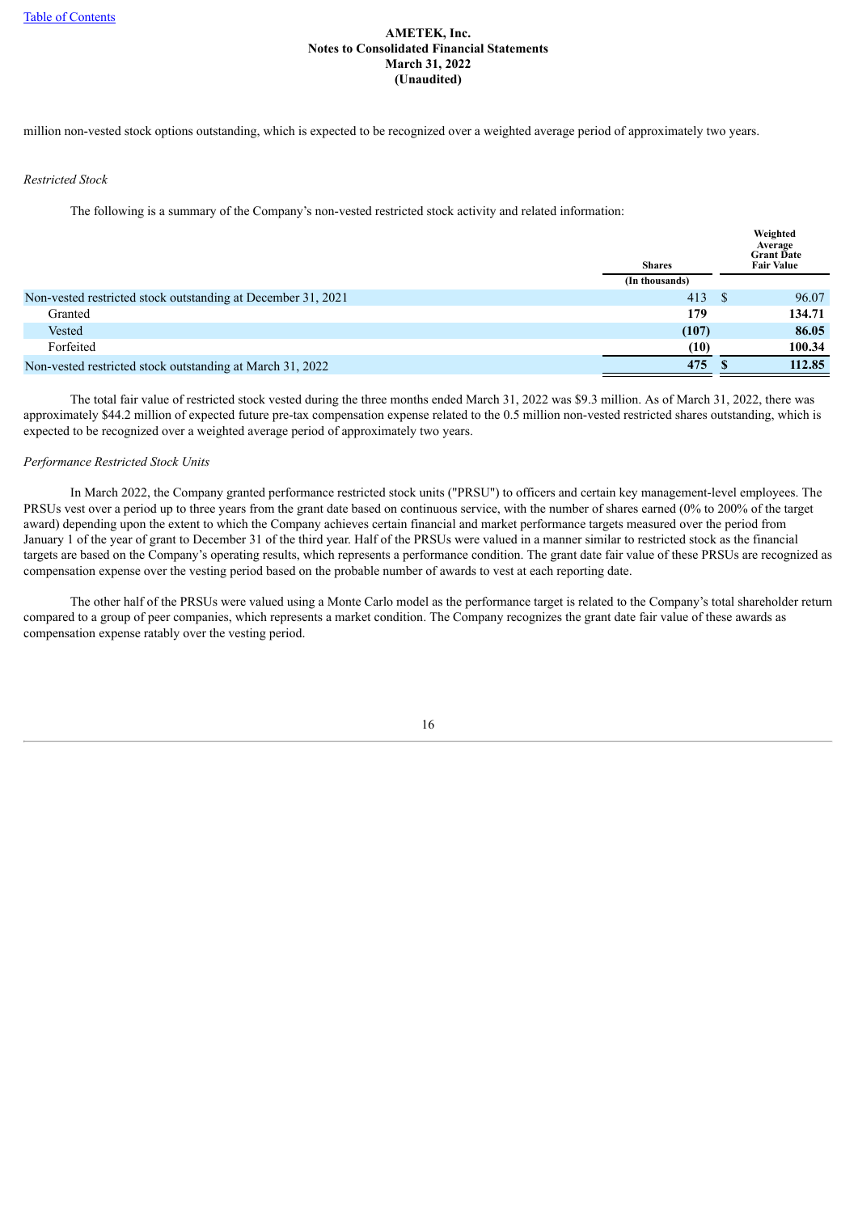million non-vested stock options outstanding, which is expected to be recognized over a weighted average period of approximately two years.

*Restricted Stock*

The following is a summary of the Company's non-vested restricted stock activity and related information:

| | Shares | Weighted Average Grant Date Fair Value |
|---|---|---|
| | (In thousands) | |
| Non-vested restricted stock outstanding at December 31, 2021 | 413 | $ 96.07 |
| Granted | **179** | **134.71** |
| Vested | **(107)** | **86.05** |
| Forfeited | **(10)** | **100.34** |
| Non-vested restricted stock outstanding at March 31, 2022 | **475** | **$ 112.85** |

The total fair value of restricted stock vested during the three months ended March 31, 2022 was $9.3 million. As of March 31, 2022, there was approximately $44.2 million of expected future pre-tax compensation expense related to the 0.5 million non-vested restricted shares outstanding, which is expected to be recognized over a weighted average period of approximately two years.

*Performance Restricted Stock Units*

In March 2022, the Company granted performance restricted stock units ("PRSU") to officers and certain key management-level employees. The PRSUs vest over a period up to three years from the grant date based on continuous service, with the number of shares earned (0% to 200% of the target award) depending upon the extent to which the Company achieves certain financial and market performance targets measured over the period from January 1 of the year of grant to December 31 of the third year. Half of the PRSUs were valued in a manner similar to restricted stock as the financial targets are based on the Company's operating results, which represents a performance condition. The grant date fair value of these PRSUs are recognized as compensation expense over the vesting period based on the probable number of awards to vest at each reporting date.

The other half of the PRSUs were valued using a Monte Carlo model as the performance target is related to the Company's total shareholder return compared to a group of peer companies, which represents a market condition. The Company recognizes the grant date fair value of these awards as compensation expense ratably over the vesting period.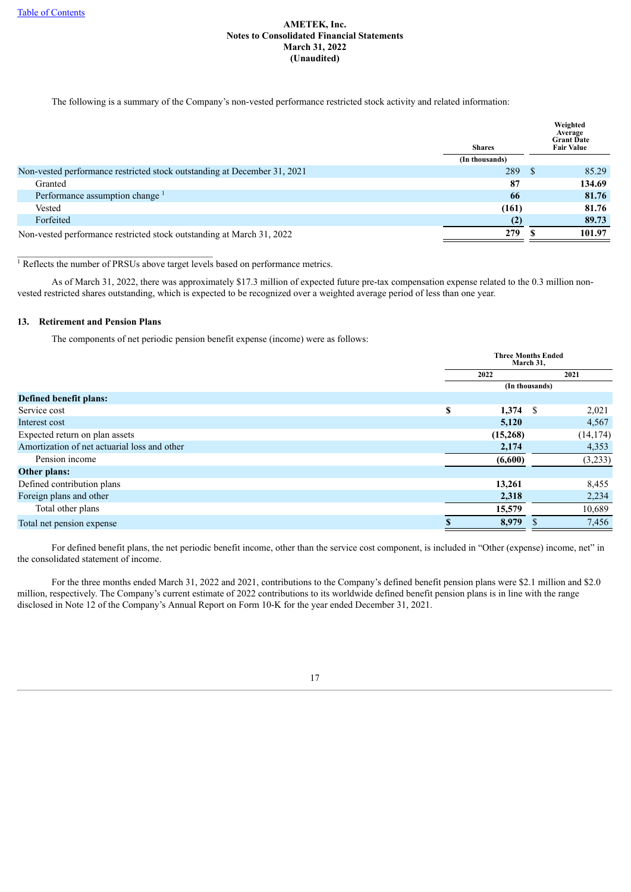The following is a summary of the Company's non-vested performance restricted stock activity and related information:

| | Shares | Weighted Average Grant Date Fair Value |
|---|---|---|
| | (In thousands) | |
| Non-vested performance restricted stock outstanding at December 31, 2021 | 289 | $ 85.29 |
| Granted | **87** | **134.69** |
| Performance assumption change [1] | **66** | **81.76** |
| Vested | **(161)** | **81.76** |
| Forfeited | **(2)** | **89.73** |
| Non-vested performance restricted stock outstanding at March 31, 2022 | **279** | **$ 101.97** |

[1] Reflects the number of PRSUs above target levels based on performance metrics.

As of March 31, 2022, there was approximately $17.3 million of expected future pre-tax compensation expense related to the 0.3 million non-vested restricted shares outstanding, which is expected to be recognized over a weighted average period of less than one year.

## 13. Retirement and Pension Plans

The components of net periodic pension benefit expense (income) were as follows:

| | Three Months Ended March 31, | |
|---|---|---|
| | 2022 | 2021 |
| | (In thousands) | |
| **Defined benefit plans:** | | |
| Service cost | **$ 1,374** | $ 2,021 |
| Interest cost | **5,120** | 4,567 |
| Expected return on plan assets | **(15,268)** | (14,174) |
| Amortization of net actuarial loss and other | **2,174** | 4,353 |
| Pension income | **(6,600)** | (3,233) |
| **Other plans:** | | |
| Defined contribution plans | **13,261** | 8,455 |
| Foreign plans and other | **2,318** | 2,234 |
| Total other plans | **15,579** | 10,689 |
| Total net pension expense | **$ 8,979** | $ 7,456 |

For defined benefit plans, the net periodic benefit income, other than the service cost component, is included in "Other (expense) income, net" in the consolidated statement of income.

For the three months ended March 31, 2022 and 2021, contributions to the Company's defined benefit pension plans were $2.1 million and $2.0 million, respectively. The Company's current estimate of 2022 contributions to its worldwide defined benefit pension plans is in line with the range disclosed in Note 12 of the Company's Annual Report on Form 10-K for the year ended December 31, 2021.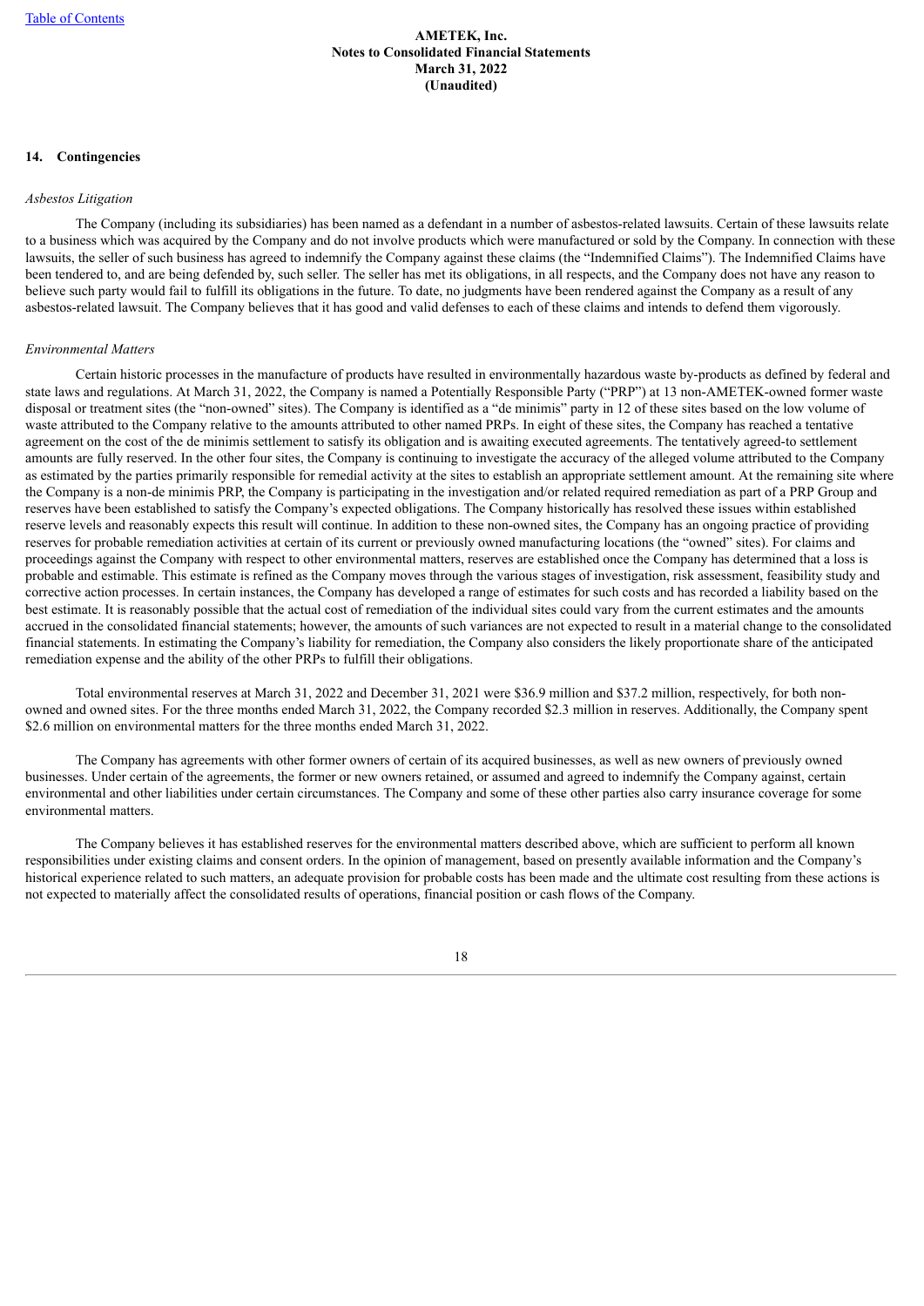**AMETEK, Inc.**
**Notes to Consolidated Financial Statements**
**March 31, 2022**
**(Unaudited)**

## 14. Contingencies

*Asbestos Litigation*

The Company (including its subsidiaries) has been named as a defendant in a number of asbestos-related lawsuits. Certain of these lawsuits relate to a business which was acquired by the Company and do not involve products which were manufactured or sold by the Company. In connection with these lawsuits, the seller of such business has agreed to indemnify the Company against these claims (the "Indemnified Claims"). The Indemnified Claims have been tendered to, and are being defended by, such seller. The seller has met its obligations, in all respects, and the Company does not have any reason to believe such party would fail to fulfill its obligations in the future. To date, no judgments have been rendered against the Company as a result of any asbestos-related lawsuit. The Company believes that it has good and valid defenses to each of these claims and intends to defend them vigorously.

*Environmental Matters*

Certain historic processes in the manufacture of products have resulted in environmentally hazardous waste by-products as defined by federal and state laws and regulations. At March 31, 2022, the Company is named a Potentially Responsible Party ("PRP") at 13 non-AMETEK-owned former waste disposal or treatment sites (the "non-owned" sites). The Company is identified as a "de minimis" party in 12 of these sites based on the low volume of waste attributed to the Company relative to the amounts attributed to other named PRPs. In eight of these sites, the Company has reached a tentative agreement on the cost of the de minimis settlement to satisfy its obligation and is awaiting executed agreements. The tentatively agreed-to settlement amounts are fully reserved. In the other four sites, the Company is continuing to investigate the accuracy of the alleged volume attributed to the Company as estimated by the parties primarily responsible for remedial activity at the sites to establish an appropriate settlement amount. At the remaining site where the Company is a non-de minimis PRP, the Company is participating in the investigation and/or related required remediation as part of a PRP Group and reserves have been established to satisfy the Company's expected obligations. The Company historically has resolved these issues within established reserve levels and reasonably expects this result will continue. In addition to these non-owned sites, the Company has an ongoing practice of providing reserves for probable remediation activities at certain of its current or previously owned manufacturing locations (the "owned" sites). For claims and proceedings against the Company with respect to other environmental matters, reserves are established once the Company has determined that a loss is probable and estimable. This estimate is refined as the Company moves through the various stages of investigation, risk assessment, feasibility study and corrective action processes. In certain instances, the Company has developed a range of estimates for such costs and has recorded a liability based on the best estimate. It is reasonably possible that the actual cost of remediation of the individual sites could vary from the current estimates and the amounts accrued in the consolidated financial statements; however, the amounts of such variances are not expected to result in a material change to the consolidated financial statements. In estimating the Company's liability for remediation, the Company also considers the likely proportionate share of the anticipated remediation expense and the ability of the other PRPs to fulfill their obligations.

Total environmental reserves at March 31, 2022 and December 31, 2021 were $36.9 million and $37.2 million, respectively, for both non-owned and owned sites. For the three months ended March 31, 2022, the Company recorded $2.3 million in reserves. Additionally, the Company spent $2.6 million on environmental matters for the three months ended March 31, 2022.

The Company has agreements with other former owners of certain of its acquired businesses, as well as new owners of previously owned businesses. Under certain of the agreements, the former or new owners retained, or assumed and agreed to indemnify the Company against, certain environmental and other liabilities under certain circumstances. The Company and some of these other parties also carry insurance coverage for some environmental matters.

The Company believes it has established reserves for the environmental matters described above, which are sufficient to perform all known responsibilities under existing claims and consent orders. In the opinion of management, based on presently available information and the Company's historical experience related to such matters, an adequate provision for probable costs has been made and the ultimate cost resulting from these actions is not expected to materially affect the consolidated results of operations, financial position or cash flows of the Company.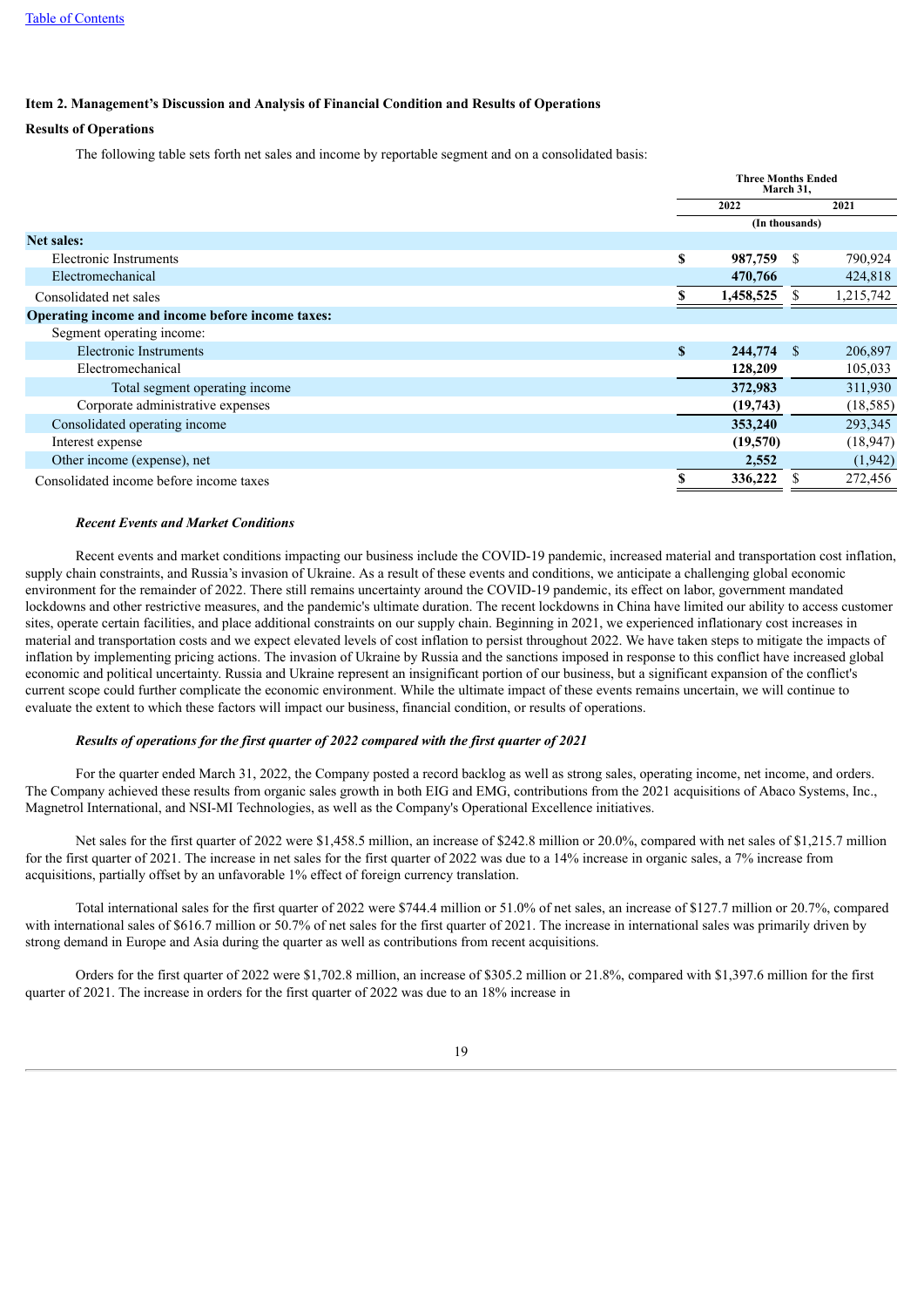[Table of Contents](#)

## Item 2. Management's Discussion and Analysis of Financial Condition and Results of Operations

### Results of Operations

The following table sets forth net sales and income by reportable segment and on a consolidated basis:

| | Three Months Ended March 31, | |
|---|---|---|
| | 2022 | 2021 |
| | (In thousands) | |
| **Net sales:** | | |
| Electronic Instruments | $ 987,759 | $ 790,924 |
| Electromechanical | 470,766 | 424,818 |
| Consolidated net sales | $ 1,458,525 | $ 1,215,742 |
| **Operating income and income before income taxes:** | | |
| Segment operating income: | | |
| Electronic Instruments | $ 244,774 | $ 206,897 |
| Electromechanical | 128,209 | 105,033 |
| Total segment operating income | 372,983 | 311,930 |
| Corporate administrative expenses | (19,743) | (18,585) |
| Consolidated operating income | 353,240 | 293,345 |
| Interest expense | (19,570) | (18,947) |
| Other income (expense), net | 2,552 | (1,942) |
| Consolidated income before income taxes | $ 336,222 | $ 272,456 |

***Recent Events and Market Conditions***

Recent events and market conditions impacting our business include the COVID-19 pandemic, increased material and transportation cost inflation, supply chain constraints, and Russia's invasion of Ukraine. As a result of these events and conditions, we anticipate a challenging global economic environment for the remainder of 2022. There still remains uncertainty around the COVID-19 pandemic, its effect on labor, government mandated lockdowns and other restrictive measures, and the pandemic's ultimate duration. The recent lockdowns in China have limited our ability to access customer sites, operate certain facilities, and place additional constraints on our supply chain. Beginning in 2021, we experienced inflationary cost increases in material and transportation costs and we expect elevated levels of cost inflation to persist throughout 2022. We have taken steps to mitigate the impacts of inflation by implementing pricing actions. The invasion of Ukraine by Russia and the sanctions imposed in response to this conflict have increased global economic and political uncertainty. Russia and Ukraine represent an insignificant portion of our business, but a significant expansion of the conflict's current scope could further complicate the economic environment. While the ultimate impact of these events remains uncertain, we will continue to evaluate the extent to which these factors will impact our business, financial condition, or results of operations.

***Results of operations for the first quarter of 2022 compared with the first quarter of 2021***

For the quarter ended March 31, 2022, the Company posted a record backlog as well as strong sales, operating income, net income, and orders. The Company achieved these results from organic sales growth in both EIG and EMG, contributions from the 2021 acquisitions of Abaco Systems, Inc., Magnetrol International, and NSI-MI Technologies, as well as the Company's Operational Excellence initiatives.

Net sales for the first quarter of 2022 were $1,458.5 million, an increase of $242.8 million or 20.0%, compared with net sales of $1,215.7 million for the first quarter of 2021. The increase in net sales for the first quarter of 2022 was due to a 14% increase in organic sales, a 7% increase from acquisitions, partially offset by an unfavorable 1% effect of foreign currency translation.

Total international sales for the first quarter of 2022 were $744.4 million or 51.0% of net sales, an increase of $127.7 million or 20.7%, compared with international sales of $616.7 million or 50.7% of net sales for the first quarter of 2021. The increase in international sales was primarily driven by strong demand in Europe and Asia during the quarter as well as contributions from recent acquisitions.

Orders for the first quarter of 2022 were $1,702.8 million, an increase of $305.2 million or 21.8%, compared with $1,397.6 million for the first quarter of 2021. The increase in orders for the first quarter of 2022 was due to an 18% increase in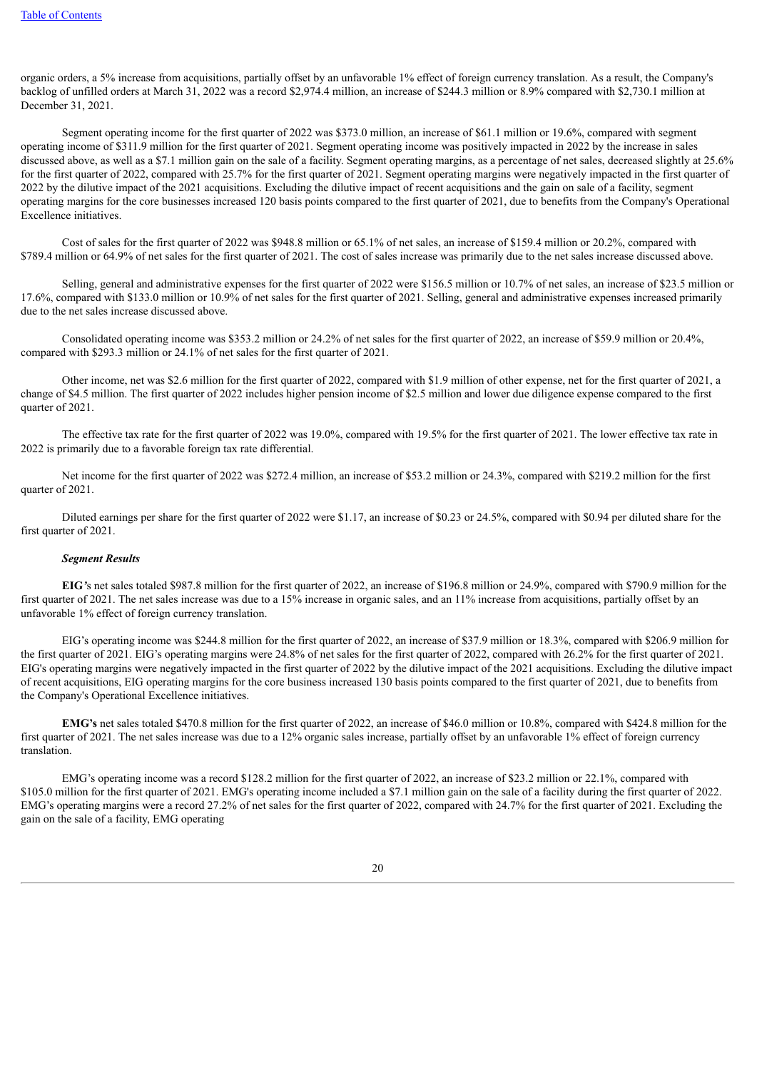organic orders, a 5% increase from acquisitions, partially offset by an unfavorable 1% effect of foreign currency translation. As a result, the Company's backlog of unfilled orders at March 31, 2022 was a record $2,974.4 million, an increase of $244.3 million or 8.9% compared with $2,730.1 million at December 31, 2021.

Segment operating income for the first quarter of 2022 was $373.0 million, an increase of $61.1 million or 19.6%, compared with segment operating income of $311.9 million for the first quarter of 2021. Segment operating income was positively impacted in 2022 by the increase in sales discussed above, as well as a $7.1 million gain on the sale of a facility. Segment operating margins, as a percentage of net sales, decreased slightly at 25.6% for the first quarter of 2022, compared with 25.7% for the first quarter of 2021. Segment operating margins were negatively impacted in the first quarter of 2022 by the dilutive impact of the 2021 acquisitions. Excluding the dilutive impact of recent acquisitions and the gain on sale of a facility, segment operating margins for the core businesses increased 120 basis points compared to the first quarter of 2021, due to benefits from the Company's Operational Excellence initiatives.

Cost of sales for the first quarter of 2022 was $948.8 million or 65.1% of net sales, an increase of $159.4 million or 20.2%, compared with $789.4 million or 64.9% of net sales for the first quarter of 2021. The cost of sales increase was primarily due to the net sales increase discussed above.

Selling, general and administrative expenses for the first quarter of 2022 were $156.5 million or 10.7% of net sales, an increase of $23.5 million or 17.6%, compared with $133.0 million or 10.9% of net sales for the first quarter of 2021. Selling, general and administrative expenses increased primarily due to the net sales increase discussed above.

Consolidated operating income was $353.2 million or 24.2% of net sales for the first quarter of 2022, an increase of $59.9 million or 20.4%, compared with $293.3 million or 24.1% of net sales for the first quarter of 2021.

Other income, net was $2.6 million for the first quarter of 2022, compared with $1.9 million of other expense, net for the first quarter of 2021, a change of $4.5 million. The first quarter of 2022 includes higher pension income of $2.5 million and lower due diligence expense compared to the first quarter of 2021.

The effective tax rate for the first quarter of 2022 was 19.0%, compared with 19.5% for the first quarter of 2021. The lower effective tax rate in 2022 is primarily due to a favorable foreign tax rate differential.

Net income for the first quarter of 2022 was $272.4 million, an increase of $53.2 million or 24.3%, compared with $219.2 million for the first quarter of 2021.

Diluted earnings per share for the first quarter of 2022 were $1.17, an increase of $0.23 or 24.5%, compared with $0.94 per diluted share for the first quarter of 2021.

***Segment Results***

**EIG's** net sales totaled $987.8 million for the first quarter of 2022, an increase of $196.8 million or 24.9%, compared with $790.9 million for the first quarter of 2021. The net sales increase was due to a 15% increase in organic sales, and an 11% increase from acquisitions, partially offset by an unfavorable 1% effect of foreign currency translation.

EIG's operating income was $244.8 million for the first quarter of 2022, an increase of $37.9 million or 18.3%, compared with $206.9 million for the first quarter of 2021. EIG's operating margins were 24.8% of net sales for the first quarter of 2022, compared with 26.2% for the first quarter of 2021. EIG's operating margins were negatively impacted in the first quarter of 2022 by the dilutive impact of the 2021 acquisitions. Excluding the dilutive impact of recent acquisitions, EIG operating margins for the core business increased 130 basis points compared to the first quarter of 2021, due to benefits from the Company's Operational Excellence initiatives.

**EMG's** net sales totaled $470.8 million for the first quarter of 2022, an increase of $46.0 million or 10.8%, compared with $424.8 million for the first quarter of 2021. The net sales increase was due to a 12% organic sales increase, partially offset by an unfavorable 1% effect of foreign currency translation.

EMG's operating income was a record $128.2 million for the first quarter of 2022, an increase of $23.2 million or 22.1%, compared with $105.0 million for the first quarter of 2021. EMG's operating income included a $7.1 million gain on the sale of a facility during the first quarter of 2022. EMG's operating margins were a record 27.2% of net sales for the first quarter of 2022, compared with 24.7% for the first quarter of 2021. Excluding the gain on the sale of a facility, EMG operating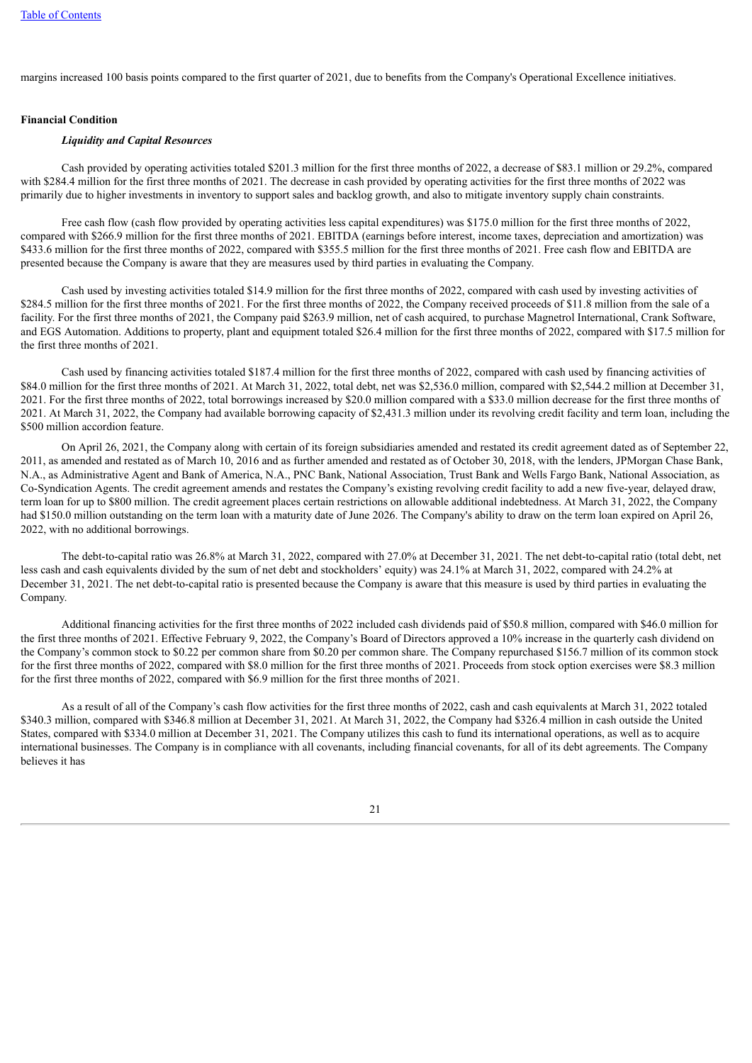margins increased 100 basis points compared to the first quarter of 2021, due to benefits from the Company's Operational Excellence initiatives.

**Financial Condition**

***Liquidity and Capital Resources***

Cash provided by operating activities totaled $201.3 million for the first three months of 2022, a decrease of $83.1 million or 29.2%, compared with $284.4 million for the first three months of 2021. The decrease in cash provided by operating activities for the first three months of 2022 was primarily due to higher investments in inventory to support sales and backlog growth, and also to mitigate inventory supply chain constraints.

Free cash flow (cash flow provided by operating activities less capital expenditures) was $175.0 million for the first three months of 2022, compared with $266.9 million for the first three months of 2021. EBITDA (earnings before interest, income taxes, depreciation and amortization) was $433.6 million for the first three months of 2022, compared with $355.5 million for the first three months of 2021. Free cash flow and EBITDA are presented because the Company is aware that they are measures used by third parties in evaluating the Company.

Cash used by investing activities totaled $14.9 million for the first three months of 2022, compared with cash used by investing activities of $284.5 million for the first three months of 2021. For the first three months of 2022, the Company received proceeds of $11.8 million from the sale of a facility. For the first three months of 2021, the Company paid $263.9 million, net of cash acquired, to purchase Magnetrol International, Crank Software, and EGS Automation. Additions to property, plant and equipment totaled $26.4 million for the first three months of 2022, compared with $17.5 million for the first three months of 2021.

Cash used by financing activities totaled $187.4 million for the first three months of 2022, compared with cash used by financing activities of $84.0 million for the first three months of 2021. At March 31, 2022, total debt, net was $2,536.0 million, compared with $2,544.2 million at December 31, 2021. For the first three months of 2022, total borrowings increased by $20.0 million compared with a $33.0 million decrease for the first three months of 2021. At March 31, 2022, the Company had available borrowing capacity of $2,431.3 million under its revolving credit facility and term loan, including the $500 million accordion feature.

On April 26, 2021, the Company along with certain of its foreign subsidiaries amended and restated its credit agreement dated as of September 22, 2011, as amended and restated as of March 10, 2016 and as further amended and restated as of October 30, 2018, with the lenders, JPMorgan Chase Bank, N.A., as Administrative Agent and Bank of America, N.A., PNC Bank, National Association, Trust Bank and Wells Fargo Bank, National Association, as Co-Syndication Agents. The credit agreement amends and restates the Company's existing revolving credit facility to add a new five-year, delayed draw, term loan for up to $800 million. The credit agreement places certain restrictions on allowable additional indebtedness. At March 31, 2022, the Company had $150.0 million outstanding on the term loan with a maturity date of June 2026. The Company's ability to draw on the term loan expired on April 26, 2022, with no additional borrowings.

The debt-to-capital ratio was 26.8% at March 31, 2022, compared with 27.0% at December 31, 2021. The net debt-to-capital ratio (total debt, net less cash and cash equivalents divided by the sum of net debt and stockholders' equity) was 24.1% at March 31, 2022, compared with 24.2% at December 31, 2021. The net debt-to-capital ratio is presented because the Company is aware that this measure is used by third parties in evaluating the Company.

Additional financing activities for the first three months of 2022 included cash dividends paid of $50.8 million, compared with $46.0 million for the first three months of 2021. Effective February 9, 2022, the Company's Board of Directors approved a 10% increase in the quarterly cash dividend on the Company's common stock to $0.22 per common share from $0.20 per common share. The Company repurchased $156.7 million of its common stock for the first three months of 2022, compared with $8.0 million for the first three months of 2021. Proceeds from stock option exercises were $8.3 million for the first three months of 2022, compared with $6.9 million for the first three months of 2021.

As a result of all of the Company's cash flow activities for the first three months of 2022, cash and cash equivalents at March 31, 2022 totaled $340.3 million, compared with $346.8 million at December 31, 2021. At March 31, 2022, the Company had $326.4 million in cash outside the United States, compared with $334.0 million at December 31, 2021. The Company utilizes this cash to fund its international operations, as well as to acquire international businesses. The Company is in compliance with all covenants, including financial covenants, for all of its debt agreements. The Company believes it has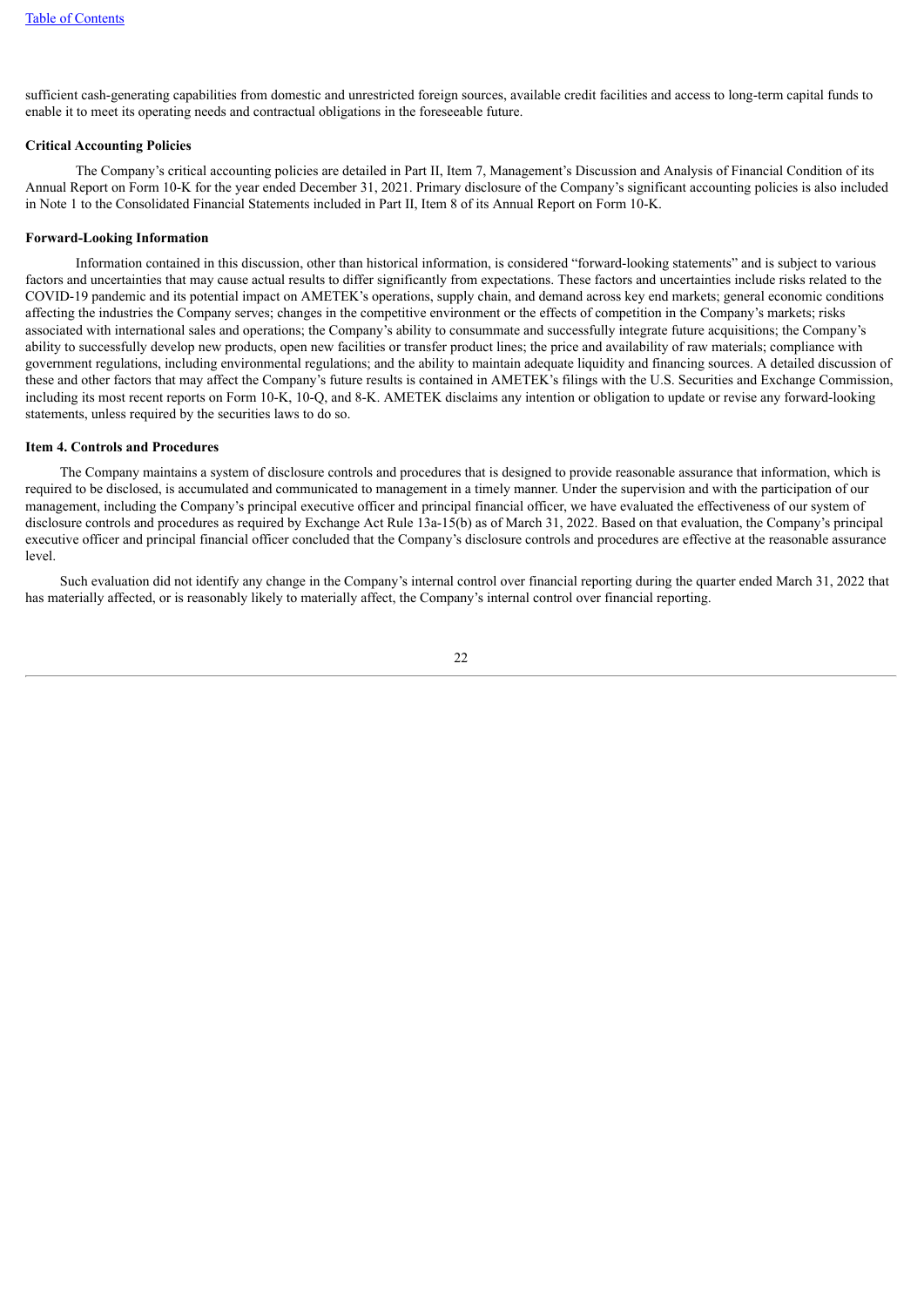sufficient cash-generating capabilities from domestic and unrestricted foreign sources, available credit facilities and access to long-term capital funds to enable it to meet its operating needs and contractual obligations in the foreseeable future.

**Critical Accounting Policies**

The Company's critical accounting policies are detailed in Part II, Item 7, Management's Discussion and Analysis of Financial Condition of its Annual Report on Form 10-K for the year ended December 31, 2021. Primary disclosure of the Company's significant accounting policies is also included in Note 1 to the Consolidated Financial Statements included in Part II, Item 8 of its Annual Report on Form 10-K.

**Forward-Looking Information**

Information contained in this discussion, other than historical information, is considered "forward-looking statements" and is subject to various factors and uncertainties that may cause actual results to differ significantly from expectations. These factors and uncertainties include risks related to the COVID-19 pandemic and its potential impact on AMETEK's operations, supply chain, and demand across key end markets; general economic conditions affecting the industries the Company serves; changes in the competitive environment or the effects of competition in the Company's markets; risks associated with international sales and operations; the Company's ability to consummate and successfully integrate future acquisitions; the Company's ability to successfully develop new products, open new facilities or transfer product lines; the price and availability of raw materials; compliance with government regulations, including environmental regulations; and the ability to maintain adequate liquidity and financing sources. A detailed discussion of these and other factors that may affect the Company's future results is contained in AMETEK's filings with the U.S. Securities and Exchange Commission, including its most recent reports on Form 10-K, 10-Q, and 8-K. AMETEK disclaims any intention or obligation to update or revise any forward-looking statements, unless required by the securities laws to do so.

**Item 4. Controls and Procedures**

The Company maintains a system of disclosure controls and procedures that is designed to provide reasonable assurance that information, which is required to be disclosed, is accumulated and communicated to management in a timely manner. Under the supervision and with the participation of our management, including the Company's principal executive officer and principal financial officer, we have evaluated the effectiveness of our system of disclosure controls and procedures as required by Exchange Act Rule 13a-15(b) as of March 31, 2022. Based on that evaluation, the Company's principal executive officer and principal financial officer concluded that the Company's disclosure controls and procedures are effective at the reasonable assurance level.

Such evaluation did not identify any change in the Company's internal control over financial reporting during the quarter ended March 31, 2022 that has materially affected, or is reasonably likely to materially affect, the Company's internal control over financial reporting.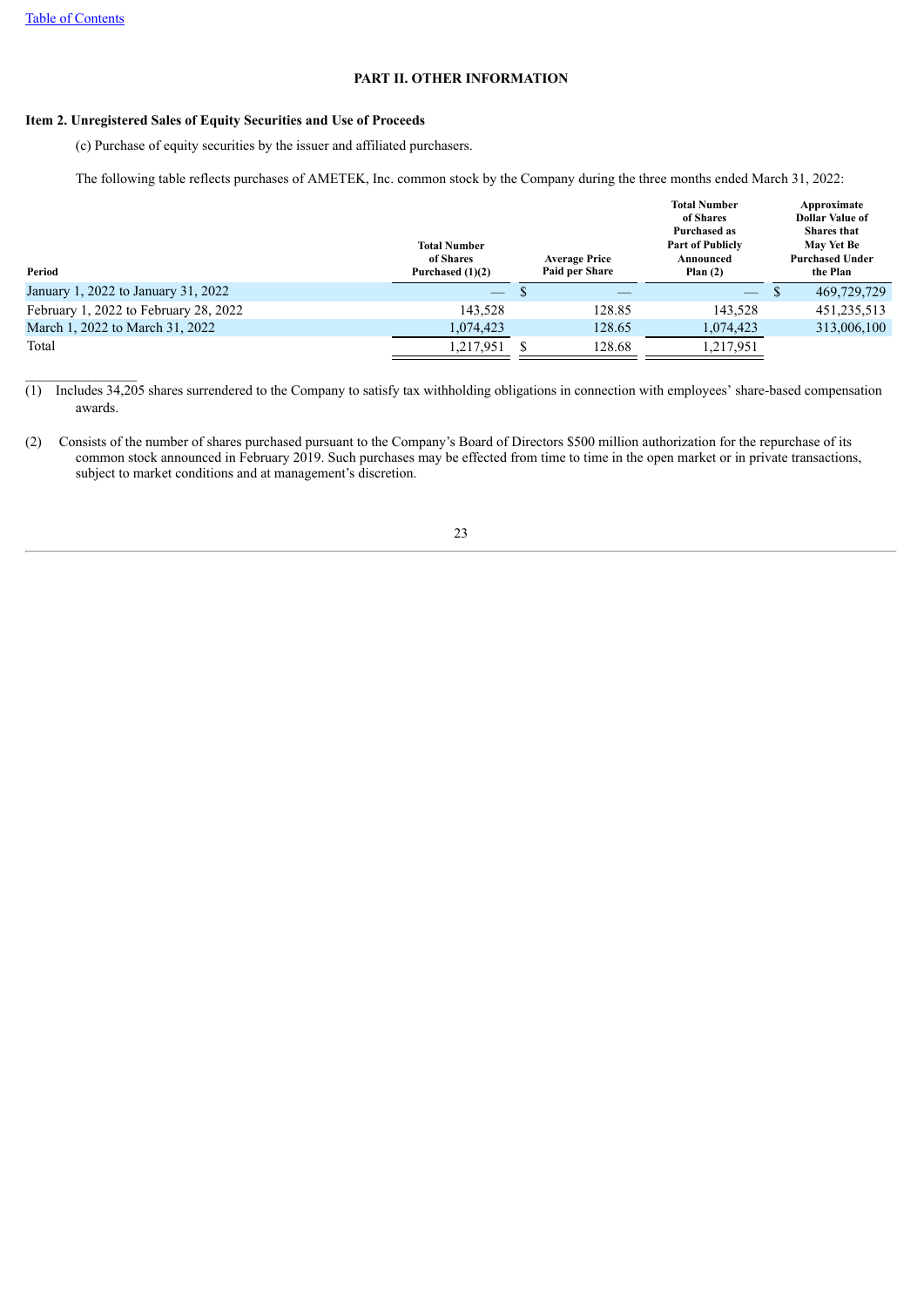## PART II. OTHER INFORMATION

### Item 2. Unregistered Sales of Equity Securities and Use of Proceeds

(c) Purchase of equity securities by the issuer and affiliated purchasers.

The following table reflects purchases of AMETEK, Inc. common stock by the Company during the three months ended March 31, 2022:

| Period | Total Number of Shares Purchased (1)(2) | Average Price Paid per Share | Total Number of Shares Purchased as Part of Publicly Announced Plan (2) | Approximate Dollar Value of Shares that May Yet Be Purchased Under the Plan |
|---|---|---|---|---|
| January 1, 2022 to January 31, 2022 | — | $ — | — | $ 469,729,729 |
| February 1, 2022 to February 28, 2022 | 143,528 | 128.85 | 143,528 | 451,235,513 |
| March 1, 2022 to March 31, 2022 | 1,074,423 | 128.65 | 1,074,423 | 313,006,100 |
| Total | 1,217,951 | $ 128.68 | 1,217,951 | |

(1) Includes 34,205 shares surrendered to the Company to satisfy tax withholding obligations in connection with employees' share-based compensation awards.

(2) Consists of the number of shares purchased pursuant to the Company's Board of Directors $500 million authorization for the repurchase of its common stock announced in February 2019. Such purchases may be effected from time to time in the open market or in private transactions, subject to market conditions and at management's discretion.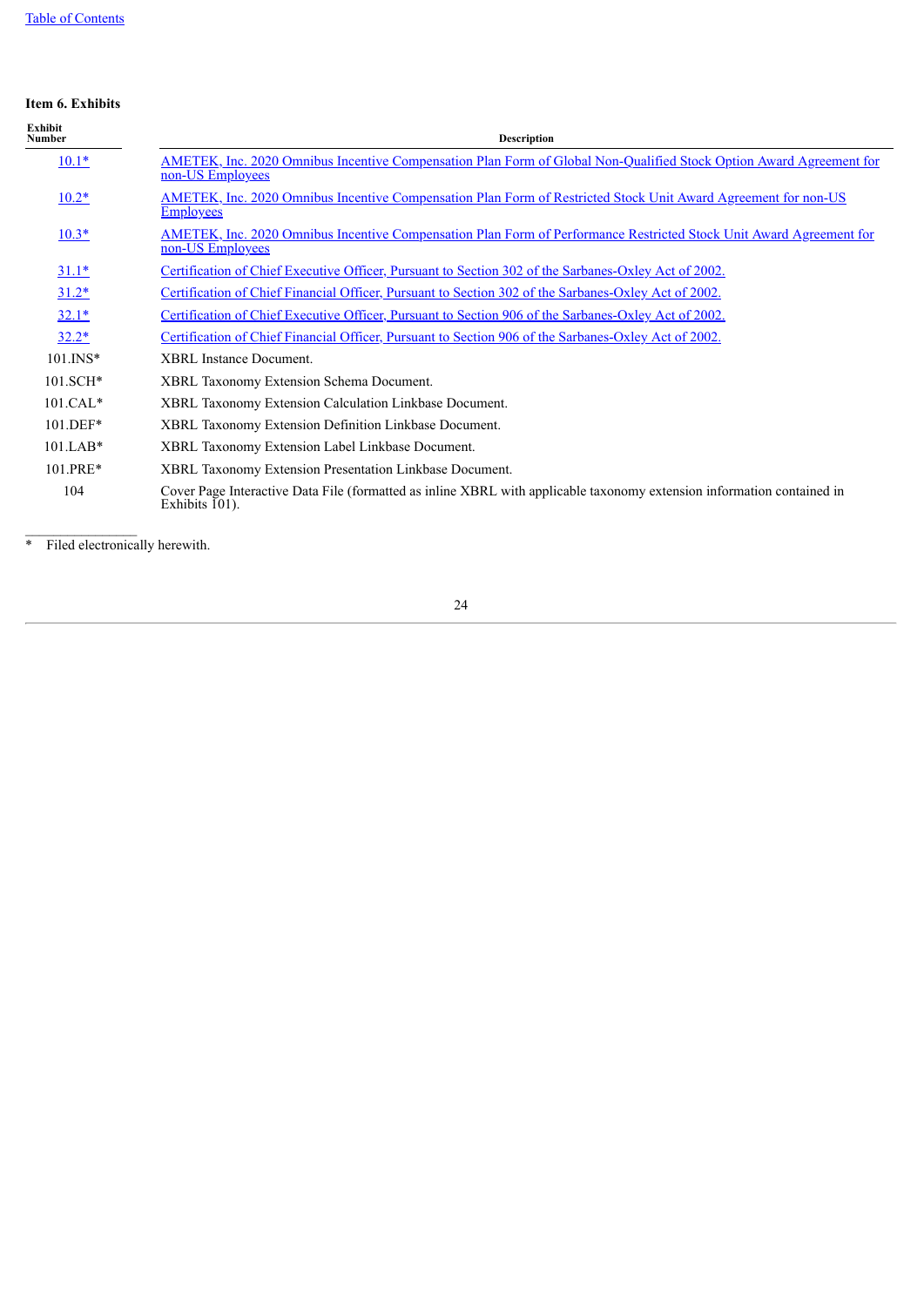Table of Contents

**Item 6. Exhibits**

| Exhibit Number | Description |
|---|---|
| 10.1* | AMETEK, Inc. 2020 Omnibus Incentive Compensation Plan Form of Global Non-Qualified Stock Option Award Agreement for non-US Employees |
| 10.2* | AMETEK, Inc. 2020 Omnibus Incentive Compensation Plan Form of Restricted Stock Unit Award Agreement for non-US Employees |
| 10.3* | AMETEK, Inc. 2020 Omnibus Incentive Compensation Plan Form of Performance Restricted Stock Unit Award Agreement for non-US Employees |
| 31.1* | Certification of Chief Executive Officer, Pursuant to Section 302 of the Sarbanes-Oxley Act of 2002. |
| 31.2* | Certification of Chief Financial Officer, Pursuant to Section 302 of the Sarbanes-Oxley Act of 2002. |
| 32.1* | Certification of Chief Executive Officer, Pursuant to Section 906 of the Sarbanes-Oxley Act of 2002. |
| 32.2* | Certification of Chief Financial Officer, Pursuant to Section 906 of the Sarbanes-Oxley Act of 2002. |
| 101.INS* | XBRL Instance Document. |
| 101.SCH* | XBRL Taxonomy Extension Schema Document. |
| 101.CAL* | XBRL Taxonomy Extension Calculation Linkbase Document. |
| 101.DEF* | XBRL Taxonomy Extension Definition Linkbase Document. |
| 101.LAB* | XBRL Taxonomy Extension Label Linkbase Document. |
| 101.PRE* | XBRL Taxonomy Extension Presentation Linkbase Document. |
| 104 | Cover Page Interactive Data File (formatted as inline XBRL with applicable taxonomy extension information contained in Exhibits 101). |

\* Filed electronically herewith.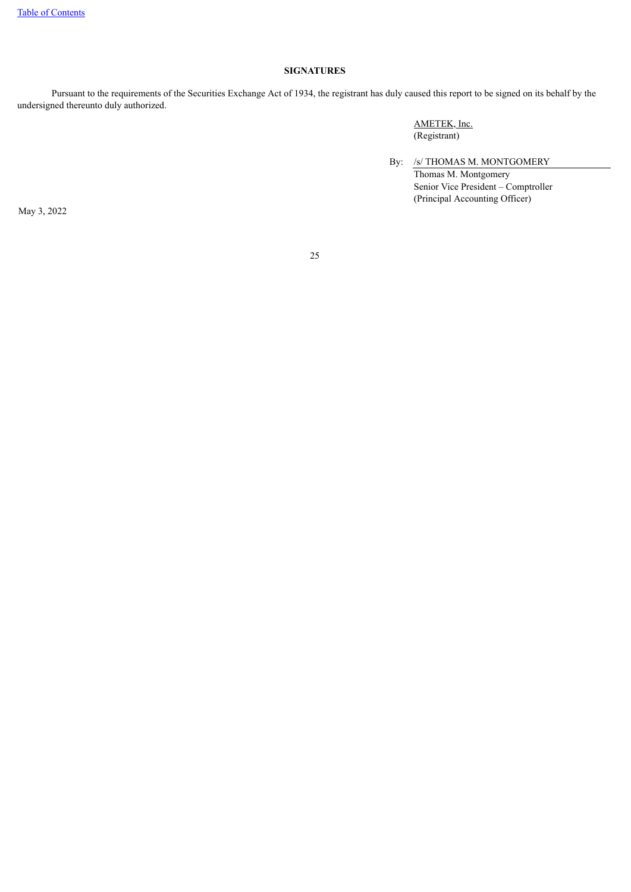## SIGNATURES

Pursuant to the requirements of the Securities Exchange Act of 1934, the registrant has duly caused this report to be signed on its behalf by the undersigned thereunto duly authorized.

AMETEK, Inc.
(Registrant)

By: /s/ THOMAS M. MONTGOMERY
Thomas M. Montgomery
Senior Vice President – Comptroller
(Principal Accounting Officer)

May 3, 2022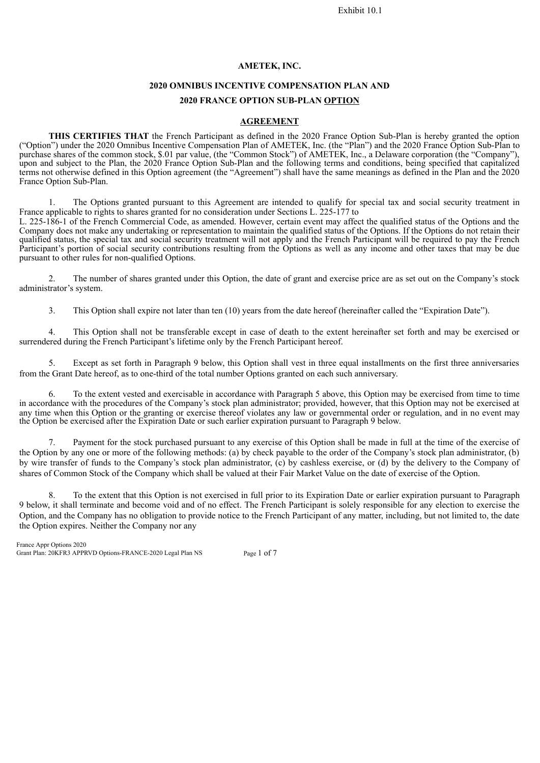Exhibit 10.1

**AMETEK, INC.**

**2020 OMNIBUS INCENTIVE COMPENSATION PLAN AND**

**2020 FRANCE OPTION SUB-PLAN OPTION**

**AGREEMENT**

**THIS CERTIFIES THAT** the French Participant as defined in the 2020 France Option Sub-Plan is hereby granted the option ("Option") under the 2020 Omnibus Incentive Compensation Plan of AMETEK, Inc. (the "Plan") and the 2020 France Option Sub-Plan to purchase shares of the common stock, $.01 par value, (the "Common Stock") of AMETEK, Inc., a Delaware corporation (the "Company"), upon and subject to the Plan, the 2020 France Option Sub-Plan and the following terms and conditions, being specified that capitalized terms not otherwise defined in this Option agreement (the "Agreement") shall have the same meanings as defined in the Plan and the 2020 France Option Sub-Plan.

1. The Options granted pursuant to this Agreement are intended to qualify for special tax and social security treatment in France applicable to rights to shares granted for no consideration under Sections L. 225-177 to L. 225-186-1 of the French Commercial Code, as amended. However, certain event may affect the qualified status of the Options and the Company does not make any undertaking or representation to maintain the qualified status of the Options. If the Options do not retain their qualified status, the special tax and social security treatment will not apply and the French Participant will be required to pay the French Participant's portion of social security contributions resulting from the Options as well as any income and other taxes that may be due pursuant to other rules for non-qualified Options.

2. The number of shares granted under this Option, the date of grant and exercise price are as set out on the Company's stock administrator's system.

3. This Option shall expire not later than ten (10) years from the date hereof (hereinafter called the "Expiration Date").

4. This Option shall not be transferable except in case of death to the extent hereinafter set forth and may be exercised or surrendered during the French Participant's lifetime only by the French Participant hereof.

5. Except as set forth in Paragraph 9 below, this Option shall vest in three equal installments on the first three anniversaries from the Grant Date hereof, as to one-third of the total number Options granted on each such anniversary.

6. To the extent vested and exercisable in accordance with Paragraph 5 above, this Option may be exercised from time to time in accordance with the procedures of the Company's stock plan administrator; provided, however, that this Option may not be exercised at any time when this Option or the granting or exercise thereof violates any law or governmental order or regulation, and in no event may the Option be exercised after the Expiration Date or such earlier expiration pursuant to Paragraph 9 below.

7. Payment for the stock purchased pursuant to any exercise of this Option shall be made in full at the time of the exercise of the Option by any one or more of the following methods: (a) by check payable to the order of the Company's stock plan administrator, (b) by wire transfer of funds to the Company's stock plan administrator, (c) by cashless exercise, or (d) by the delivery to the Company of shares of Common Stock of the Company which shall be valued at their Fair Market Value on the date of exercise of the Option.

8. To the extent that this Option is not exercised in full prior to its Expiration Date or earlier expiration pursuant to Paragraph 9 below, it shall terminate and become void and of no effect. The French Participant is solely responsible for any election to exercise the Option, and the Company has no obligation to provide notice to the French Participant of any matter, including, but not limited to, the date the Option expires. Neither the Company nor any

France Appr Options 2020
Grant Plan: 20KFR3 APPRVD Options-FRANCE-2020 Legal Plan NS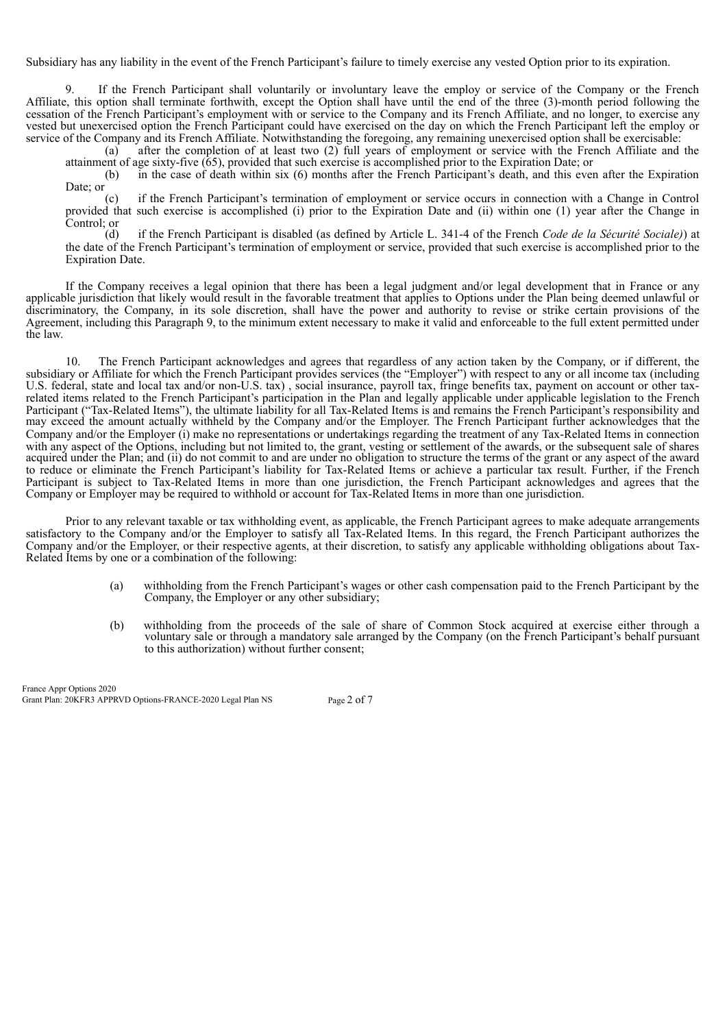Subsidiary has any liability in the event of the French Participant's failure to timely exercise any vested Option prior to its expiration.

9. If the French Participant shall voluntarily or involuntary leave the employ or service of the Company or the French Affiliate, this option shall terminate forthwith, except the Option shall have until the end of the three (3)-month period following the cessation of the French Participant's employment with or service to the Company and its French Affiliate, and no longer, to exercise any vested but unexercised option the French Participant could have exercised on the day on which the French Participant left the employ or service of the Company and its French Affiliate. Notwithstanding the foregoing, any remaining unexercised option shall be exercisable:

(a) after the completion of at least two (2) full years of employment or service with the French Affiliate and the attainment of age sixty-five (65), provided that such exercise is accomplished prior to the Expiration Date; or

(b) in the case of death within six (6) months after the French Participant's death, and this even after the Expiration Date; or

(c) if the French Participant's termination of employment or service occurs in connection with a Change in Control provided that such exercise is accomplished (i) prior to the Expiration Date and (ii) within one (1) year after the Change in Control; or

(d) if the French Participant is disabled (as defined by Article L. 341-4 of the French *Code de la Sécurité Sociale)*) at the date of the French Participant's termination of employment or service, provided that such exercise is accomplished prior to the Expiration Date.

If the Company receives a legal opinion that there has been a legal judgment and/or legal development that in France or any applicable jurisdiction that likely would result in the favorable treatment that applies to Options under the Plan being deemed unlawful or discriminatory, the Company, in its sole discretion, shall have the power and authority to revise or strike certain provisions of the Agreement, including this Paragraph 9, to the minimum extent necessary to make it valid and enforceable to the full extent permitted under the law.

10. The French Participant acknowledges and agrees that regardless of any action taken by the Company, or if different, the subsidiary or Affiliate for which the French Participant provides services (the "Employer") with respect to any or all income tax (including U.S. federal, state and local tax and/or non-U.S. tax) , social insurance, payroll tax, fringe benefits tax, payment on account or other tax-related items related to the French Participant's participation in the Plan and legally applicable under applicable legislation to the French Participant ("Tax-Related Items"), the ultimate liability for all Tax-Related Items is and remains the French Participant's responsibility and may exceed the amount actually withheld by the Company and/or the Employer. The French Participant further acknowledges that the Company and/or the Employer (i) make no representations or undertakings regarding the treatment of any Tax-Related Items in connection with any aspect of the Options, including but not limited to, the grant, vesting or settlement of the awards, or the subsequent sale of shares acquired under the Plan; and (ii) do not commit to and are under no obligation to structure the terms of the grant or any aspect of the award to reduce or eliminate the French Participant's liability for Tax-Related Items or achieve a particular tax result. Further, if the French Participant is subject to Tax-Related Items in more than one jurisdiction, the French Participant acknowledges and agrees that the Company or Employer may be required to withhold or account for Tax-Related Items in more than one jurisdiction.

Prior to any relevant taxable or tax withholding event, as applicable, the French Participant agrees to make adequate arrangements satisfactory to the Company and/or the Employer to satisfy all Tax-Related Items. In this regard, the French Participant authorizes the Company and/or the Employer, or their respective agents, at their discretion, to satisfy any applicable withholding obligations about Tax-Related Items by one or a combination of the following:

(a) withholding from the French Participant's wages or other cash compensation paid to the French Participant by the Company, the Employer or any other subsidiary;

(b) withholding from the proceeds of the sale of share of Common Stock acquired at exercise either through a voluntary sale or through a mandatory sale arranged by the Company (on the French Participant's behalf pursuant to this authorization) without further consent;

France Appr Options 2020
Grant Plan: 20KFR3 APPRVD Options-FRANCE-2020 Legal Plan NS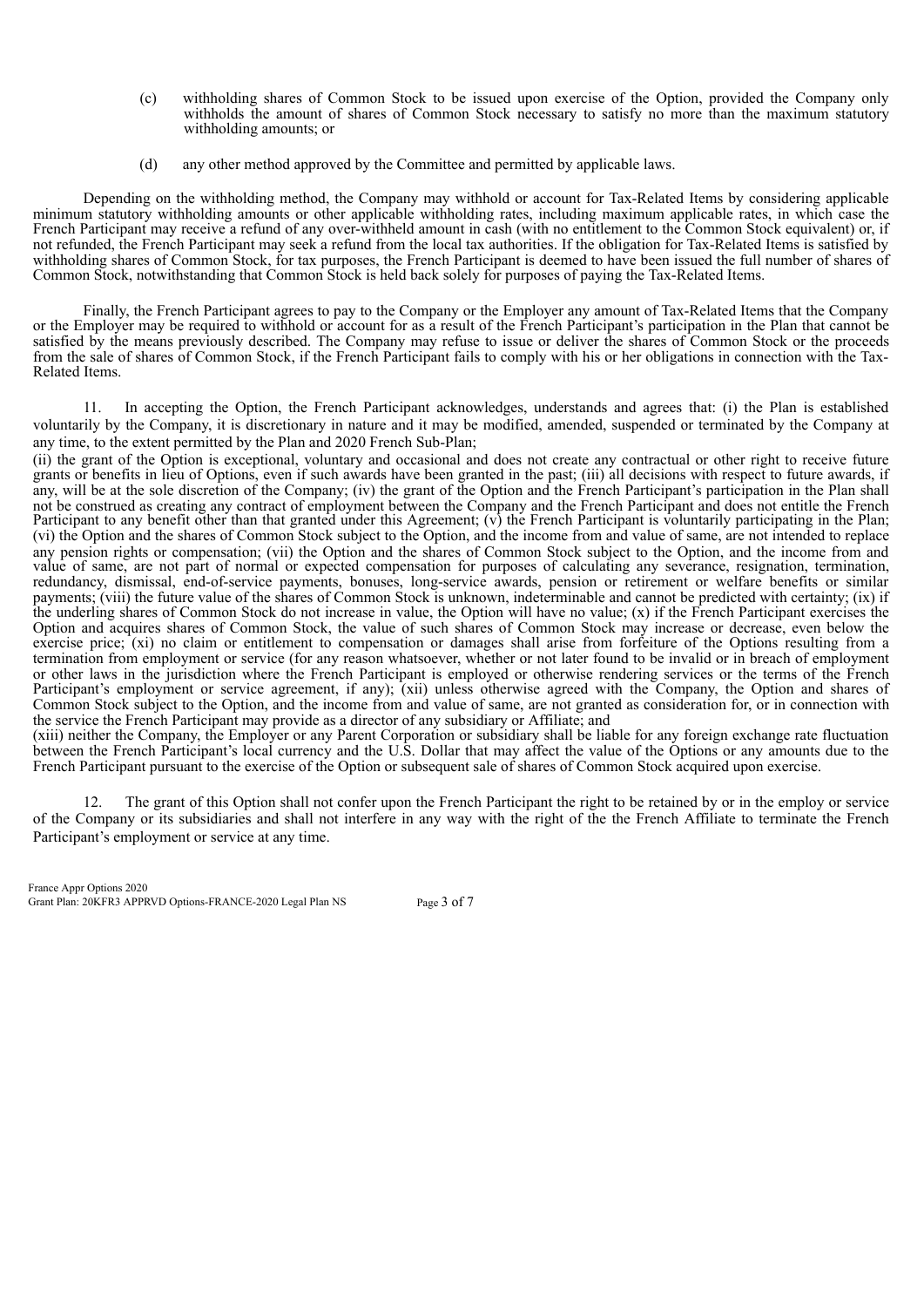(c) withholding shares of Common Stock to be issued upon exercise of the Option, provided the Company only withholds the amount of shares of Common Stock necessary to satisfy no more than the maximum statutory withholding amounts; or

(d) any other method approved by the Committee and permitted by applicable laws.

Depending on the withholding method, the Company may withhold or account for Tax-Related Items by considering applicable minimum statutory withholding amounts or other applicable withholding rates, including maximum applicable rates, in which case the French Participant may receive a refund of any over-withheld amount in cash (with no entitlement to the Common Stock equivalent) or, if not refunded, the French Participant may seek a refund from the local tax authorities. If the obligation for Tax-Related Items is satisfied by withholding shares of Common Stock, for tax purposes, the French Participant is deemed to have been issued the full number of shares of Common Stock, notwithstanding that Common Stock is held back solely for purposes of paying the Tax-Related Items.

Finally, the French Participant agrees to pay to the Company or the Employer any amount of Tax-Related Items that the Company or the Employer may be required to withhold or account for as a result of the French Participant's participation in the Plan that cannot be satisfied by the means previously described. The Company may refuse to issue or deliver the shares of Common Stock or the proceeds from the sale of shares of Common Stock, if the French Participant fails to comply with his or her obligations in connection with the Tax-Related Items.

11. In accepting the Option, the French Participant acknowledges, understands and agrees that: (i) the Plan is established voluntarily by the Company, it is discretionary in nature and it may be modified, amended, suspended or terminated by the Company at any time, to the extent permitted by the Plan and 2020 French Sub-Plan;
(ii) the grant of the Option is exceptional, voluntary and occasional and does not create any contractual or other right to receive future grants or benefits in lieu of Options, even if such awards have been granted in the past; (iii) all decisions with respect to future awards, if any, will be at the sole discretion of the Company; (iv) the grant of the Option and the French Participant's participation in the Plan shall not be construed as creating any contract of employment between the Company and the French Participant and does not entitle the French Participant to any benefit other than that granted under this Agreement; (v) the French Participant is voluntarily participating in the Plan; (vi) the Option and the shares of Common Stock subject to the Option, and the income from and value of same, are not intended to replace any pension rights or compensation; (vii) the Option and the shares of Common Stock subject to the Option, and the income from and value of same, are not part of normal or expected compensation for purposes of calculating any severance, resignation, termination, redundancy, dismissal, end-of-service payments, bonuses, long-service awards, pension or retirement or welfare benefits or similar payments; (viii) the future value of the shares of Common Stock is unknown, indeterminable and cannot be predicted with certainty; (ix) if the underling shares of Common Stock do not increase in value, the Option will have no value; (x) if the French Participant exercises the Option and acquires shares of Common Stock, the value of such shares of Common Stock may increase or decrease, even below the exercise price; (xi) no claim or entitlement to compensation or damages shall arise from forfeiture of the Options resulting from a termination from employment or service (for any reason whatsoever, whether or not later found to be invalid or in breach of employment or other laws in the jurisdiction where the French Participant is employed or otherwise rendering services or the terms of the French Participant's employment or service agreement, if any); (xii) unless otherwise agreed with the Company, the Option and shares of Common Stock subject to the Option, and the income from and value of same, are not granted as consideration for, or in connection with the service the French Participant may provide as a director of any subsidiary or Affiliate; and
(xiii) neither the Company, the Employer or any Parent Corporation or subsidiary shall be liable for any foreign exchange rate fluctuation between the French Participant's local currency and the U.S. Dollar that may affect the value of the Options or any amounts due to the French Participant pursuant to the exercise of the Option or subsequent sale of shares of Common Stock acquired upon exercise.

12. The grant of this Option shall not confer upon the French Participant the right to be retained by or in the employ or service of the Company or its subsidiaries and shall not interfere in any way with the right of the the French Affiliate to terminate the French Participant's employment or service at any time.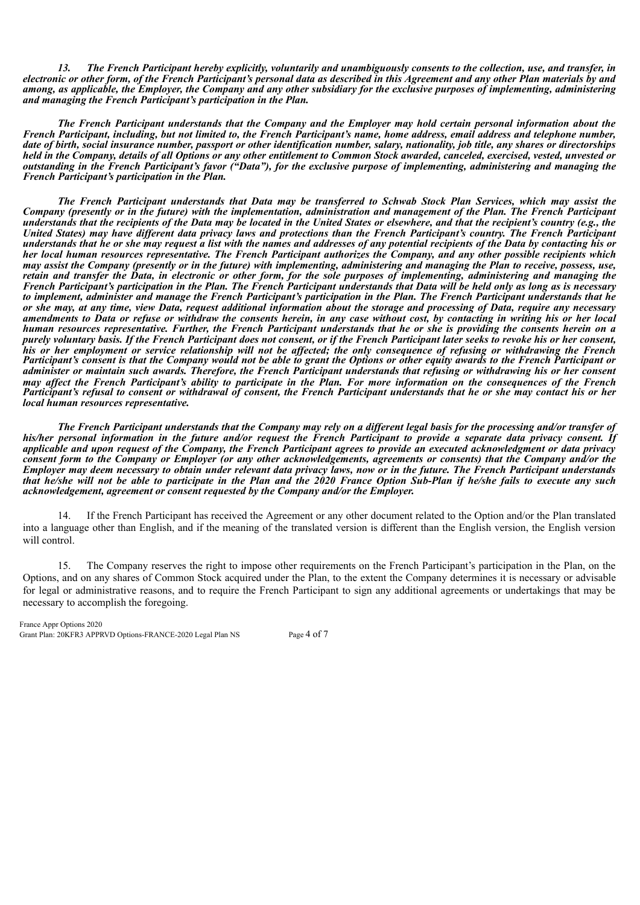*13. The French Participant hereby explicitly, voluntarily and unambiguously consents to the collection, use, and transfer, in electronic or other form, of the French Participant's personal data as described in this Agreement and any other Plan materials by and among, as applicable, the Employer, the Company and any other subsidiary for the exclusive purposes of implementing, administering and managing the French Participant's participation in the Plan.*

*The French Participant understands that the Company and the Employer may hold certain personal information about the French Participant, including, but not limited to, the French Participant's name, home address, email address and telephone number, date of birth, social insurance number, passport or other identification number, salary, nationality, job title, any shares or directorships held in the Company, details of all Options or any other entitlement to Common Stock awarded, canceled, exercised, vested, unvested or outstanding in the French Participant's favor ("Data"), for the exclusive purpose of implementing, administering and managing the French Participant's participation in the Plan.*

*The French Participant understands that Data may be transferred to Schwab Stock Plan Services, which may assist the Company (presently or in the future) with the implementation, administration and management of the Plan. The French Participant understands that the recipients of the Data may be located in the United States or elsewhere, and that the recipient's country (e.g., the United States) may have different data privacy laws and protections than the French Participant's country. The French Participant understands that he or she may request a list with the names and addresses of any potential recipients of the Data by contacting his or her local human resources representative. The French Participant authorizes the Company, and any other possible recipients which may assist the Company (presently or in the future) with implementing, administering and managing the Plan to receive, possess, use, retain and transfer the Data, in electronic or other form, for the sole purposes of implementing, administering and managing the French Participant's participation in the Plan. The French Participant understands that Data will be held only as long as is necessary to implement, administer and manage the French Participant's participation in the Plan. The French Participant understands that he or she may, at any time, view Data, request additional information about the storage and processing of Data, require any necessary amendments to Data or refuse or withdraw the consents herein, in any case without cost, by contacting in writing his or her local human resources representative. Further, the French Participant understands that he or she is providing the consents herein on a purely voluntary basis. If the French Participant does not consent, or if the French Participant later seeks to revoke his or her consent, his or her employment or service relationship will not be affected; the only consequence of refusing or withdrawing the French Participant's consent is that the Company would not be able to grant the Options or other equity awards to the French Participant or administer or maintain such awards. Therefore, the French Participant understands that refusing or withdrawing his or her consent may affect the French Participant's ability to participate in the Plan. For more information on the consequences of the French Participant's refusal to consent or withdrawal of consent, the French Participant understands that he or she may contact his or her local human resources representative.*

*The French Participant understands that the Company may rely on a different legal basis for the processing and/or transfer of his/her personal information in the future and/or request the French Participant to provide a separate data privacy consent. If applicable and upon request of the Company, the French Participant agrees to provide an executed acknowledgment or data privacy consent form to the Company or Employer (or any other acknowledgements, agreements or consents) that the Company and/or the Employer may deem necessary to obtain under relevant data privacy laws, now or in the future. The French Participant understands that he/she will not be able to participate in the Plan and the 2020 France Option Sub-Plan if he/she fails to execute any such acknowledgement, agreement or consent requested by the Company and/or the Employer.*

14. If the French Participant has received the Agreement or any other document related to the Option and/or the Plan translated into a language other than English, and if the meaning of the translated version is different than the English version, the English version will control.

15. The Company reserves the right to impose other requirements on the French Participant's participation in the Plan, on the Options, and on any shares of Common Stock acquired under the Plan, to the extent the Company determines it is necessary or advisable for legal or administrative reasons, and to require the French Participant to sign any additional agreements or undertakings that may be necessary to accomplish the foregoing.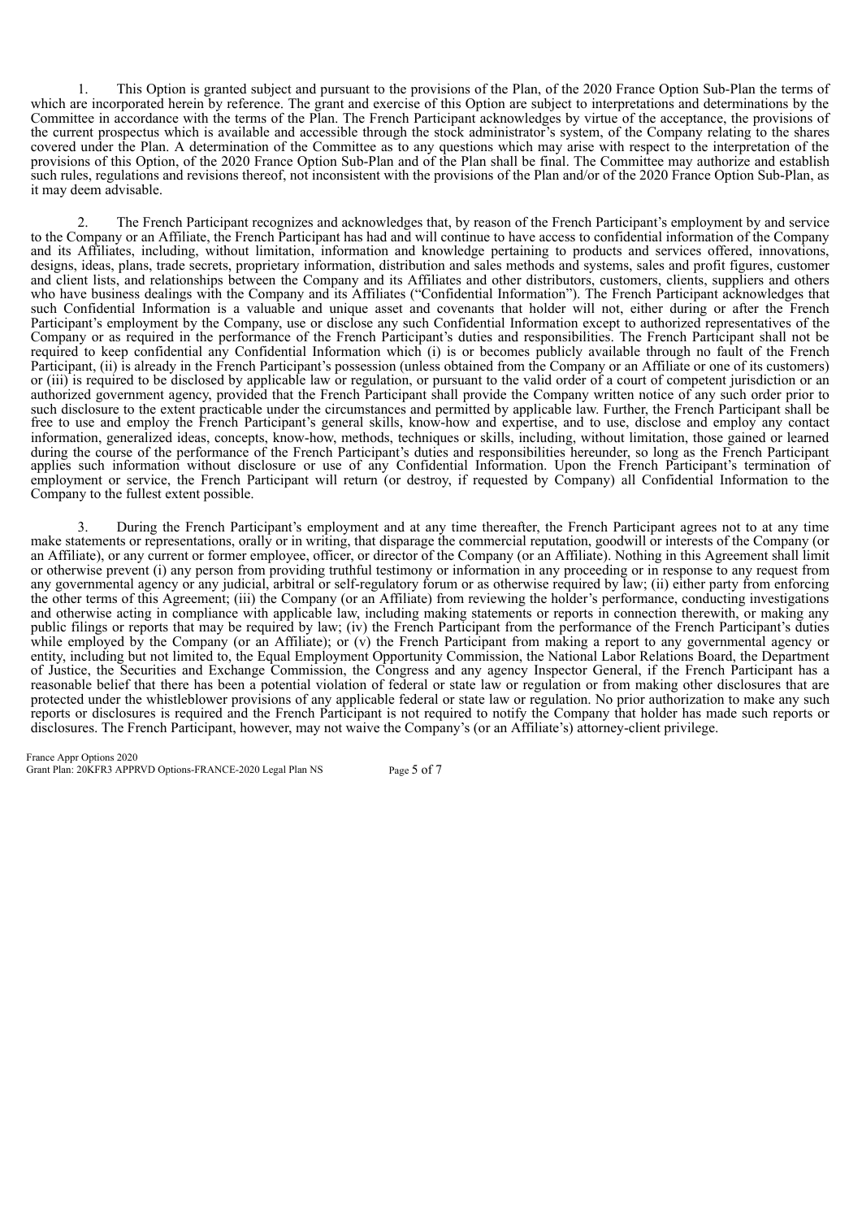1. This Option is granted subject and pursuant to the provisions of the Plan, of the 2020 France Option Sub-Plan the terms of which are incorporated herein by reference. The grant and exercise of this Option are subject to interpretations and determinations by the Committee in accordance with the terms of the Plan. The French Participant acknowledges by virtue of the acceptance, the provisions of the current prospectus which is available and accessible through the stock administrator's system, of the Company relating to the shares covered under the Plan. A determination of the Committee as to any questions which may arise with respect to the interpretation of the provisions of this Option, of the 2020 France Option Sub-Plan and of the Plan shall be final. The Committee may authorize and establish such rules, regulations and revisions thereof, not inconsistent with the provisions of the Plan and/or of the 2020 France Option Sub-Plan, as it may deem advisable.

2. The French Participant recognizes and acknowledges that, by reason of the French Participant's employment by and service to the Company or an Affiliate, the French Participant has had and will continue to have access to confidential information of the Company and its Affiliates, including, without limitation, information and knowledge pertaining to products and services offered, innovations, designs, ideas, plans, trade secrets, proprietary information, distribution and sales methods and systems, sales and profit figures, customer and client lists, and relationships between the Company and its Affiliates and other distributors, customers, clients, suppliers and others who have business dealings with the Company and its Affiliates ("Confidential Information"). The French Participant acknowledges that such Confidential Information is a valuable and unique asset and covenants that holder will not, either during or after the French Participant's employment by the Company, use or disclose any such Confidential Information except to authorized representatives of the Company or as required in the performance of the French Participant's duties and responsibilities. The French Participant shall not be required to keep confidential any Confidential Information which (i) is or becomes publicly available through no fault of the French Participant, (ii) is already in the French Participant's possession (unless obtained from the Company or an Affiliate or one of its customers) or (iii) is required to be disclosed by applicable law or regulation, or pursuant to the valid order of a court of competent jurisdiction or an authorized government agency, provided that the French Participant shall provide the Company written notice of any such order prior to such disclosure to the extent practicable under the circumstances and permitted by applicable law. Further, the French Participant shall be free to use and employ the French Participant's general skills, know-how and expertise, and to use, disclose and employ any contact information, generalized ideas, concepts, know-how, methods, techniques or skills, including, without limitation, those gained or learned during the course of the performance of the French Participant's duties and responsibilities hereunder, so long as the French Participant applies such information without disclosure or use of any Confidential Information. Upon the French Participant's termination of employment or service, the French Participant will return (or destroy, if requested by Company) all Confidential Information to the Company to the fullest extent possible.

3. During the French Participant's employment and at any time thereafter, the French Participant agrees not to at any time make statements or representations, orally or in writing, that disparage the commercial reputation, goodwill or interests of the Company (or an Affiliate), or any current or former employee, officer, or director of the Company (or an Affiliate). Nothing in this Agreement shall limit or otherwise prevent (i) any person from providing truthful testimony or information in any proceeding or in response to any request from any governmental agency or any judicial, arbitral or self-regulatory forum or as otherwise required by law; (ii) either party from enforcing the other terms of this Agreement; (iii) the Company (or an Affiliate) from reviewing the holder's performance, conducting investigations and otherwise acting in compliance with applicable law, including making statements or reports in connection therewith, or making any public filings or reports that may be required by law; (iv) the French Participant from the performance of the French Participant's duties while employed by the Company (or an Affiliate); or (v) the French Participant from making a report to any governmental agency or entity, including but not limited to, the Equal Employment Opportunity Commission, the National Labor Relations Board, the Department of Justice, the Securities and Exchange Commission, the Congress and any agency Inspector General, if the French Participant has a reasonable belief that there has been a potential violation of federal or state law or regulation or from making other disclosures that are protected under the whistleblower provisions of any applicable federal or state law or regulation. No prior authorization to make any such reports or disclosures is required and the French Participant is not required to notify the Company that holder has made such reports or disclosures. The French Participant, however, may not waive the Company's (or an Affiliate's) attorney-client privilege.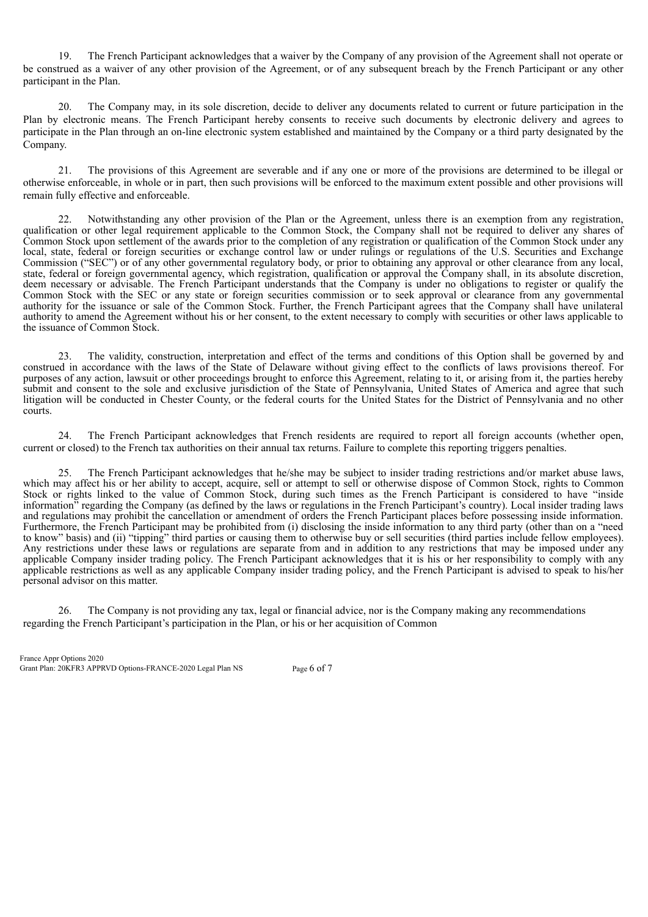19. The French Participant acknowledges that a waiver by the Company of any provision of the Agreement shall not operate or be construed as a waiver of any other provision of the Agreement, or of any subsequent breach by the French Participant or any other participant in the Plan.

20. The Company may, in its sole discretion, decide to deliver any documents related to current or future participation in the Plan by electronic means. The French Participant hereby consents to receive such documents by electronic delivery and agrees to participate in the Plan through an on-line electronic system established and maintained by the Company or a third party designated by the Company.

21. The provisions of this Agreement are severable and if any one or more of the provisions are determined to be illegal or otherwise enforceable, in whole or in part, then such provisions will be enforced to the maximum extent possible and other provisions will remain fully effective and enforceable.

22. Notwithstanding any other provision of the Plan or the Agreement, unless there is an exemption from any registration, qualification or other legal requirement applicable to the Common Stock, the Company shall not be required to deliver any shares of Common Stock upon settlement of the awards prior to the completion of any registration or qualification of the Common Stock under any local, state, federal or foreign securities or exchange control law or under rulings or regulations of the U.S. Securities and Exchange Commission ("SEC") or of any other governmental regulatory body, or prior to obtaining any approval or other clearance from any local, state, federal or foreign governmental agency, which registration, qualification or approval the Company shall, in its absolute discretion, deem necessary or advisable. The French Participant understands that the Company is under no obligations to register or qualify the Common Stock with the SEC or any state or foreign securities commission or to seek approval or clearance from any governmental authority for the issuance or sale of the Common Stock. Further, the French Participant agrees that the Company shall have unilateral authority to amend the Agreement without his or her consent, to the extent necessary to comply with securities or other laws applicable to the issuance of Common Stock.

23. The validity, construction, interpretation and effect of the terms and conditions of this Option shall be governed by and construed in accordance with the laws of the State of Delaware without giving effect to the conflicts of laws provisions thereof. For purposes of any action, lawsuit or other proceedings brought to enforce this Agreement, relating to it, or arising from it, the parties hereby submit and consent to the sole and exclusive jurisdiction of the State of Pennsylvania, United States of America and agree that such litigation will be conducted in Chester County, or the federal courts for the United States for the District of Pennsylvania and no other courts.

24. The French Participant acknowledges that French residents are required to report all foreign accounts (whether open, current or closed) to the French tax authorities on their annual tax returns. Failure to complete this reporting triggers penalties.

25. The French Participant acknowledges that he/she may be subject to insider trading restrictions and/or market abuse laws, which may affect his or her ability to accept, acquire, sell or attempt to sell or otherwise dispose of Common Stock, rights to Common Stock or rights linked to the value of Common Stock, during such times as the French Participant is considered to have "inside information" regarding the Company (as defined by the laws or regulations in the French Participant's country). Local insider trading laws and regulations may prohibit the cancellation or amendment of orders the French Participant places before possessing inside information. Furthermore, the French Participant may be prohibited from (i) disclosing the inside information to any third party (other than on a "need to know" basis) and (ii) "tipping" third parties or causing them to otherwise buy or sell securities (third parties include fellow employees). Any restrictions under these laws or regulations are separate from and in addition to any restrictions that may be imposed under any applicable Company insider trading policy. The French Participant acknowledges that it is his or her responsibility to comply with any applicable restrictions as well as any applicable Company insider trading policy, and the French Participant is advised to speak to his/her personal advisor on this matter.

26. The Company is not providing any tax, legal or financial advice, nor is the Company making any recommendations regarding the French Participant's participation in the Plan, or his or her acquisition of Common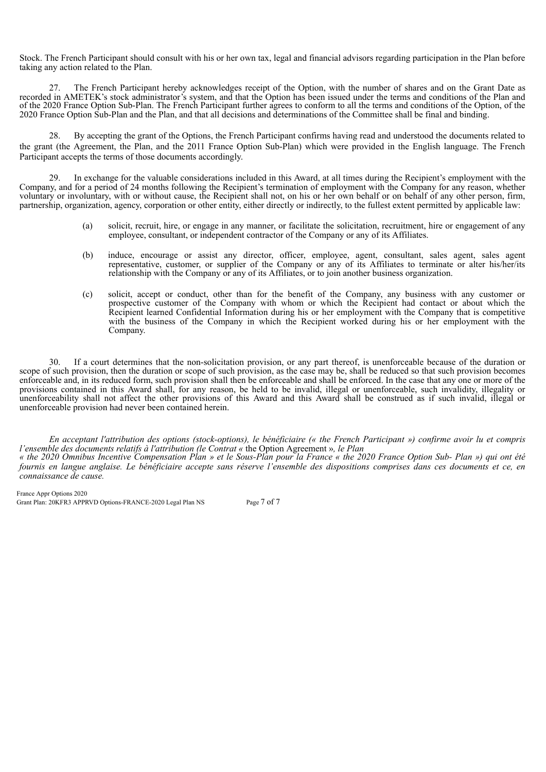Stock. The French Participant should consult with his or her own tax, legal and financial advisors regarding participation in the Plan before taking any action related to the Plan.

27. The French Participant hereby acknowledges receipt of the Option, with the number of shares and on the Grant Date as recorded in AMETEK's stock administrator's system, and that the Option has been issued under the terms and conditions of the Plan and of the 2020 France Option Sub-Plan. The French Participant further agrees to conform to all the terms and conditions of the Option, of the 2020 France Option Sub-Plan and the Plan, and that all decisions and determinations of the Committee shall be final and binding.

28. By accepting the grant of the Options, the French Participant confirms having read and understood the documents related to the grant (the Agreement, the Plan, and the 2011 France Option Sub-Plan) which were provided in the English language. The French Participant accepts the terms of those documents accordingly.

29. In exchange for the valuable considerations included in this Award, at all times during the Recipient's employment with the Company, and for a period of 24 months following the Recipient's termination of employment with the Company for any reason, whether voluntary or involuntary, with or without cause, the Recipient shall not, on his or her own behalf or on behalf of any other person, firm, partnership, organization, agency, corporation or other entity, either directly or indirectly, to the fullest extent permitted by applicable law:

(a) solicit, recruit, hire, or engage in any manner, or facilitate the solicitation, recruitment, hire or engagement of any employee, consultant, or independent contractor of the Company or any of its Affiliates.

(b) induce, encourage or assist any director, officer, employee, agent, consultant, sales agent, sales agent representative, customer, or supplier of the Company or any of its Affiliates to terminate or alter his/her/its relationship with the Company or any of its Affiliates, or to join another business organization.

(c) solicit, accept or conduct, other than for the benefit of the Company, any business with any customer or prospective customer of the Company with whom or which the Recipient had contact or about which the Recipient learned Confidential Information during his or her employment with the Company that is competitive with the business of the Company in which the Recipient worked during his or her employment with the Company.

30. If a court determines that the non-solicitation provision, or any part thereof, is unenforceable because of the duration or scope of such provision, then the duration or scope of such provision, as the case may be, shall be reduced so that such provision becomes enforceable and, in its reduced form, such provision shall then be enforceable and shall be enforced. In the case that any one or more of the provisions contained in this Award shall, for any reason, be held to be invalid, illegal or unenforceable, such invalidity, illegality or unenforceability shall not affect the other provisions of this Award and this Award shall be construed as if such invalid, illegal or unenforceable provision had never been contained herein.

*En acceptant l'attribution des options (stock-options), le bénéficiaire (« the French Participant ») confirme avoir lu et compris l'ensemble des documents relatifs à l'attribution (le Contrat «* the Option Agreement *», le Plan « the 2020 Omnibus Incentive Compensation Plan » et le Sous-Plan pour la France « the 2020 France Option Sub- Plan ») qui ont été fournis en langue anglaise. Le bénéficiaire accepte sans réserve l'ensemble des dispositions comprises dans ces documents et ce, en connaissance de cause.*

France Appr Options 2020
Grant Plan: 20KFR3 APPRVD Options-FRANCE-2020 Legal Plan NS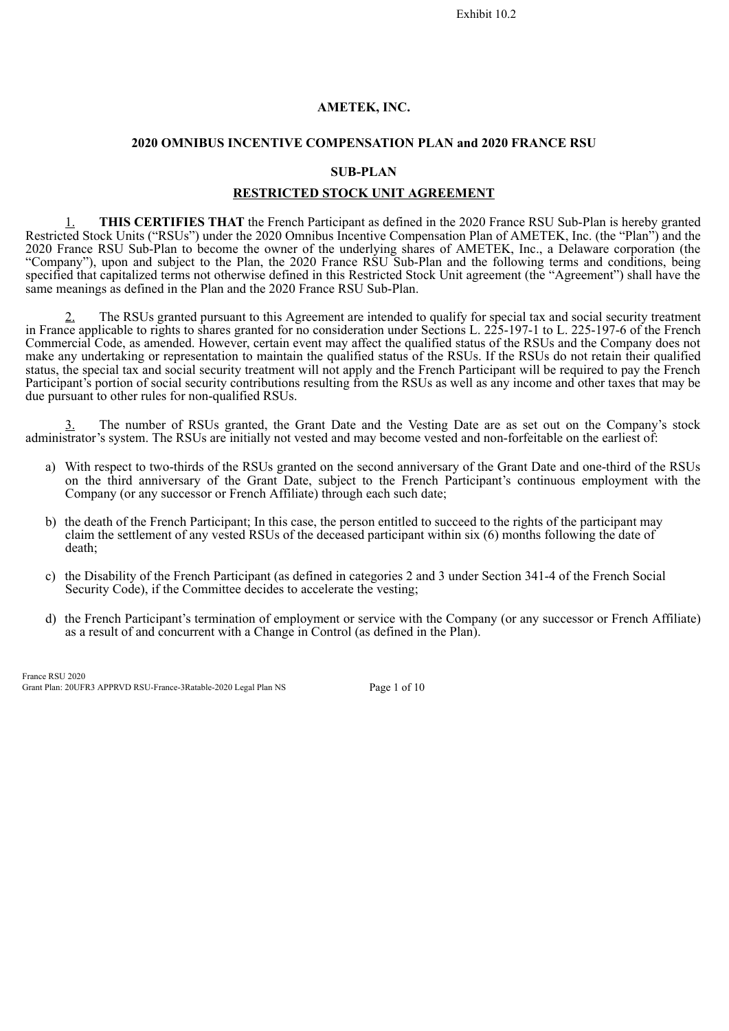Exhibit 10.2

# AMETEK, INC.

## 2020 OMNIBUS INCENTIVE COMPENSATION PLAN and 2020 FRANCE RSU

## SUB-PLAN

## RESTRICTED STOCK UNIT AGREEMENT

1. **THIS CERTIFIES THAT** the French Participant as defined in the 2020 France RSU Sub-Plan is hereby granted Restricted Stock Units ("RSUs") under the 2020 Omnibus Incentive Compensation Plan of AMETEK, Inc. (the "Plan") and the 2020 France RSU Sub-Plan to become the owner of the underlying shares of AMETEK, Inc., a Delaware corporation (the "Company"), upon and subject to the Plan, the 2020 France RSU Sub-Plan and the following terms and conditions, being specified that capitalized terms not otherwise defined in this Restricted Stock Unit agreement (the "Agreement") shall have the same meanings as defined in the Plan and the 2020 France RSU Sub-Plan.

2. The RSUs granted pursuant to this Agreement are intended to qualify for special tax and social security treatment in France applicable to rights to shares granted for no consideration under Sections L. 225-197-1 to L. 225-197-6 of the French Commercial Code, as amended. However, certain event may affect the qualified status of the RSUs and the Company does not make any undertaking or representation to maintain the qualified status of the RSUs. If the RSUs do not retain their qualified status, the special tax and social security treatment will not apply and the French Participant will be required to pay the French Participant's portion of social security contributions resulting from the RSUs as well as any income and other taxes that may be due pursuant to other rules for non-qualified RSUs.

3. The number of RSUs granted, the Grant Date and the Vesting Date are as set out on the Company's stock administrator's system. The RSUs are initially not vested and may become vested and non-forfeitable on the earliest of:

a) With respect to two-thirds of the RSUs granted on the second anniversary of the Grant Date and one-third of the RSUs on the third anniversary of the Grant Date, subject to the French Participant's continuous employment with the Company (or any successor or French Affiliate) through each such date;

b) the death of the French Participant; In this case, the person entitled to succeed to the rights of the participant may claim the settlement of any vested RSUs of the deceased participant within six (6) months following the date of death;

c) the Disability of the French Participant (as defined in categories 2 and 3 under Section 341-4 of the French Social Security Code), if the Committee decides to accelerate the vesting;

d) the French Participant's termination of employment or service with the Company (or any successor or French Affiliate) as a result of and concurrent with a Change in Control (as defined in the Plan).

France RSU 2020
Grant Plan: 20UFR3 APPRVD RSU-France-3Ratable-2020 Legal Plan NS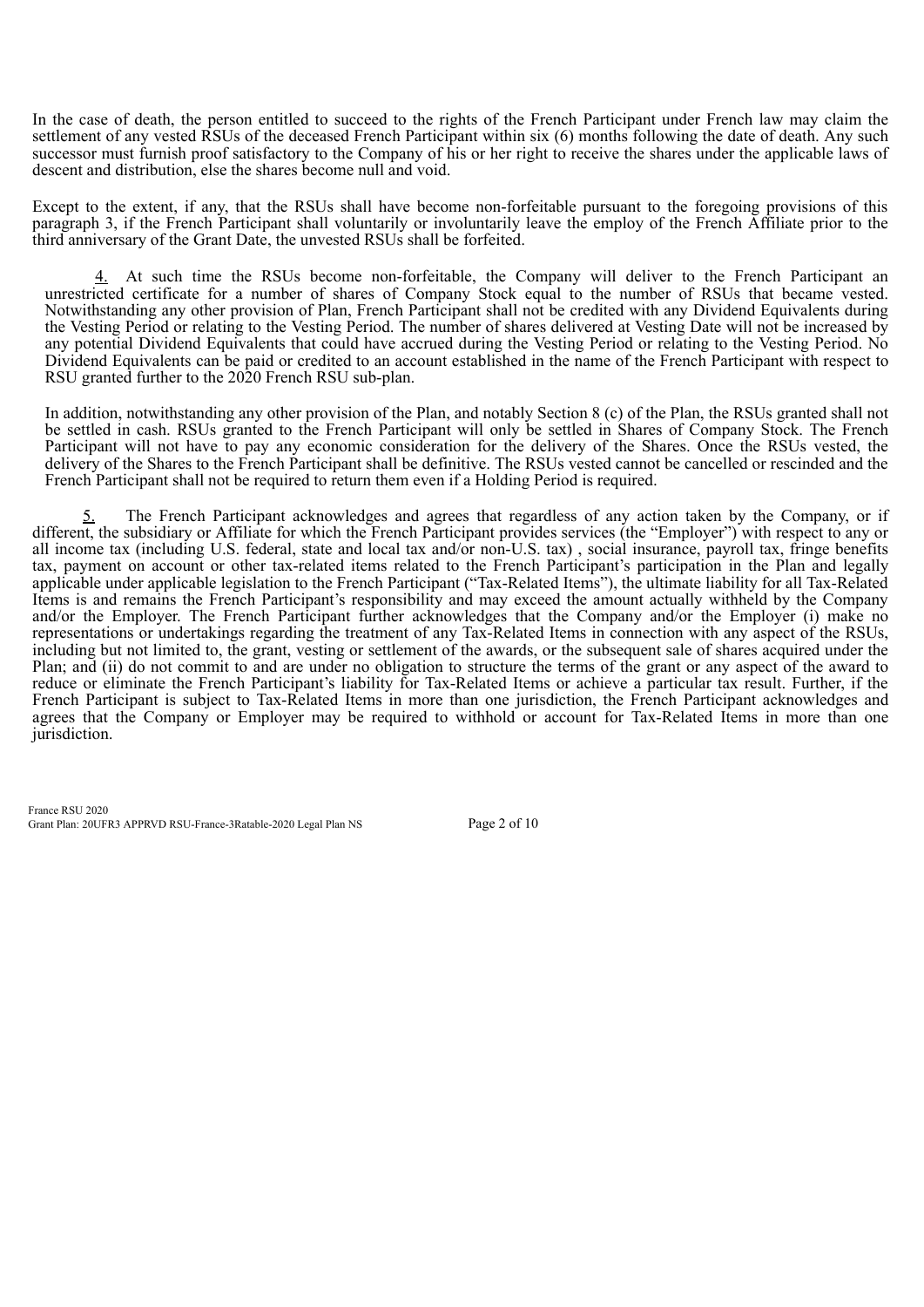In the case of death, the person entitled to succeed to the rights of the French Participant under French law may claim the settlement of any vested RSUs of the deceased French Participant within six (6) months following the date of death. Any such successor must furnish proof satisfactory to the Company of his or her right to receive the shares under the applicable laws of descent and distribution, else the shares become null and void.

Except to the extent, if any, that the RSUs shall have become non-forfeitable pursuant to the foregoing provisions of this paragraph 3, if the French Participant shall voluntarily or involuntarily leave the employ of the French Affiliate prior to the third anniversary of the Grant Date, the unvested RSUs shall be forfeited.

4. At such time the RSUs become non-forfeitable, the Company will deliver to the French Participant an unrestricted certificate for a number of shares of Company Stock equal to the number of RSUs that became vested. Notwithstanding any other provision of Plan, French Participant shall not be credited with any Dividend Equivalents during the Vesting Period or relating to the Vesting Period. The number of shares delivered at Vesting Date will not be increased by any potential Dividend Equivalents that could have accrued during the Vesting Period or relating to the Vesting Period. No Dividend Equivalents can be paid or credited to an account established in the name of the French Participant with respect to RSU granted further to the 2020 French RSU sub-plan.

In addition, notwithstanding any other provision of the Plan, and notably Section 8 (c) of the Plan, the RSUs granted shall not be settled in cash. RSUs granted to the French Participant will only be settled in Shares of Company Stock. The French Participant will not have to pay any economic consideration for the delivery of the Shares. Once the RSUs vested, the delivery of the Shares to the French Participant shall be definitive. The RSUs vested cannot be cancelled or rescinded and the French Participant shall not be required to return them even if a Holding Period is required.

5. The French Participant acknowledges and agrees that regardless of any action taken by the Company, or if different, the subsidiary or Affiliate for which the French Participant provides services (the "Employer") with respect to any or all income tax (including U.S. federal, state and local tax and/or non-U.S. tax) , social insurance, payroll tax, fringe benefits tax, payment on account or other tax-related items related to the French Participant's participation in the Plan and legally applicable under applicable legislation to the French Participant ("Tax-Related Items"), the ultimate liability for all Tax-Related Items is and remains the French Participant's responsibility and may exceed the amount actually withheld by the Company and/or the Employer. The French Participant further acknowledges that the Company and/or the Employer (i) make no representations or undertakings regarding the treatment of any Tax-Related Items in connection with any aspect of the RSUs, including but not limited to, the grant, vesting or settlement of the awards, or the subsequent sale of shares acquired under the Plan; and (ii) do not commit to and are under no obligation to structure the terms of the grant or any aspect of the award to reduce or eliminate the French Participant's liability for Tax-Related Items or achieve a particular tax result. Further, if the French Participant is subject to Tax-Related Items in more than one jurisdiction, the French Participant acknowledges and agrees that the Company or Employer may be required to withhold or account for Tax-Related Items in more than one jurisdiction.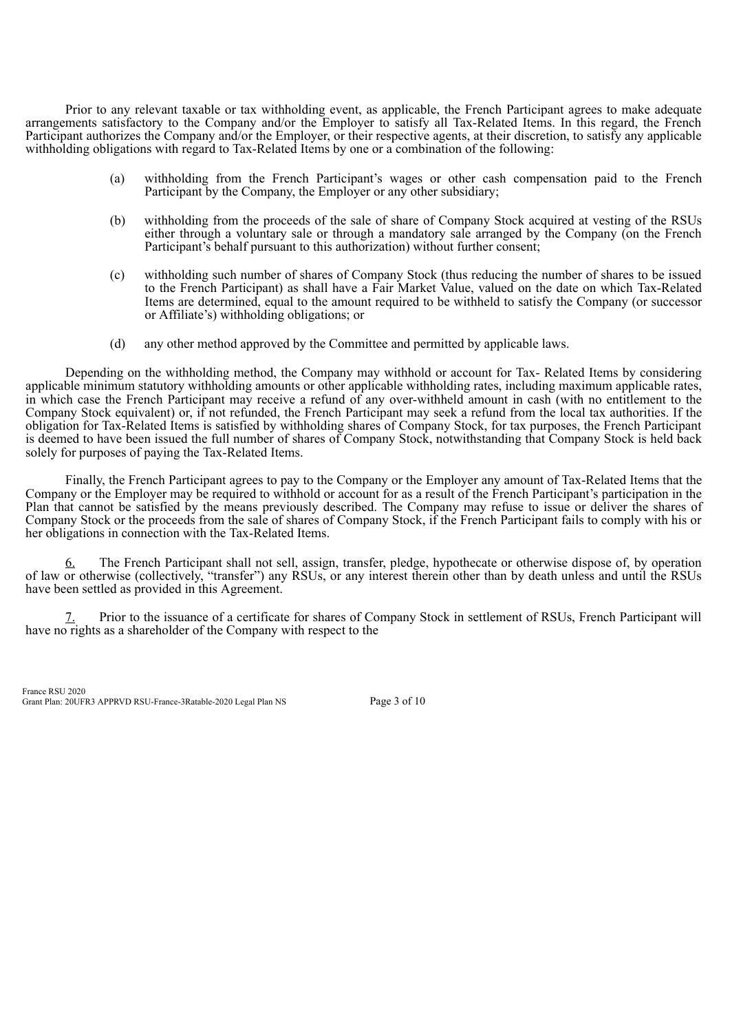Prior to any relevant taxable or tax withholding event, as applicable, the French Participant agrees to make adequate arrangements satisfactory to the Company and/or the Employer to satisfy all Tax-Related Items. In this regard, the French Participant authorizes the Company and/or the Employer, or their respective agents, at their discretion, to satisfy any applicable withholding obligations with regard to Tax-Related Items by one or a combination of the following:

(a) withholding from the French Participant's wages or other cash compensation paid to the French Participant by the Company, the Employer or any other subsidiary;

(b) withholding from the proceeds of the sale of share of Company Stock acquired at vesting of the RSUs either through a voluntary sale or through a mandatory sale arranged by the Company (on the French Participant's behalf pursuant to this authorization) without further consent;

(c) withholding such number of shares of Company Stock (thus reducing the number of shares to be issued to the French Participant) as shall have a Fair Market Value, valued on the date on which Tax-Related Items are determined, equal to the amount required to be withheld to satisfy the Company (or successor or Affiliate's) withholding obligations; or

(d) any other method approved by the Committee and permitted by applicable laws.

Depending on the withholding method, the Company may withhold or account for Tax- Related Items by considering applicable minimum statutory withholding amounts or other applicable withholding rates, including maximum applicable rates, in which case the French Participant may receive a refund of any over-withheld amount in cash (with no entitlement to the Company Stock equivalent) or, if not refunded, the French Participant may seek a refund from the local tax authorities. If the obligation for Tax-Related Items is satisfied by withholding shares of Company Stock, for tax purposes, the French Participant is deemed to have been issued the full number of shares of Company Stock, notwithstanding that Company Stock is held back solely for purposes of paying the Tax-Related Items.

Finally, the French Participant agrees to pay to the Company or the Employer any amount of Tax-Related Items that the Company or the Employer may be required to withhold or account for as a result of the French Participant's participation in the Plan that cannot be satisfied by the means previously described. The Company may refuse to issue or deliver the shares of Company Stock or the proceeds from the sale of shares of Company Stock, if the French Participant fails to comply with his or her obligations in connection with the Tax-Related Items.

6. The French Participant shall not sell, assign, transfer, pledge, hypothecate or otherwise dispose of, by operation of law or otherwise (collectively, "transfer") any RSUs, or any interest therein other than by death unless and until the RSUs have been settled as provided in this Agreement.

7. Prior to the issuance of a certificate for shares of Company Stock in settlement of RSUs, French Participant will have no rights as a shareholder of the Company with respect to the

France RSU 2020
Grant Plan: 20UFR3 APPRVD RSU-France-3Ratable-2020 Legal Plan NS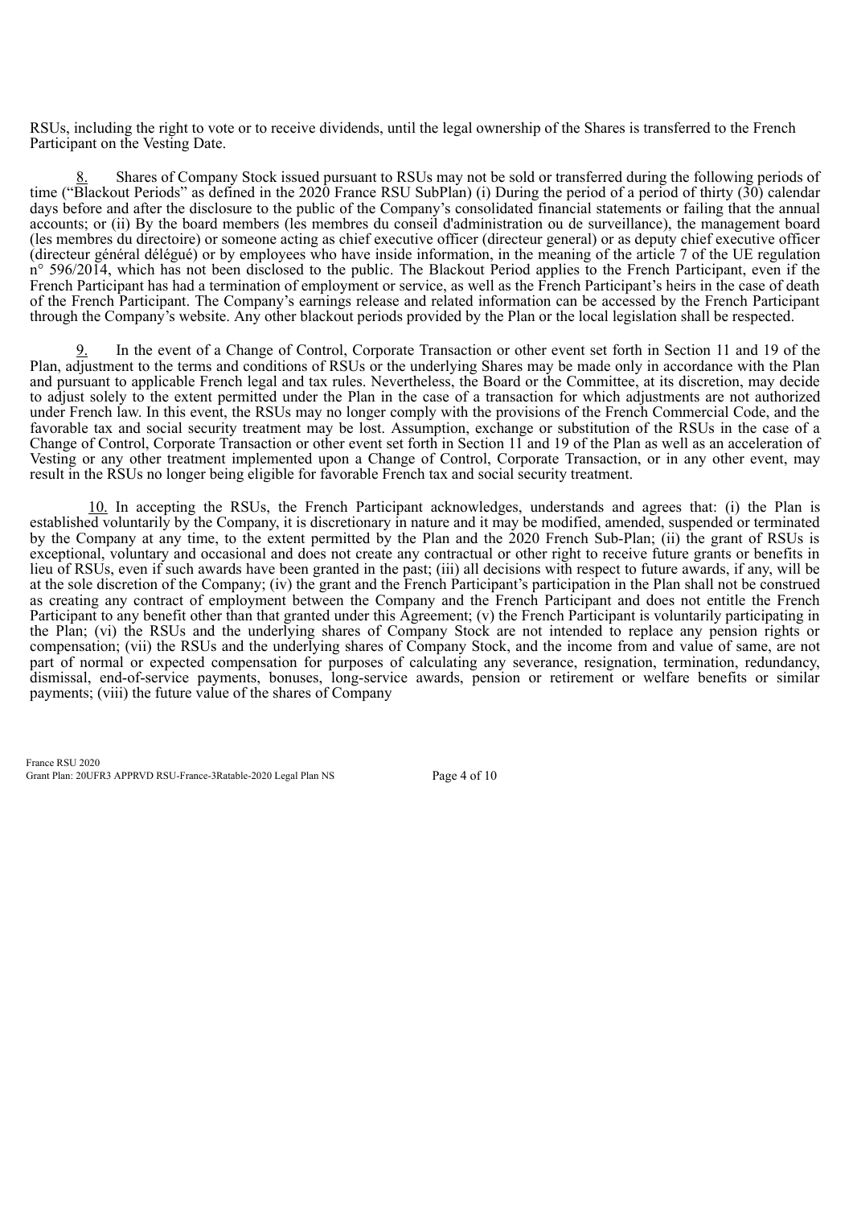RSUs, including the right to vote or to receive dividends, until the legal ownership of the Shares is transferred to the French Participant on the Vesting Date.

8. Shares of Company Stock issued pursuant to RSUs may not be sold or transferred during the following periods of time ("Blackout Periods" as defined in the 2020 France RSU SubPlan) (i) During the period of a period of thirty (30) calendar days before and after the disclosure to the public of the Company's consolidated financial statements or failing that the annual accounts; or (ii) By the board members (les membres du conseil d'administration ou de surveillance), the management board (les membres du directoire) or someone acting as chief executive officer (directeur general) or as deputy chief executive officer (directeur général délégué) or by employees who have inside information, in the meaning of the article 7 of the UE regulation n° 596/2014, which has not been disclosed to the public. The Blackout Period applies to the French Participant, even if the French Participant has had a termination of employment or service, as well as the French Participant's heirs in the case of death of the French Participant. The Company's earnings release and related information can be accessed by the French Participant through the Company's website. Any other blackout periods provided by the Plan or the local legislation shall be respected.

9. In the event of a Change of Control, Corporate Transaction or other event set forth in Section 11 and 19 of the Plan, adjustment to the terms and conditions of RSUs or the underlying Shares may be made only in accordance with the Plan and pursuant to applicable French legal and tax rules. Nevertheless, the Board or the Committee, at its discretion, may decide to adjust solely to the extent permitted under the Plan in the case of a transaction for which adjustments are not authorized under French law. In this event, the RSUs may no longer comply with the provisions of the French Commercial Code, and the favorable tax and social security treatment may be lost. Assumption, exchange or substitution of the RSUs in the case of a Change of Control, Corporate Transaction or other event set forth in Section 11 and 19 of the Plan as well as an acceleration of Vesting or any other treatment implemented upon a Change of Control, Corporate Transaction, or in any other event, may result in the RSUs no longer being eligible for favorable French tax and social security treatment.

10. In accepting the RSUs, the French Participant acknowledges, understands and agrees that: (i) the Plan is established voluntarily by the Company, it is discretionary in nature and it may be modified, amended, suspended or terminated by the Company at any time, to the extent permitted by the Plan and the 2020 French Sub-Plan; (ii) the grant of RSUs is exceptional, voluntary and occasional and does not create any contractual or other right to receive future grants or benefits in lieu of RSUs, even if such awards have been granted in the past; (iii) all decisions with respect to future awards, if any, will be at the sole discretion of the Company; (iv) the grant and the French Participant's participation in the Plan shall not be construed as creating any contract of employment between the Company and the French Participant and does not entitle the French Participant to any benefit other than that granted under this Agreement; (v) the French Participant is voluntarily participating in the Plan; (vi) the RSUs and the underlying shares of Company Stock are not intended to replace any pension rights or compensation; (vii) the RSUs and the underlying shares of Company Stock, and the income from and value of same, are not part of normal or expected compensation for purposes of calculating any severance, resignation, termination, redundancy, dismissal, end-of-service payments, bonuses, long-service awards, pension or retirement or welfare benefits or similar payments; (viii) the future value of the shares of Company

France RSU 2020
Grant Plan: 20UFR3 APPRVD RSU-France-3Ratable-2020 Legal Plan NS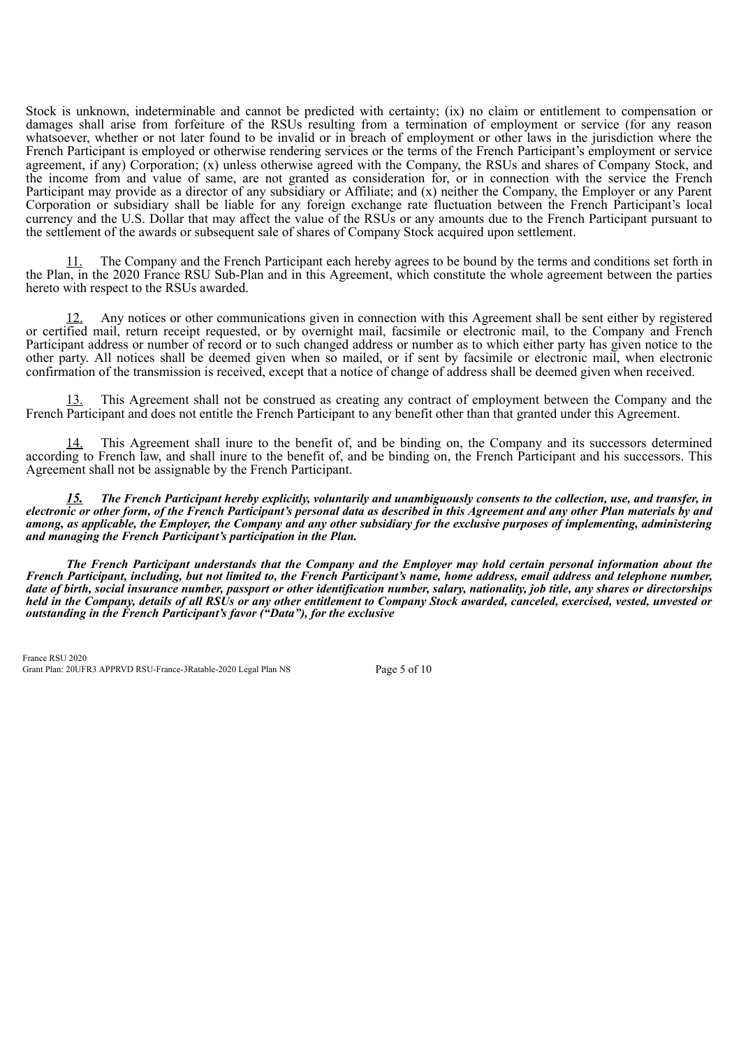Stock is unknown, indeterminable and cannot be predicted with certainty; (ix) no claim or entitlement to compensation or damages shall arise from forfeiture of the RSUs resulting from a termination of employment or service (for any reason whatsoever, whether or not later found to be invalid or in breach of employment or other laws in the jurisdiction where the French Participant is employed or otherwise rendering services or the terms of the French Participant's employment or service agreement, if any) Corporation; (x) unless otherwise agreed with the Company, the RSUs and shares of Company Stock, and the income from and value of same, are not granted as consideration for, or in connection with the service the French Participant may provide as a director of any subsidiary or Affiliate; and (x) neither the Company, the Employer or any Parent Corporation or subsidiary shall be liable for any foreign exchange rate fluctuation between the French Participant's local currency and the U.S. Dollar that may affect the value of the RSUs or any amounts due to the French Participant pursuant to the settlement of the awards or subsequent sale of shares of Company Stock acquired upon settlement.

11. The Company and the French Participant each hereby agrees to be bound by the terms and conditions set forth in the Plan, in the 2020 France RSU Sub-Plan and in this Agreement, which constitute the whole agreement between the parties hereto with respect to the RSUs awarded.

12. Any notices or other communications given in connection with this Agreement shall be sent either by registered or certified mail, return receipt requested, or by overnight mail, facsimile or electronic mail, to the Company and French Participant address or number of record or to such changed address or number as to which either party has given notice to the other party. All notices shall be deemed given when so mailed, or if sent by facsimile or electronic mail, when electronic confirmation of the transmission is received, except that a notice of change of address shall be deemed given when received.

13. This Agreement shall not be construed as creating any contract of employment between the Company and the French Participant and does not entitle the French Participant to any benefit other than that granted under this Agreement.

14. This Agreement shall inure to the benefit of, and be binding on, the Company and its successors determined according to French law, and shall inure to the benefit of, and be binding on, the French Participant and his successors. This Agreement shall not be assignable by the French Participant.

***15. The French Participant hereby explicitly, voluntarily and unambiguously consents to the collection, use, and transfer, in electronic or other form, of the French Participant's personal data as described in this Agreement and any other Plan materials by and among, as applicable, the Employer, the Company and any other subsidiary for the exclusive purposes of implementing, administering and managing the French Participant's participation in the Plan.***

***The French Participant understands that the Company and the Employer may hold certain personal information about the French Participant, including, but not limited to, the French Participant's name, home address, email address and telephone number, date of birth, social insurance number, passport or other identification number, salary, nationality, job title, any shares or directorships held in the Company, details of all RSUs or any other entitlement to Company Stock awarded, canceled, exercised, vested, unvested or outstanding in the French Participant's favor ("Data"), for the exclusive***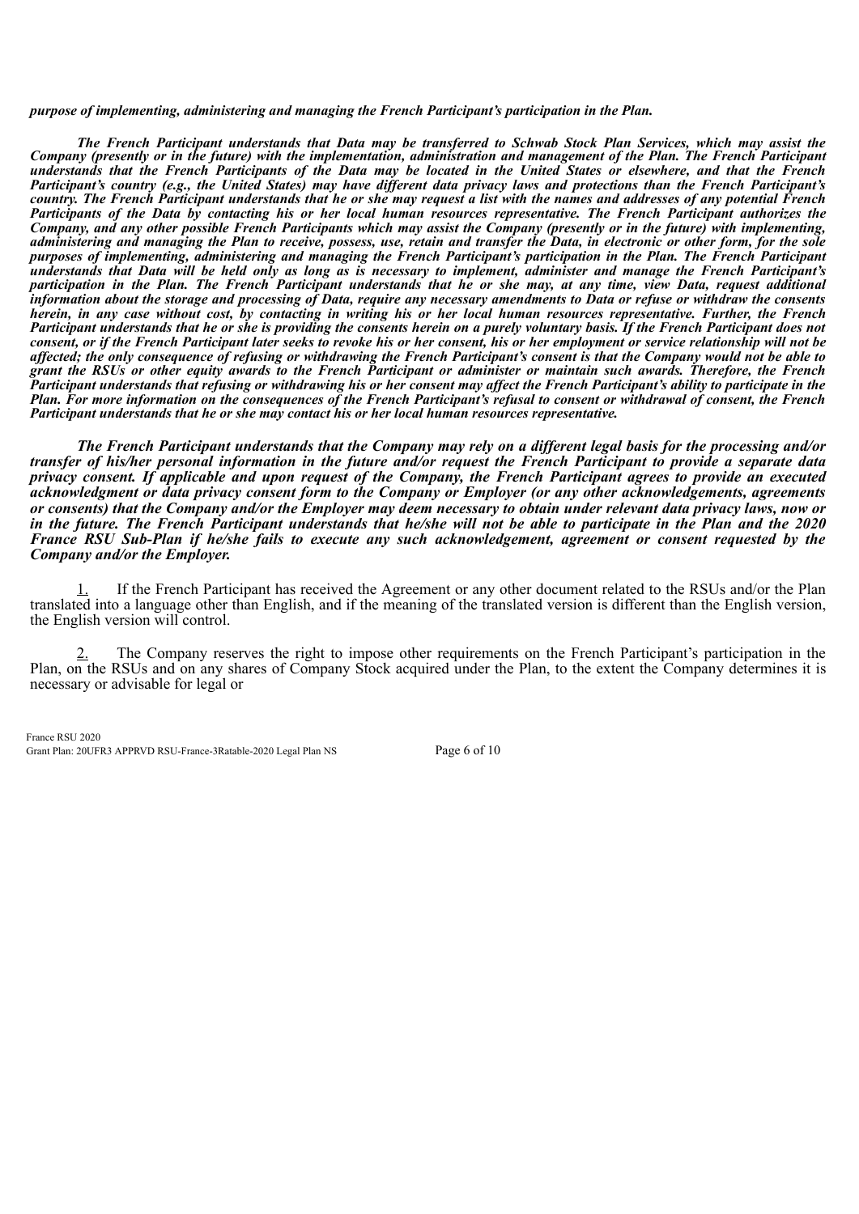***purpose of implementing, administering and managing the French Participant's participation in the Plan.***

***The French Participant understands that Data may be transferred to Schwab Stock Plan Services, which may assist the Company (presently or in the future) with the implementation, administration and management of the Plan. The French Participant understands that the French Participants of the Data may be located in the United States or elsewhere, and that the French Participant's country (e.g., the United States) may have different data privacy laws and protections than the French Participant's country. The French Participant understands that he or she may request a list with the names and addresses of any potential French Participants of the Data by contacting his or her local human resources representative. The French Participant authorizes the Company, and any other possible French Participants which may assist the Company (presently or in the future) with implementing, administering and managing the Plan to receive, possess, use, retain and transfer the Data, in electronic or other form, for the sole purposes of implementing, administering and managing the French Participant's participation in the Plan. The French Participant understands that Data will be held only as long as is necessary to implement, administer and manage the French Participant's participation in the Plan. The French Participant understands that he or she may, at any time, view Data, request additional information about the storage and processing of Data, require any necessary amendments to Data or refuse or withdraw the consents herein, in any case without cost, by contacting in writing his or her local human resources representative. Further, the French Participant understands that he or she is providing the consents herein on a purely voluntary basis. If the French Participant does not consent, or if the French Participant later seeks to revoke his or her consent, his or her employment or service relationship will not be affected; the only consequence of refusing or withdrawing the French Participant's consent is that the Company would not be able to grant the RSUs or other equity awards to the French Participant or administer or maintain such awards. Therefore, the French Participant understands that refusing or withdrawing his or her consent may affect the French Participant's ability to participate in the Plan. For more information on the consequences of the French Participant's refusal to consent or withdrawal of consent, the French Participant understands that he or she may contact his or her local human resources representative.***

***The French Participant understands that the Company may rely on a different legal basis for the processing and/or transfer of his/her personal information in the future and/or request the French Participant to provide a separate data privacy consent. If applicable and upon request of the Company, the French Participant agrees to provide an executed acknowledgment or data privacy consent form to the Company or Employer (or any other acknowledgements, agreements or consents) that the Company and/or the Employer may deem necessary to obtain under relevant data privacy laws, now or in the future. The French Participant understands that he/she will not be able to participate in the Plan and the 2020 France RSU Sub-Plan if he/she fails to execute any such acknowledgement, agreement or consent requested by the Company and/or the Employer.***

1. If the French Participant has received the Agreement or any other document related to the RSUs and/or the Plan translated into a language other than English, and if the meaning of the translated version is different than the English version, the English version will control.

2. The Company reserves the right to impose other requirements on the French Participant's participation in the Plan, on the RSUs and on any shares of Company Stock acquired under the Plan, to the extent the Company determines it is necessary or advisable for legal or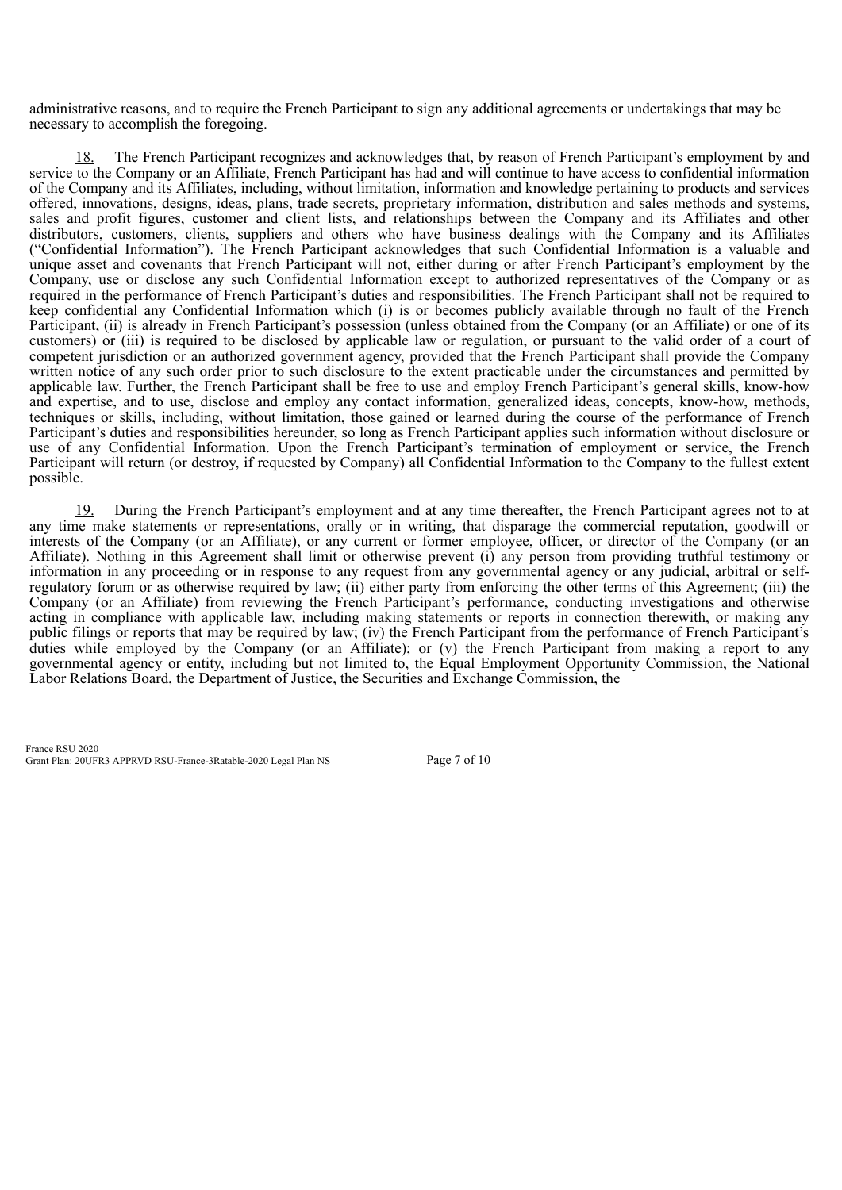administrative reasons, and to require the French Participant to sign any additional agreements or undertakings that may be necessary to accomplish the foregoing.

18. The French Participant recognizes and acknowledges that, by reason of French Participant's employment by and service to the Company or an Affiliate, French Participant has had and will continue to have access to confidential information of the Company and its Affiliates, including, without limitation, information and knowledge pertaining to products and services offered, innovations, designs, ideas, plans, trade secrets, proprietary information, distribution and sales methods and systems, sales and profit figures, customer and client lists, and relationships between the Company and its Affiliates and other distributors, customers, clients, suppliers and others who have business dealings with the Company and its Affiliates ("Confidential Information"). The French Participant acknowledges that such Confidential Information is a valuable and unique asset and covenants that French Participant will not, either during or after French Participant's employment by the Company, use or disclose any such Confidential Information except to authorized representatives of the Company or as required in the performance of French Participant's duties and responsibilities. The French Participant shall not be required to keep confidential any Confidential Information which (i) is or becomes publicly available through no fault of the French Participant, (ii) is already in French Participant's possession (unless obtained from the Company (or an Affiliate) or one of its customers) or (iii) is required to be disclosed by applicable law or regulation, or pursuant to the valid order of a court of competent jurisdiction or an authorized government agency, provided that the French Participant shall provide the Company written notice of any such order prior to such disclosure to the extent practicable under the circumstances and permitted by applicable law. Further, the French Participant shall be free to use and employ French Participant's general skills, know-how and expertise, and to use, disclose and employ any contact information, generalized ideas, concepts, know-how, methods, techniques or skills, including, without limitation, those gained or learned during the course of the performance of French Participant's duties and responsibilities hereunder, so long as French Participant applies such information without disclosure or use of any Confidential Information. Upon the French Participant's termination of employment or service, the French Participant will return (or destroy, if requested by Company) all Confidential Information to the Company to the fullest extent possible.

19. During the French Participant's employment and at any time thereafter, the French Participant agrees not to at any time make statements or representations, orally or in writing, that disparage the commercial reputation, goodwill or interests of the Company (or an Affiliate), or any current or former employee, officer, or director of the Company (or an Affiliate). Nothing in this Agreement shall limit or otherwise prevent (i) any person from providing truthful testimony or information in any proceeding or in response to any request from any governmental agency or any judicial, arbitral or self-regulatory forum or as otherwise required by law; (ii) either party from enforcing the other terms of this Agreement; (iii) the Company (or an Affiliate) from reviewing the French Participant's performance, conducting investigations and otherwise acting in compliance with applicable law, including making statements or reports in connection therewith, or making any public filings or reports that may be required by law; (iv) the French Participant from the performance of French Participant's duties while employed by the Company (or an Affiliate); or (v) the French Participant from making a report to any governmental agency or entity, including but not limited to, the Equal Employment Opportunity Commission, the National Labor Relations Board, the Department of Justice, the Securities and Exchange Commission, the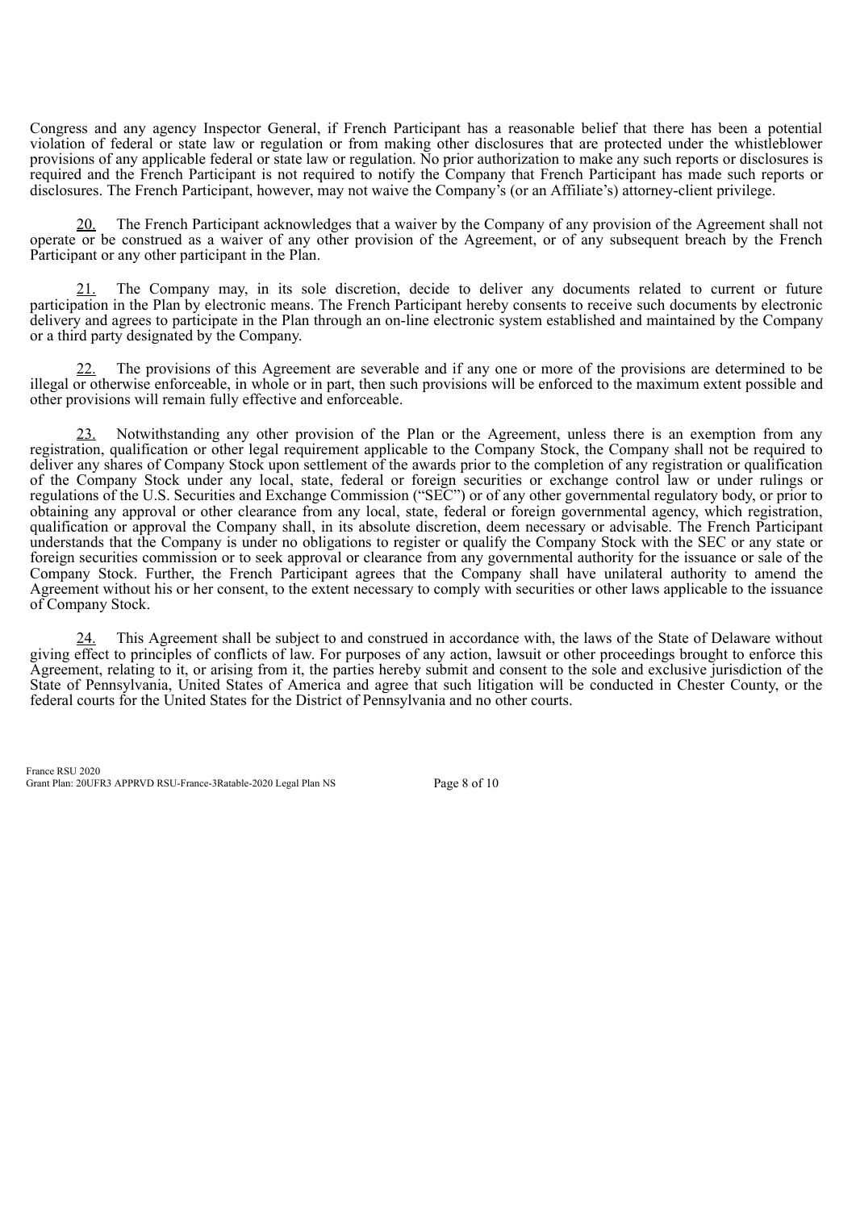Congress and any agency Inspector General, if French Participant has a reasonable belief that there has been a potential violation of federal or state law or regulation or from making other disclosures that are protected under the whistleblower provisions of any applicable federal or state law or regulation. No prior authorization to make any such reports or disclosures is required and the French Participant is not required to notify the Company that French Participant has made such reports or disclosures. The French Participant, however, may not waive the Company's (or an Affiliate's) attorney-client privilege.

20. The French Participant acknowledges that a waiver by the Company of any provision of the Agreement shall not operate or be construed as a waiver of any other provision of the Agreement, or of any subsequent breach by the French Participant or any other participant in the Plan.

21. The Company may, in its sole discretion, decide to deliver any documents related to current or future participation in the Plan by electronic means. The French Participant hereby consents to receive such documents by electronic delivery and agrees to participate in the Plan through an on-line electronic system established and maintained by the Company or a third party designated by the Company.

22. The provisions of this Agreement are severable and if any one or more of the provisions are determined to be illegal or otherwise enforceable, in whole or in part, then such provisions will be enforced to the maximum extent possible and other provisions will remain fully effective and enforceable.

23. Notwithstanding any other provision of the Plan or the Agreement, unless there is an exemption from any registration, qualification or other legal requirement applicable to the Company Stock, the Company shall not be required to deliver any shares of Company Stock upon settlement of the awards prior to the completion of any registration or qualification of the Company Stock under any local, state, federal or foreign securities or exchange control law or under rulings or regulations of the U.S. Securities and Exchange Commission ("SEC") or of any other governmental regulatory body, or prior to obtaining any approval or other clearance from any local, state, federal or foreign governmental agency, which registration, qualification or approval the Company shall, in its absolute discretion, deem necessary or advisable. The French Participant understands that the Company is under no obligations to register or qualify the Company Stock with the SEC or any state or foreign securities commission or to seek approval or clearance from any governmental authority for the issuance or sale of the Company Stock. Further, the French Participant agrees that the Company shall have unilateral authority to amend the Agreement without his or her consent, to the extent necessary to comply with securities or other laws applicable to the issuance of Company Stock.

24. This Agreement shall be subject to and construed in accordance with, the laws of the State of Delaware without giving effect to principles of conflicts of law. For purposes of any action, lawsuit or other proceedings brought to enforce this Agreement, relating to it, or arising from it, the parties hereby submit and consent to the sole and exclusive jurisdiction of the State of Pennsylvania, United States of America and agree that such litigation will be conducted in Chester County, or the federal courts for the United States for the District of Pennsylvania and no other courts.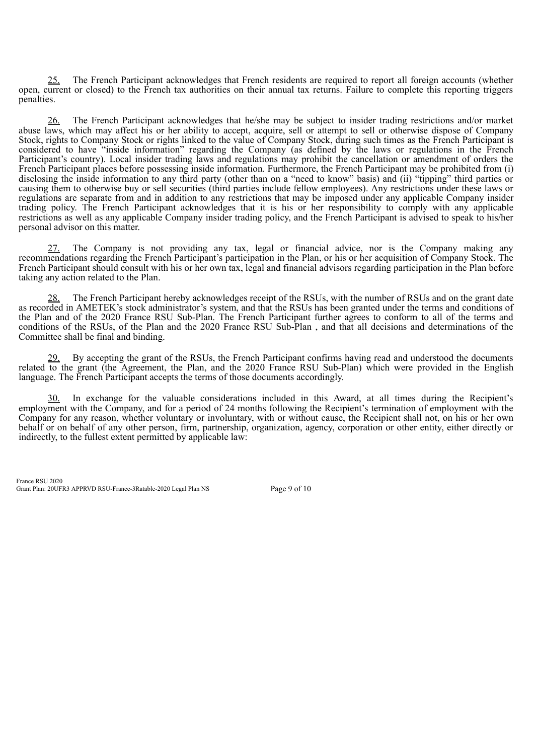25. The French Participant acknowledges that French residents are required to report all foreign accounts (whether open, current or closed) to the French tax authorities on their annual tax returns. Failure to complete this reporting triggers penalties.

26. The French Participant acknowledges that he/she may be subject to insider trading restrictions and/or market abuse laws, which may affect his or her ability to accept, acquire, sell or attempt to sell or otherwise dispose of Company Stock, rights to Company Stock or rights linked to the value of Company Stock, during such times as the French Participant is considered to have "inside information" regarding the Company (as defined by the laws or regulations in the French Participant's country). Local insider trading laws and regulations may prohibit the cancellation or amendment of orders the French Participant places before possessing inside information. Furthermore, the French Participant may be prohibited from (i) disclosing the inside information to any third party (other than on a "need to know" basis) and (ii) "tipping" third parties or causing them to otherwise buy or sell securities (third parties include fellow employees). Any restrictions under these laws or regulations are separate from and in addition to any restrictions that may be imposed under any applicable Company insider trading policy. The French Participant acknowledges that it is his or her responsibility to comply with any applicable restrictions as well as any applicable Company insider trading policy, and the French Participant is advised to speak to his/her personal advisor on this matter.

27. The Company is not providing any tax, legal or financial advice, nor is the Company making any recommendations regarding the French Participant's participation in the Plan, or his or her acquisition of Company Stock. The French Participant should consult with his or her own tax, legal and financial advisors regarding participation in the Plan before taking any action related to the Plan.

28. The French Participant hereby acknowledges receipt of the RSUs, with the number of RSUs and on the grant date as recorded in AMETEK's stock administrator's system, and that the RSUs has been granted under the terms and conditions of the Plan and of the 2020 France RSU Sub-Plan. The French Participant further agrees to conform to all of the terms and conditions of the RSUs, of the Plan and the 2020 France RSU Sub-Plan , and that all decisions and determinations of the Committee shall be final and binding.

29. By accepting the grant of the RSUs, the French Participant confirms having read and understood the documents related to the grant (the Agreement, the Plan, and the 2020 France RSU Sub-Plan) which were provided in the English language. The French Participant accepts the terms of those documents accordingly.

30. In exchange for the valuable considerations included in this Award, at all times during the Recipient's employment with the Company, and for a period of 24 months following the Recipient's termination of employment with the Company for any reason, whether voluntary or involuntary, with or without cause, the Recipient shall not, on his or her own behalf or on behalf of any other person, firm, partnership, organization, agency, corporation or other entity, either directly or indirectly, to the fullest extent permitted by applicable law: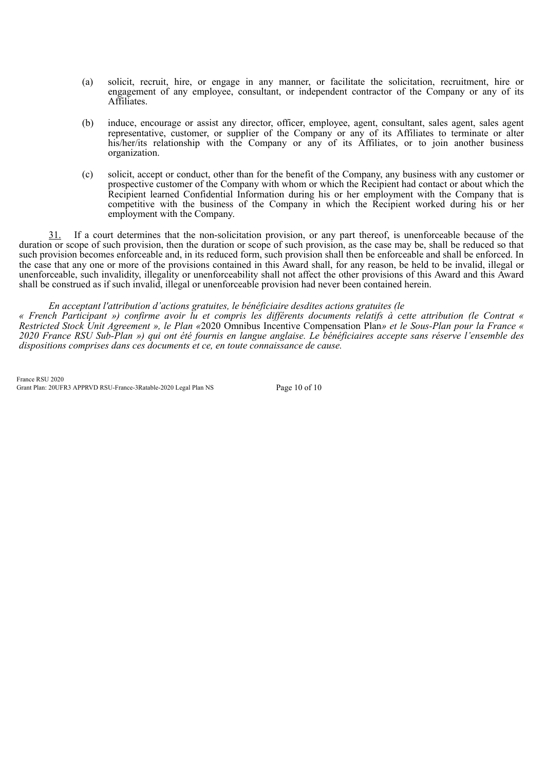(a) solicit, recruit, hire, or engage in any manner, or facilitate the solicitation, recruitment, hire or engagement of any employee, consultant, or independent contractor of the Company or any of its Affiliates.

(b) induce, encourage or assist any director, officer, employee, agent, consultant, sales agent, sales agent representative, customer, or supplier of the Company or any of its Affiliates to terminate or alter his/her/its relationship with the Company or any of its Affiliates, or to join another business organization.

(c) solicit, accept or conduct, other than for the benefit of the Company, any business with any customer or prospective customer of the Company with whom or which the Recipient had contact or about which the Recipient learned Confidential Information during his or her employment with the Company that is competitive with the business of the Company in which the Recipient worked during his or her employment with the Company.

31. If a court determines that the non-solicitation provision, or any part thereof, is unenforceable because of the duration or scope of such provision, then the duration or scope of such provision, as the case may be, shall be reduced so that such provision becomes enforceable and, in its reduced form, such provision shall then be enforceable and shall be enforced. In the case that any one or more of the provisions contained in this Award shall, for any reason, be held to be invalid, illegal or unenforceable, such invalidity, illegality or unenforceability shall not affect the other provisions of this Award and this Award shall be construed as if such invalid, illegal or unenforceable provision had never been contained herein.

*En acceptant l'attribution d'actions gratuites, le bénéficiaire desdites actions gratuites (le « French Participant ») confirme avoir lu et compris les différents documents relatifs à cette attribution (le Contrat « Restricted Stock Unit Agreement », le Plan «*2020 Omnibus Incentive Compensation Plan*» et le Sous-Plan pour la France « 2020 France RSU Sub-Plan ») qui ont été fournis en langue anglaise. Le bénéficiaires accepte sans réserve l'ensemble des dispositions comprises dans ces documents et ce, en toute connaissance de cause.*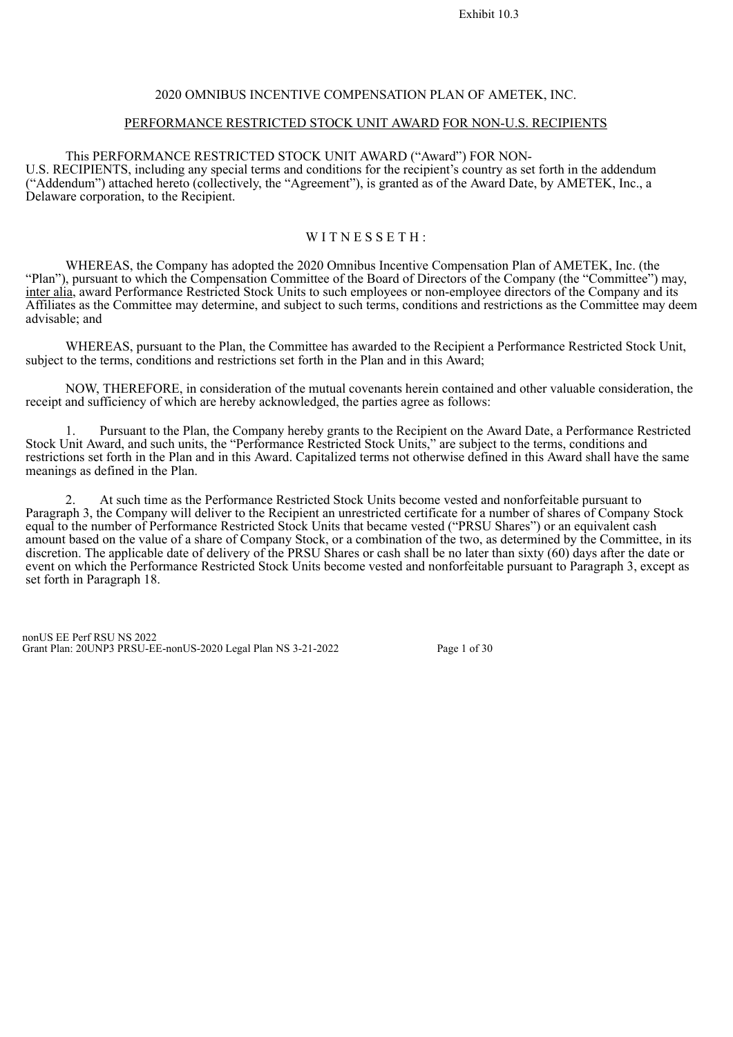Exhibit 10.3

# 2020 OMNIBUS INCENTIVE COMPENSATION PLAN OF AMETEK, INC.

## PERFORMANCE RESTRICTED STOCK UNIT AWARD FOR NON-U.S. RECIPIENTS

This PERFORMANCE RESTRICTED STOCK UNIT AWARD ("Award") FOR NON-U.S. RECIPIENTS, including any special terms and conditions for the recipient's country as set forth in the addendum ("Addendum") attached hereto (collectively, the "Agreement"), is granted as of the Award Date, by AMETEK, Inc., a Delaware corporation, to the Recipient.

W I T N E S S E T H :

WHEREAS, the Company has adopted the 2020 Omnibus Incentive Compensation Plan of AMETEK, Inc. (the "Plan"), pursuant to which the Compensation Committee of the Board of Directors of the Company (the "Committee") may, inter alia, award Performance Restricted Stock Units to such employees or non-employee directors of the Company and its Affiliates as the Committee may determine, and subject to such terms, conditions and restrictions as the Committee may deem advisable; and

WHEREAS, pursuant to the Plan, the Committee has awarded to the Recipient a Performance Restricted Stock Unit, subject to the terms, conditions and restrictions set forth in the Plan and in this Award;

NOW, THEREFORE, in consideration of the mutual covenants herein contained and other valuable consideration, the receipt and sufficiency of which are hereby acknowledged, the parties agree as follows:

1. Pursuant to the Plan, the Company hereby grants to the Recipient on the Award Date, a Performance Restricted Stock Unit Award, and such units, the "Performance Restricted Stock Units," are subject to the terms, conditions and restrictions set forth in the Plan and in this Award. Capitalized terms not otherwise defined in this Award shall have the same meanings as defined in the Plan.

2. At such time as the Performance Restricted Stock Units become vested and nonforfeitable pursuant to Paragraph 3, the Company will deliver to the Recipient an unrestricted certificate for a number of shares of Company Stock equal to the number of Performance Restricted Stock Units that became vested ("PRSU Shares") or an equivalent cash amount based on the value of a share of Company Stock, or a combination of the two, as determined by the Committee, in its discretion. The applicable date of delivery of the PRSU Shares or cash shall be no later than sixty (60) days after the date or event on which the Performance Restricted Stock Units become vested and nonforfeitable pursuant to Paragraph 3, except as set forth in Paragraph 18.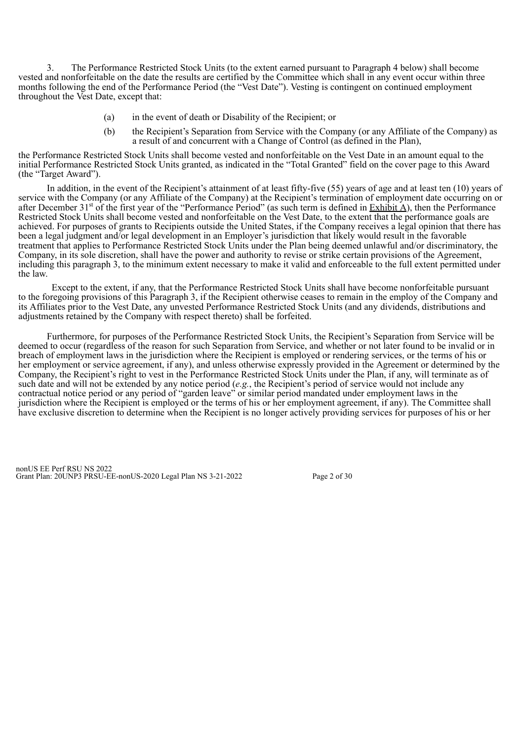3. The Performance Restricted Stock Units (to the extent earned pursuant to Paragraph 4 below) shall become vested and nonforfeitable on the date the results are certified by the Committee which shall in any event occur within three months following the end of the Performance Period (the "Vest Date"). Vesting is contingent on continued employment throughout the Vest Date, except that:

(a) in the event of death or Disability of the Recipient; or

(b) the Recipient's Separation from Service with the Company (or any Affiliate of the Company) as a result of and concurrent with a Change of Control (as defined in the Plan),

the Performance Restricted Stock Units shall become vested and nonforfeitable on the Vest Date in an amount equal to the initial Performance Restricted Stock Units granted, as indicated in the "Total Granted" field on the cover page to this Award (the "Target Award").

In addition, in the event of the Recipient's attainment of at least fifty-five (55) years of age and at least ten (10) years of service with the Company (or any Affiliate of the Company) at the Recipient's termination of employment date occurring on or after December 31st of the first year of the "Performance Period" (as such term is defined in Exhibit A), then the Performance Restricted Stock Units shall become vested and nonforfeitable on the Vest Date, to the extent that the performance goals are achieved. For purposes of grants to Recipients outside the United States, if the Company receives a legal opinion that there has been a legal judgment and/or legal development in an Employer's jurisdiction that likely would result in the favorable treatment that applies to Performance Restricted Stock Units under the Plan being deemed unlawful and/or discriminatory, the Company, in its sole discretion, shall have the power and authority to revise or strike certain provisions of the Agreement, including this paragraph 3, to the minimum extent necessary to make it valid and enforceable to the full extent permitted under the law.

Except to the extent, if any, that the Performance Restricted Stock Units shall have become nonforfeitable pursuant to the foregoing provisions of this Paragraph 3, if the Recipient otherwise ceases to remain in the employ of the Company and its Affiliates prior to the Vest Date, any unvested Performance Restricted Stock Units (and any dividends, distributions and adjustments retained by the Company with respect thereto) shall be forfeited.

Furthermore, for purposes of the Performance Restricted Stock Units, the Recipient's Separation from Service will be deemed to occur (regardless of the reason for such Separation from Service, and whether or not later found to be invalid or in breach of employment laws in the jurisdiction where the Recipient is employed or rendering services, or the terms of his or her employment or service agreement, if any), and unless otherwise expressly provided in the Agreement or determined by the Company, the Recipient's right to vest in the Performance Restricted Stock Units under the Plan, if any, will terminate as of such date and will not be extended by any notice period (*e.g.*, the Recipient's period of service would not include any contractual notice period or any period of "garden leave" or similar period mandated under employment laws in the jurisdiction where the Recipient is employed or the terms of his or her employment agreement, if any). The Committee shall have exclusive discretion to determine when the Recipient is no longer actively providing services for purposes of his or her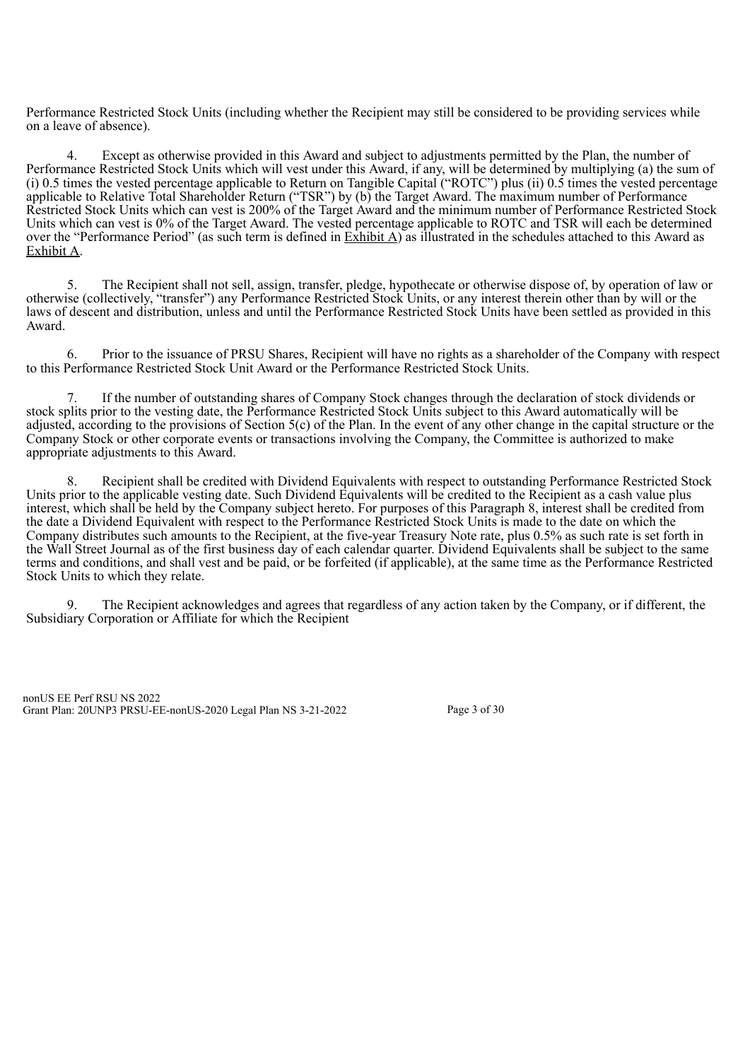Performance Restricted Stock Units (including whether the Recipient may still be considered to be providing services while on a leave of absence).

4. Except as otherwise provided in this Award and subject to adjustments permitted by the Plan, the number of Performance Restricted Stock Units which will vest under this Award, if any, will be determined by multiplying (a) the sum of (i) 0.5 times the vested percentage applicable to Return on Tangible Capital ("ROTC") plus (ii) 0.5 times the vested percentage applicable to Relative Total Shareholder Return ("TSR") by (b) the Target Award. The maximum number of Performance Restricted Stock Units which can vest is 200% of the Target Award and the minimum number of Performance Restricted Stock Units which can vest is 0% of the Target Award. The vested percentage applicable to ROTC and TSR will each be determined over the "Performance Period" (as such term is defined in Exhibit A) as illustrated in the schedules attached to this Award as Exhibit A.

5. The Recipient shall not sell, assign, transfer, pledge, hypothecate or otherwise dispose of, by operation of law or otherwise (collectively, "transfer") any Performance Restricted Stock Units, or any interest therein other than by will or the laws of descent and distribution, unless and until the Performance Restricted Stock Units have been settled as provided in this Award.

6. Prior to the issuance of PRSU Shares, Recipient will have no rights as a shareholder of the Company with respect to this Performance Restricted Stock Unit Award or the Performance Restricted Stock Units.

7. If the number of outstanding shares of Company Stock changes through the declaration of stock dividends or stock splits prior to the vesting date, the Performance Restricted Stock Units subject to this Award automatically will be adjusted, according to the provisions of Section 5(c) of the Plan. In the event of any other change in the capital structure or the Company Stock or other corporate events or transactions involving the Company, the Committee is authorized to make appropriate adjustments to this Award.

8. Recipient shall be credited with Dividend Equivalents with respect to outstanding Performance Restricted Stock Units prior to the applicable vesting date. Such Dividend Equivalents will be credited to the Recipient as a cash value plus interest, which shall be held by the Company subject hereto. For purposes of this Paragraph 8, interest shall be credited from the date a Dividend Equivalent with respect to the Performance Restricted Stock Units is made to the date on which the Company distributes such amounts to the Recipient, at the five-year Treasury Note rate, plus 0.5% as such rate is set forth in the Wall Street Journal as of the first business day of each calendar quarter. Dividend Equivalents shall be subject to the same terms and conditions, and shall vest and be paid, or be forfeited (if applicable), at the same time as the Performance Restricted Stock Units to which they relate.

9. The Recipient acknowledges and agrees that regardless of any action taken by the Company, or if different, the Subsidiary Corporation or Affiliate for which the Recipient

nonUS EE Perf RSU NS 2022
Grant Plan: 20UNP3 PRSU-EE-nonUS-2020 Legal Plan NS 3-21-2022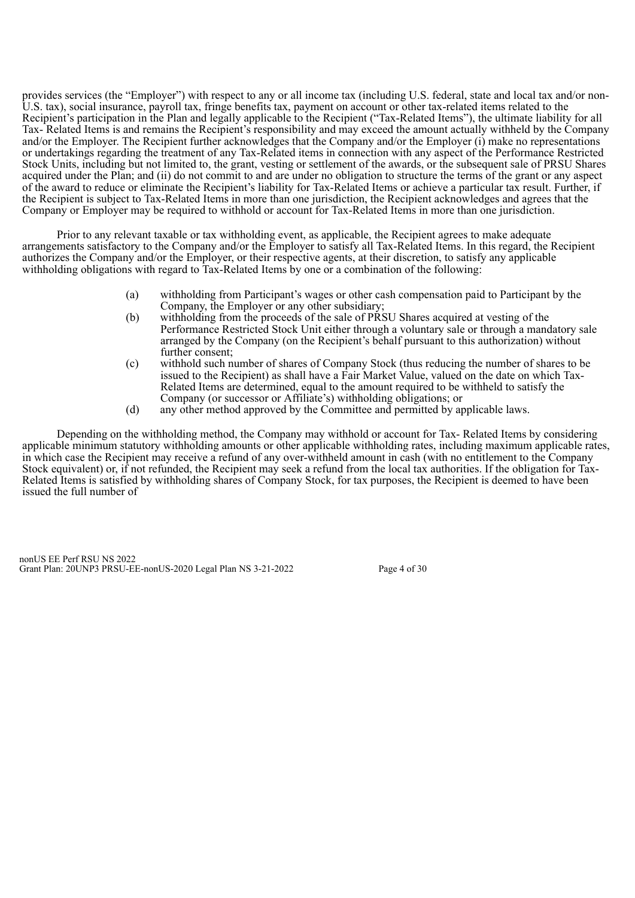provides services (the "Employer") with respect to any or all income tax (including U.S. federal, state and local tax and/or non-U.S. tax), social insurance, payroll tax, fringe benefits tax, payment on account or other tax-related items related to the Recipient's participation in the Plan and legally applicable to the Recipient ("Tax-Related Items"), the ultimate liability for all Tax- Related Items is and remains the Recipient's responsibility and may exceed the amount actually withheld by the Company and/or the Employer. The Recipient further acknowledges that the Company and/or the Employer (i) make no representations or undertakings regarding the treatment of any Tax-Related items in connection with any aspect of the Performance Restricted Stock Units, including but not limited to, the grant, vesting or settlement of the awards, or the subsequent sale of PRSU Shares acquired under the Plan; and (ii) do not commit to and are under no obligation to structure the terms of the grant or any aspect of the award to reduce or eliminate the Recipient's liability for Tax-Related Items or achieve a particular tax result. Further, if the Recipient is subject to Tax-Related Items in more than one jurisdiction, the Recipient acknowledges and agrees that the Company or Employer may be required to withhold or account for Tax-Related Items in more than one jurisdiction.

Prior to any relevant taxable or tax withholding event, as applicable, the Recipient agrees to make adequate arrangements satisfactory to the Company and/or the Employer to satisfy all Tax-Related Items. In this regard, the Recipient authorizes the Company and/or the Employer, or their respective agents, at their discretion, to satisfy any applicable withholding obligations with regard to Tax-Related Items by one or a combination of the following:

(a) withholding from Participant's wages or other cash compensation paid to Participant by the Company, the Employer or any other subsidiary;
(b) withholding from the proceeds of the sale of PRSU Shares acquired at vesting of the Performance Restricted Stock Unit either through a voluntary sale or through a mandatory sale arranged by the Company (on the Recipient's behalf pursuant to this authorization) without further consent;
(c) withhold such number of shares of Company Stock (thus reducing the number of shares to be issued to the Recipient) as shall have a Fair Market Value, valued on the date on which Tax-Related Items are determined, equal to the amount required to be withheld to satisfy the Company (or successor or Affiliate's) withholding obligations; or
(d) any other method approved by the Committee and permitted by applicable laws.

Depending on the withholding method, the Company may withhold or account for Tax- Related Items by considering applicable minimum statutory withholding amounts or other applicable withholding rates, including maximum applicable rates, in which case the Recipient may receive a refund of any over-withheld amount in cash (with no entitlement to the Company Stock equivalent) or, if not refunded, the Recipient may seek a refund from the local tax authorities. If the obligation for Tax-Related Items is satisfied by withholding shares of Company Stock, for tax purposes, the Recipient is deemed to have been issued the full number of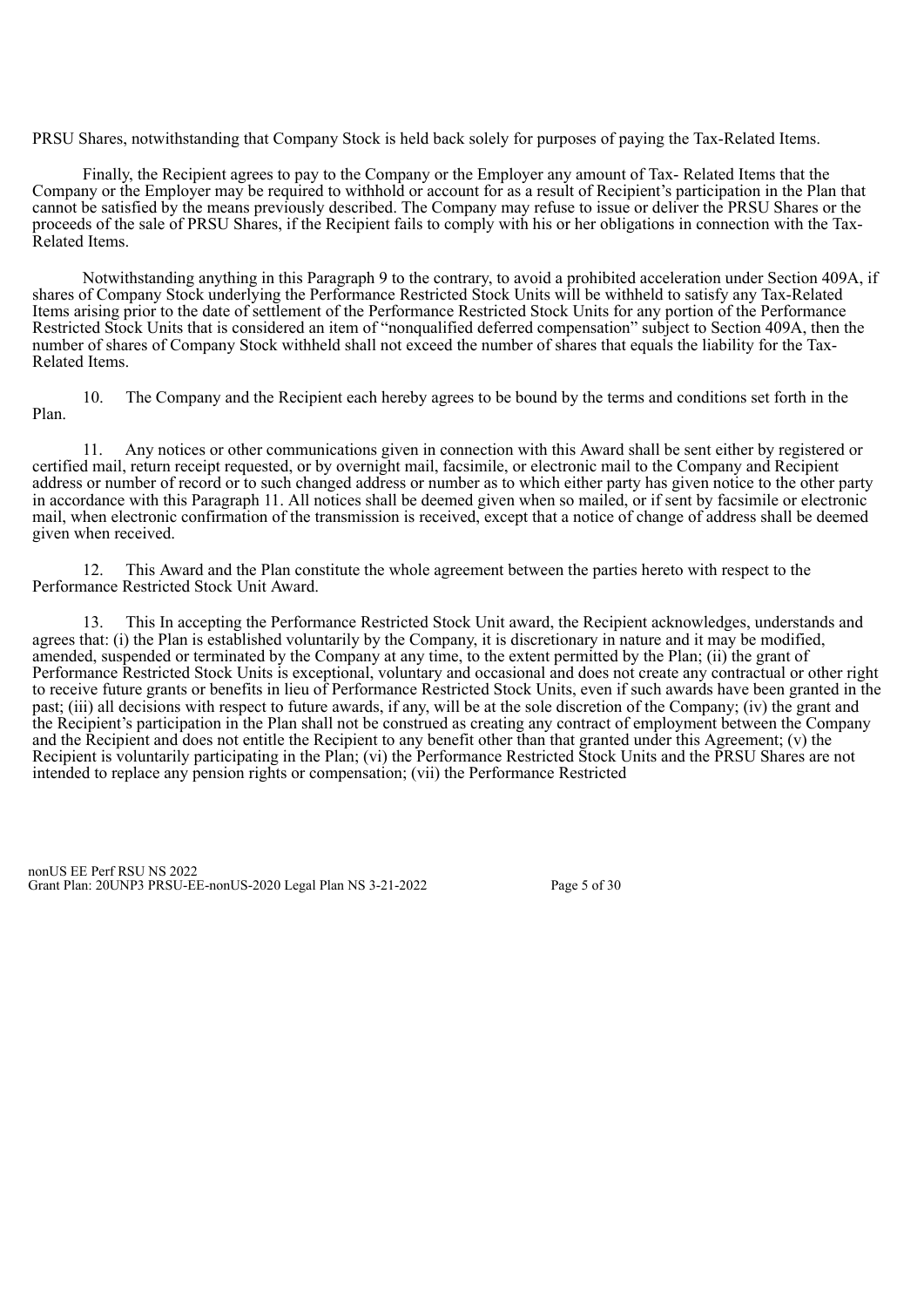PRSU Shares, notwithstanding that Company Stock is held back solely for purposes of paying the Tax-Related Items.

Finally, the Recipient agrees to pay to the Company or the Employer any amount of Tax- Related Items that the Company or the Employer may be required to withhold or account for as a result of Recipient's participation in the Plan that cannot be satisfied by the means previously described. The Company may refuse to issue or deliver the PRSU Shares or the proceeds of the sale of PRSU Shares, if the Recipient fails to comply with his or her obligations in connection with the Tax-Related Items.

Notwithstanding anything in this Paragraph 9 to the contrary, to avoid a prohibited acceleration under Section 409A, if shares of Company Stock underlying the Performance Restricted Stock Units will be withheld to satisfy any Tax-Related Items arising prior to the date of settlement of the Performance Restricted Stock Units for any portion of the Performance Restricted Stock Units that is considered an item of "nonqualified deferred compensation" subject to Section 409A, then the number of shares of Company Stock withheld shall not exceed the number of shares that equals the liability for the Tax-Related Items.

10. The Company and the Recipient each hereby agrees to be bound by the terms and conditions set forth in the Plan.

11. Any notices or other communications given in connection with this Award shall be sent either by registered or certified mail, return receipt requested, or by overnight mail, facsimile, or electronic mail to the Company and Recipient address or number of record or to such changed address or number as to which either party has given notice to the other party in accordance with this Paragraph 11. All notices shall be deemed given when so mailed, or if sent by facsimile or electronic mail, when electronic confirmation of the transmission is received, except that a notice of change of address shall be deemed given when received.

12. This Award and the Plan constitute the whole agreement between the parties hereto with respect to the Performance Restricted Stock Unit Award.

13. This In accepting the Performance Restricted Stock Unit award, the Recipient acknowledges, understands and agrees that: (i) the Plan is established voluntarily by the Company, it is discretionary in nature and it may be modified, amended, suspended or terminated by the Company at any time, to the extent permitted by the Plan; (ii) the grant of Performance Restricted Stock Units is exceptional, voluntary and occasional and does not create any contractual or other right to receive future grants or benefits in lieu of Performance Restricted Stock Units, even if such awards have been granted in the past; (iii) all decisions with respect to future awards, if any, will be at the sole discretion of the Company; (iv) the grant and the Recipient's participation in the Plan shall not be construed as creating any contract of employment between the Company and the Recipient and does not entitle the Recipient to any benefit other than that granted under this Agreement; (v) the Recipient is voluntarily participating in the Plan; (vi) the Performance Restricted Stock Units and the PRSU Shares are not intended to replace any pension rights or compensation; (vii) the Performance Restricted

nonUS EE Perf RSU NS 2022
Grant Plan: 20UNP3 PRSU-EE-nonUS-2020 Legal Plan NS 3-21-2022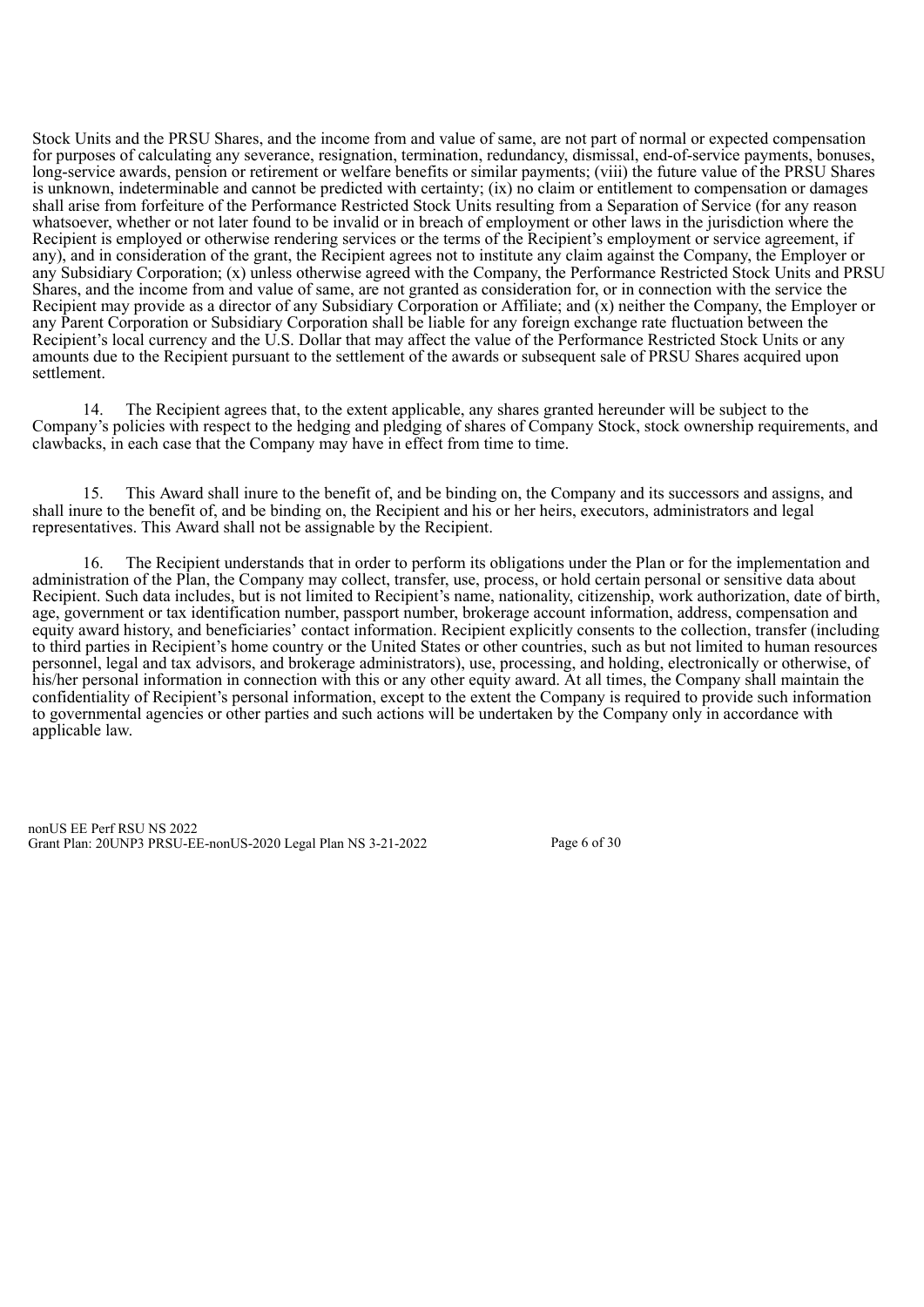Stock Units and the PRSU Shares, and the income from and value of same, are not part of normal or expected compensation for purposes of calculating any severance, resignation, termination, redundancy, dismissal, end-of-service payments, bonuses, long-service awards, pension or retirement or welfare benefits or similar payments; (viii) the future value of the PRSU Shares is unknown, indeterminable and cannot be predicted with certainty; (ix) no claim or entitlement to compensation or damages shall arise from forfeiture of the Performance Restricted Stock Units resulting from a Separation of Service (for any reason whatsoever, whether or not later found to be invalid or in breach of employment or other laws in the jurisdiction where the Recipient is employed or otherwise rendering services or the terms of the Recipient's employment or service agreement, if any), and in consideration of the grant, the Recipient agrees not to institute any claim against the Company, the Employer or any Subsidiary Corporation; (x) unless otherwise agreed with the Company, the Performance Restricted Stock Units and PRSU Shares, and the income from and value of same, are not granted as consideration for, or in connection with the service the Recipient may provide as a director of any Subsidiary Corporation or Affiliate; and (x) neither the Company, the Employer or any Parent Corporation or Subsidiary Corporation shall be liable for any foreign exchange rate fluctuation between the Recipient's local currency and the U.S. Dollar that may affect the value of the Performance Restricted Stock Units or any amounts due to the Recipient pursuant to the settlement of the awards or subsequent sale of PRSU Shares acquired upon settlement.

14. The Recipient agrees that, to the extent applicable, any shares granted hereunder will be subject to the Company's policies with respect to the hedging and pledging of shares of Company Stock, stock ownership requirements, and clawbacks, in each case that the Company may have in effect from time to time.

15. This Award shall inure to the benefit of, and be binding on, the Company and its successors and assigns, and shall inure to the benefit of, and be binding on, the Recipient and his or her heirs, executors, administrators and legal representatives. This Award shall not be assignable by the Recipient.

16. The Recipient understands that in order to perform its obligations under the Plan or for the implementation and administration of the Plan, the Company may collect, transfer, use, process, or hold certain personal or sensitive data about Recipient. Such data includes, but is not limited to Recipient's name, nationality, citizenship, work authorization, date of birth, age, government or tax identification number, passport number, brokerage account information, address, compensation and equity award history, and beneficiaries' contact information. Recipient explicitly consents to the collection, transfer (including to third parties in Recipient's home country or the United States or other countries, such as but not limited to human resources personnel, legal and tax advisors, and brokerage administrators), use, processing, and holding, electronically or otherwise, of his/her personal information in connection with this or any other equity award. At all times, the Company shall maintain the confidentiality of Recipient's personal information, except to the extent the Company is required to provide such information to governmental agencies or other parties and such actions will be undertaken by the Company only in accordance with applicable law.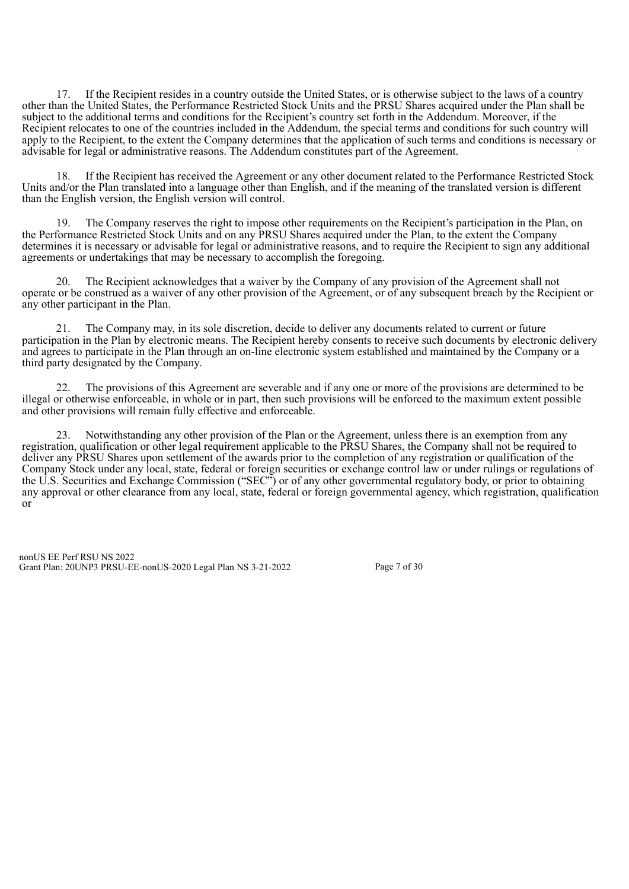17. If the Recipient resides in a country outside the United States, or is otherwise subject to the laws of a country other than the United States, the Performance Restricted Stock Units and the PRSU Shares acquired under the Plan shall be subject to the additional terms and conditions for the Recipient's country set forth in the Addendum. Moreover, if the Recipient relocates to one of the countries included in the Addendum, the special terms and conditions for such country will apply to the Recipient, to the extent the Company determines that the application of such terms and conditions is necessary or advisable for legal or administrative reasons. The Addendum constitutes part of the Agreement.

18. If the Recipient has received the Agreement or any other document related to the Performance Restricted Stock Units and/or the Plan translated into a language other than English, and if the meaning of the translated version is different than the English version, the English version will control.

19. The Company reserves the right to impose other requirements on the Recipient's participation in the Plan, on the Performance Restricted Stock Units and on any PRSU Shares acquired under the Plan, to the extent the Company determines it is necessary or advisable for legal or administrative reasons, and to require the Recipient to sign any additional agreements or undertakings that may be necessary to accomplish the foregoing.

20. The Recipient acknowledges that a waiver by the Company of any provision of the Agreement shall not operate or be construed as a waiver of any other provision of the Agreement, or of any subsequent breach by the Recipient or any other participant in the Plan.

21. The Company may, in its sole discretion, decide to deliver any documents related to current or future participation in the Plan by electronic means. The Recipient hereby consents to receive such documents by electronic delivery and agrees to participate in the Plan through an on-line electronic system established and maintained by the Company or a third party designated by the Company.

22. The provisions of this Agreement are severable and if any one or more of the provisions are determined to be illegal or otherwise enforceable, in whole or in part, then such provisions will be enforced to the maximum extent possible and other provisions will remain fully effective and enforceable.

23. Notwithstanding any other provision of the Plan or the Agreement, unless there is an exemption from any registration, qualification or other legal requirement applicable to the PRSU Shares, the Company shall not be required to deliver any PRSU Shares upon settlement of the awards prior to the completion of any registration or qualification of the Company Stock under any local, state, federal or foreign securities or exchange control law or under rulings or regulations of the U.S. Securities and Exchange Commission ("SEC") or of any other governmental regulatory body, or prior to obtaining any approval or other clearance from any local, state, federal or foreign governmental agency, which registration, qualification or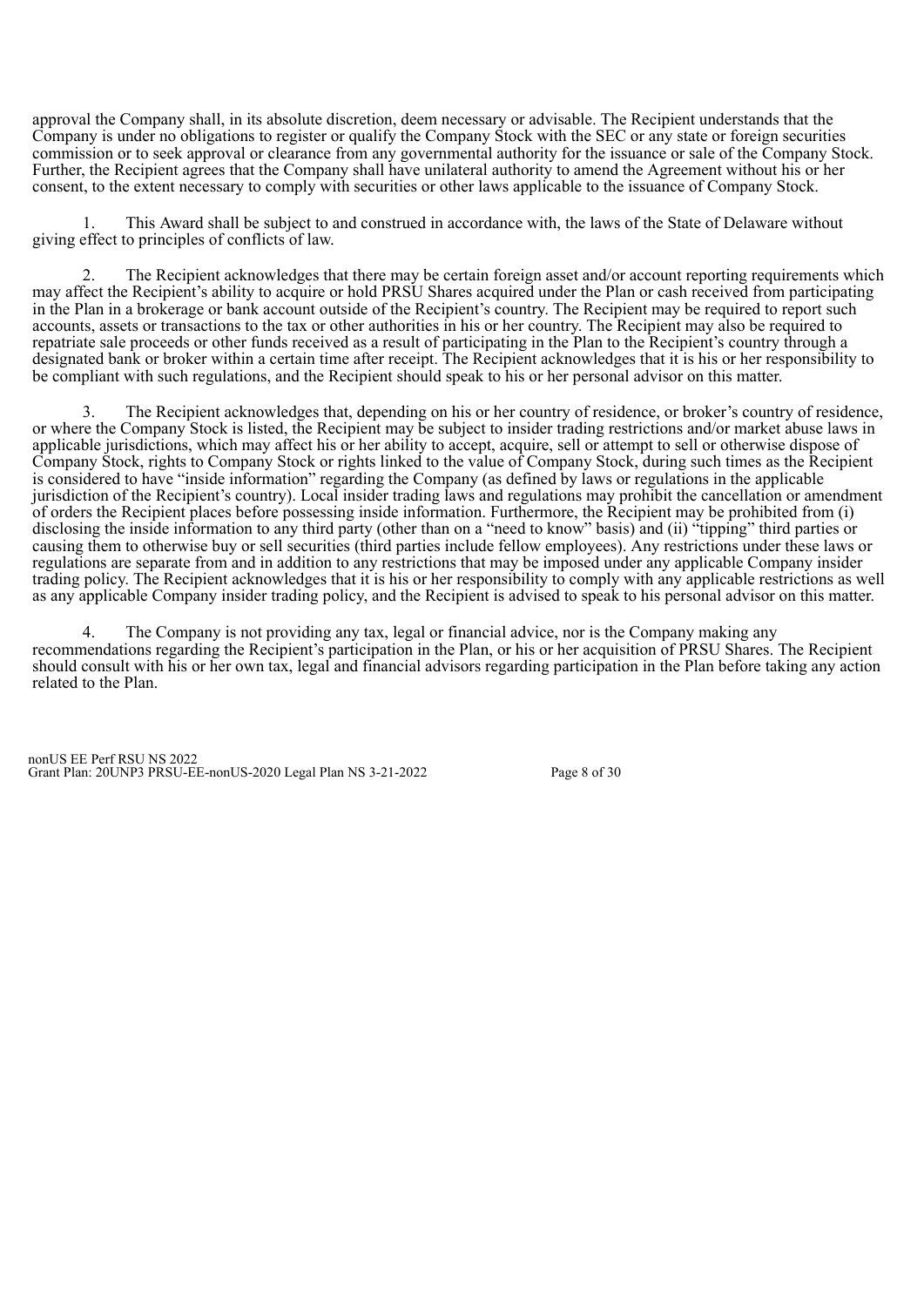approval the Company shall, in its absolute discretion, deem necessary or advisable. The Recipient understands that the Company is under no obligations to register or qualify the Company Stock with the SEC or any state or foreign securities commission or to seek approval or clearance from any governmental authority for the issuance or sale of the Company Stock. Further, the Recipient agrees that the Company shall have unilateral authority to amend the Agreement without his or her consent, to the extent necessary to comply with securities or other laws applicable to the issuance of Company Stock.

1. This Award shall be subject to and construed in accordance with, the laws of the State of Delaware without giving effect to principles of conflicts of law.

2. The Recipient acknowledges that there may be certain foreign asset and/or account reporting requirements which may affect the Recipient's ability to acquire or hold PRSU Shares acquired under the Plan or cash received from participating in the Plan in a brokerage or bank account outside of the Recipient's country. The Recipient may be required to report such accounts, assets or transactions to the tax or other authorities in his or her country. The Recipient may also be required to repatriate sale proceeds or other funds received as a result of participating in the Plan to the Recipient's country through a designated bank or broker within a certain time after receipt. The Recipient acknowledges that it is his or her responsibility to be compliant with such regulations, and the Recipient should speak to his or her personal advisor on this matter.

3. The Recipient acknowledges that, depending on his or her country of residence, or broker's country of residence, or where the Company Stock is listed, the Recipient may be subject to insider trading restrictions and/or market abuse laws in applicable jurisdictions, which may affect his or her ability to accept, acquire, sell or attempt to sell or otherwise dispose of Company Stock, rights to Company Stock or rights linked to the value of Company Stock, during such times as the Recipient is considered to have "inside information" regarding the Company (as defined by laws or regulations in the applicable jurisdiction of the Recipient's country). Local insider trading laws and regulations may prohibit the cancellation or amendment of orders the Recipient places before possessing inside information. Furthermore, the Recipient may be prohibited from (i) disclosing the inside information to any third party (other than on a "need to know" basis) and (ii) "tipping" third parties or causing them to otherwise buy or sell securities (third parties include fellow employees). Any restrictions under these laws or regulations are separate from and in addition to any restrictions that may be imposed under any applicable Company insider trading policy. The Recipient acknowledges that it is his or her responsibility to comply with any applicable restrictions as well as any applicable Company insider trading policy, and the Recipient is advised to speak to his personal advisor on this matter.

4. The Company is not providing any tax, legal or financial advice, nor is the Company making any recommendations regarding the Recipient's participation in the Plan, or his or her acquisition of PRSU Shares. The Recipient should consult with his or her own tax, legal and financial advisors regarding participation in the Plan before taking any action related to the Plan.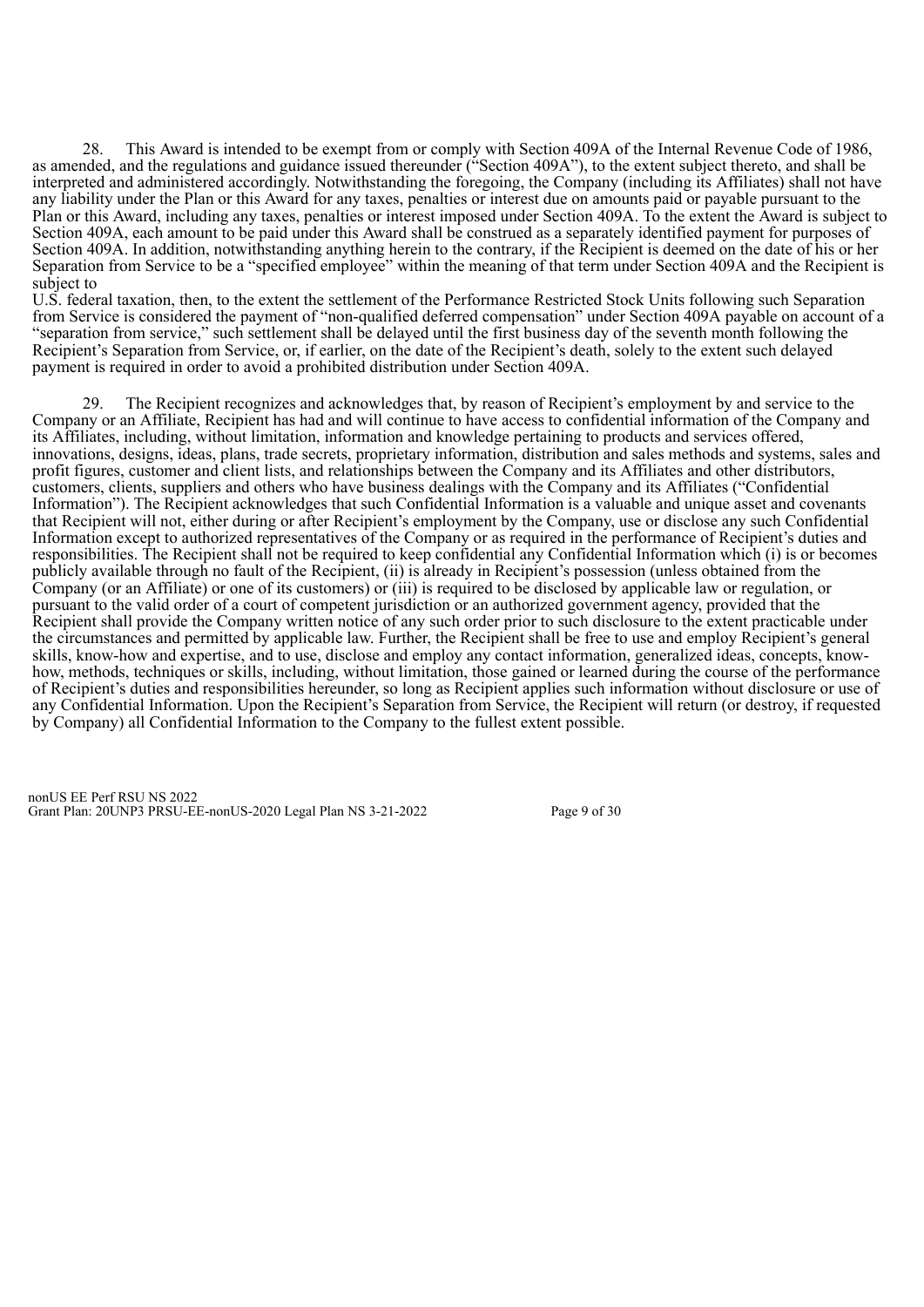28. This Award is intended to be exempt from or comply with Section 409A of the Internal Revenue Code of 1986, as amended, and the regulations and guidance issued thereunder ("Section 409A"), to the extent subject thereto, and shall be interpreted and administered accordingly. Notwithstanding the foregoing, the Company (including its Affiliates) shall not have any liability under the Plan or this Award for any taxes, penalties or interest due on amounts paid or payable pursuant to the Plan or this Award, including any taxes, penalties or interest imposed under Section 409A. To the extent the Award is subject to Section 409A, each amount to be paid under this Award shall be construed as a separately identified payment for purposes of Section 409A. In addition, notwithstanding anything herein to the contrary, if the Recipient is deemed on the date of his or her Separation from Service to be a "specified employee" within the meaning of that term under Section 409A and the Recipient is subject to U.S. federal taxation, then, to the extent the settlement of the Performance Restricted Stock Units following such Separation from Service is considered the payment of "non-qualified deferred compensation" under Section 409A payable on account of a "separation from service," such settlement shall be delayed until the first business day of the seventh month following the Recipient's Separation from Service, or, if earlier, on the date of the Recipient's death, solely to the extent such delayed payment is required in order to avoid a prohibited distribution under Section 409A.

29. The Recipient recognizes and acknowledges that, by reason of Recipient's employment by and service to the Company or an Affiliate, Recipient has had and will continue to have access to confidential information of the Company and its Affiliates, including, without limitation, information and knowledge pertaining to products and services offered, innovations, designs, ideas, plans, trade secrets, proprietary information, distribution and sales methods and systems, sales and profit figures, customer and client lists, and relationships between the Company and its Affiliates and other distributors, customers, clients, suppliers and others who have business dealings with the Company and its Affiliates ("Confidential Information"). The Recipient acknowledges that such Confidential Information is a valuable and unique asset and covenants that Recipient will not, either during or after Recipient's employment by the Company, use or disclose any such Confidential Information except to authorized representatives of the Company or as required in the performance of Recipient's duties and responsibilities. The Recipient shall not be required to keep confidential any Confidential Information which (i) is or becomes publicly available through no fault of the Recipient, (ii) is already in Recipient's possession (unless obtained from the Company (or an Affiliate) or one of its customers) or (iii) is required to be disclosed by applicable law or regulation, or pursuant to the valid order of a court of competent jurisdiction or an authorized government agency, provided that the Recipient shall provide the Company written notice of any such order prior to such disclosure to the extent practicable under the circumstances and permitted by applicable law. Further, the Recipient shall be free to use and employ Recipient's general skills, know-how and expertise, and to use, disclose and employ any contact information, generalized ideas, concepts, know-how, methods, techniques or skills, including, without limitation, those gained or learned during the course of the performance of Recipient's duties and responsibilities hereunder, so long as Recipient applies such information without disclosure or use of any Confidential Information. Upon the Recipient's Separation from Service, the Recipient will return (or destroy, if requested by Company) all Confidential Information to the Company to the fullest extent possible.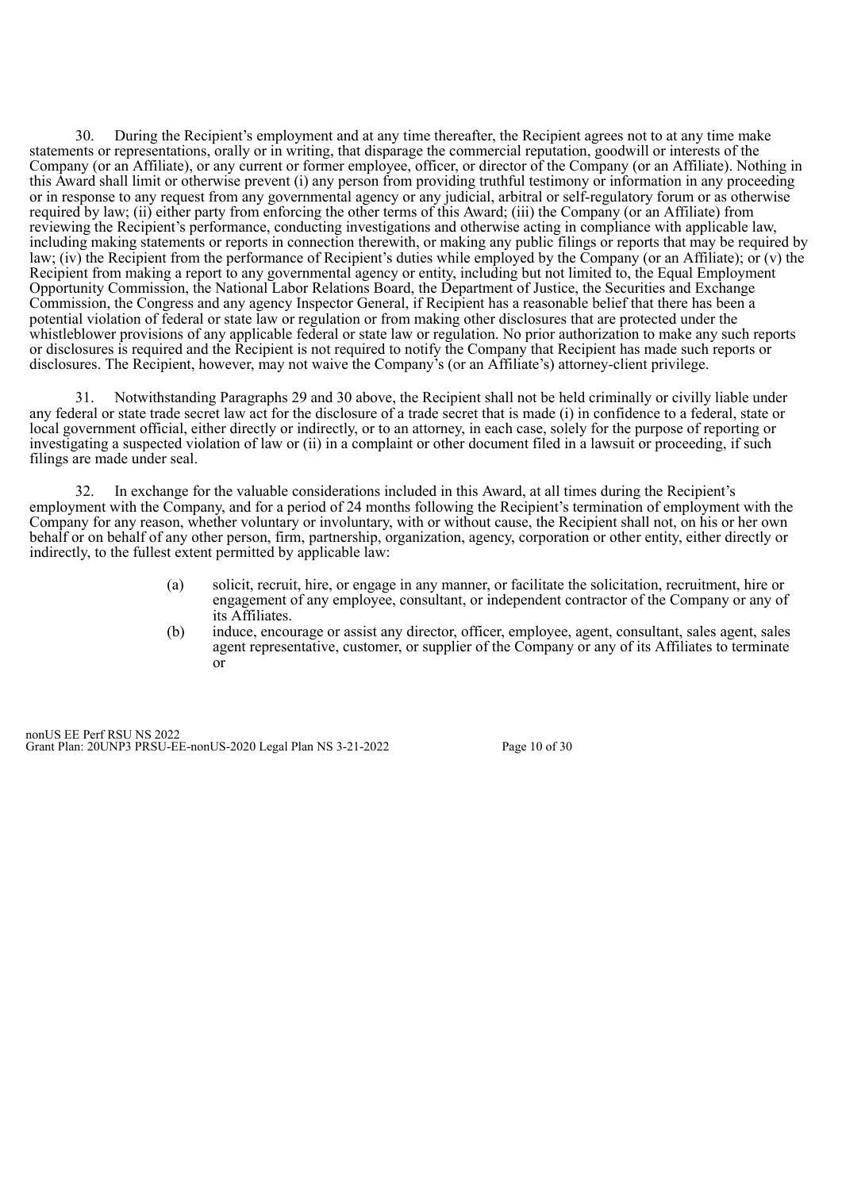30. During the Recipient's employment and at any time thereafter, the Recipient agrees not to at any time make statements or representations, orally or in writing, that disparage the commercial reputation, goodwill or interests of the Company (or an Affiliate), or any current or former employee, officer, or director of the Company (or an Affiliate). Nothing in this Award shall limit or otherwise prevent (i) any person from providing truthful testimony or information in any proceeding or in response to any request from any governmental agency or any judicial, arbitral or self-regulatory forum or as otherwise required by law; (ii) either party from enforcing the other terms of this Award; (iii) the Company (or an Affiliate) from reviewing the Recipient's performance, conducting investigations and otherwise acting in compliance with applicable law, including making statements or reports in connection therewith, or making any public filings or reports that may be required by law; (iv) the Recipient from the performance of Recipient's duties while employed by the Company (or an Affiliate); or (v) the Recipient from making a report to any governmental agency or entity, including but not limited to, the Equal Employment Opportunity Commission, the National Labor Relations Board, the Department of Justice, the Securities and Exchange Commission, the Congress and any agency Inspector General, if Recipient has a reasonable belief that there has been a potential violation of federal or state law or regulation or from making other disclosures that are protected under the whistleblower provisions of any applicable federal or state law or regulation. No prior authorization to make any such reports or disclosures is required and the Recipient is not required to notify the Company that Recipient has made such reports or disclosures. The Recipient, however, may not waive the Company's (or an Affiliate's) attorney-client privilege.

31. Notwithstanding Paragraphs 29 and 30 above, the Recipient shall not be held criminally or civilly liable under any federal or state trade secret law act for the disclosure of a trade secret that is made (i) in confidence to a federal, state or local government official, either directly or indirectly, or to an attorney, in each case, solely for the purpose of reporting or investigating a suspected violation of law or (ii) in a complaint or other document filed in a lawsuit or proceeding, if such filings are made under seal.

32. In exchange for the valuable considerations included in this Award, at all times during the Recipient's employment with the Company, and for a period of 24 months following the Recipient's termination of employment with the Company for any reason, whether voluntary or involuntary, with or without cause, the Recipient shall not, on his or her own behalf or on behalf of any other person, firm, partnership, organization, agency, corporation or other entity, either directly or indirectly, to the fullest extent permitted by applicable law:

(a) solicit, recruit, hire, or engage in any manner, or facilitate the solicitation, recruitment, hire or engagement of any employee, consultant, or independent contractor of the Company or any of its Affiliates.

(b) induce, encourage or assist any director, officer, employee, agent, consultant, sales agent, sales agent representative, customer, or supplier of the Company or any of its Affiliates to terminate or

nonUS EE Perf RSU NS 2022
Grant Plan: 20UNP3 PRSU-EE-nonUS-2020 Legal Plan NS 3-21-2022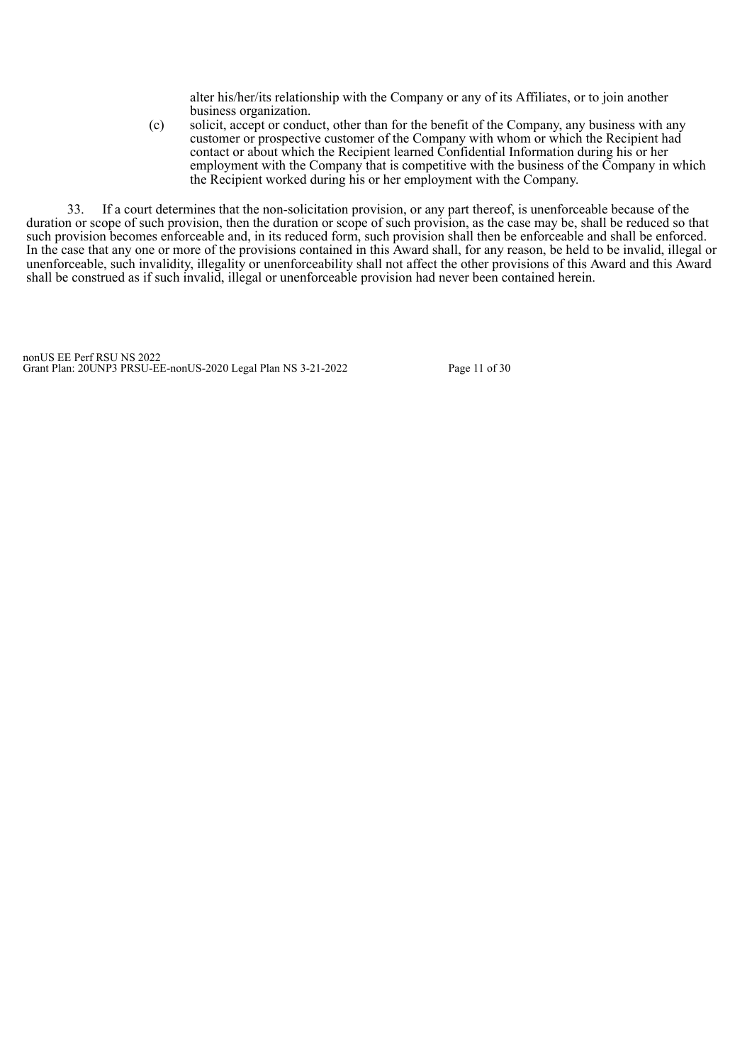alter his/her/its relationship with the Company or any of its Affiliates, or to join another business organization.

(c) solicit, accept or conduct, other than for the benefit of the Company, any business with any customer or prospective customer of the Company with whom or which the Recipient had contact or about which the Recipient learned Confidential Information during his or her employment with the Company that is competitive with the business of the Company in which the Recipient worked during his or her employment with the Company.

33. If a court determines that the non-solicitation provision, or any part thereof, is unenforceable because of the duration or scope of such provision, then the duration or scope of such provision, as the case may be, shall be reduced so that such provision becomes enforceable and, in its reduced form, such provision shall then be enforceable and shall be enforced. In the case that any one or more of the provisions contained in this Award shall, for any reason, be held to be invalid, illegal or unenforceable, such invalidity, illegality or unenforceability shall not affect the other provisions of this Award and this Award shall be construed as if such invalid, illegal or unenforceable provision had never been contained herein.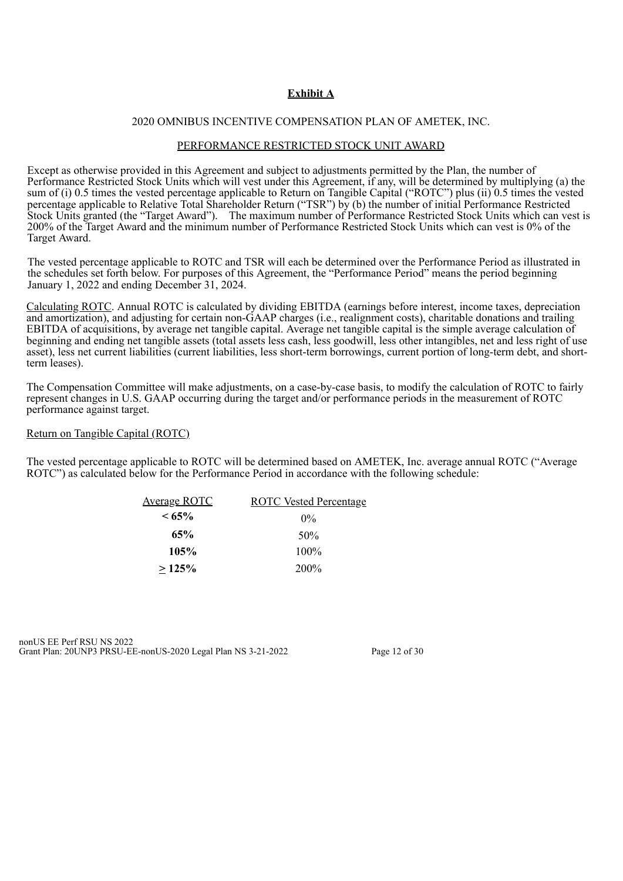**Exhibit A**

2020 OMNIBUS INCENTIVE COMPENSATION PLAN OF AMETEK, INC.

PERFORMANCE RESTRICTED STOCK UNIT AWARD

Except as otherwise provided in this Agreement and subject to adjustments permitted by the Plan, the number of Performance Restricted Stock Units which will vest under this Agreement, if any, will be determined by multiplying (a) the sum of (i) 0.5 times the vested percentage applicable to Return on Tangible Capital ("ROTC") plus (ii) 0.5 times the vested percentage applicable to Relative Total Shareholder Return ("TSR") by (b) the number of initial Performance Restricted Stock Units granted (the "Target Award"). The maximum number of Performance Restricted Stock Units which can vest is 200% of the Target Award and the minimum number of Performance Restricted Stock Units which can vest is 0% of the Target Award.

The vested percentage applicable to ROTC and TSR will each be determined over the Performance Period as illustrated in the schedules set forth below. For purposes of this Agreement, the "Performance Period" means the period beginning January 1, 2022 and ending December 31, 2024.

Calculating ROTC. Annual ROTC is calculated by dividing EBITDA (earnings before interest, income taxes, depreciation and amortization), and adjusting for certain non-GAAP charges (i.e., realignment costs), charitable donations and trailing EBITDA of acquisitions, by average net tangible capital. Average net tangible capital is the simple average calculation of beginning and ending net tangible assets (total assets less cash, less goodwill, less other intangibles, net and less right of use asset), less net current liabilities (current liabilities, less short-term borrowings, current portion of long-term debt, and short-term leases).

The Compensation Committee will make adjustments, on a case-by-case basis, to modify the calculation of ROTC to fairly represent changes in U.S. GAAP occurring during the target and/or performance periods in the measurement of ROTC performance against target.

Return on Tangible Capital (ROTC)

The vested percentage applicable to ROTC will be determined based on AMETEK, Inc. average annual ROTC ("Average ROTC") as calculated below for the Performance Period in accordance with the following schedule:

| Average ROTC | ROTC Vested Percentage |
|---|---|
| **< 65%** | 0% |
| **65%** | 50% |
| **105%** | 100% |
| **≥ 125%** | 200% |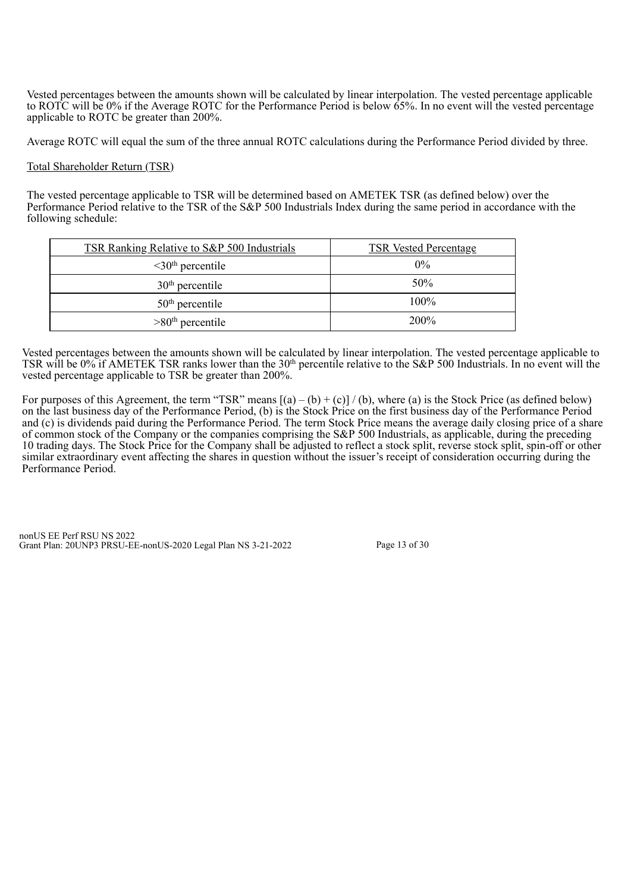Vested percentages between the amounts shown will be calculated by linear interpolation. The vested percentage applicable to ROTC will be 0% if the Average ROTC for the Performance Period is below 65%. In no event will the vested percentage applicable to ROTC be greater than 200%.

Average ROTC will equal the sum of the three annual ROTC calculations during the Performance Period divided by three.

Total Shareholder Return (TSR)

The vested percentage applicable to TSR will be determined based on AMETEK TSR (as defined below) over the Performance Period relative to the TSR of the S&P 500 Industrials Index during the same period in accordance with the following schedule:

| TSR Ranking Relative to S&P 500 Industrials | TSR Vested Percentage |
|---|---|
| <30th percentile | 0% |
| 30th percentile | 50% |
| 50th percentile | 100% |
| >80th percentile | 200% |

Vested percentages between the amounts shown will be calculated by linear interpolation. The vested percentage applicable to TSR will be 0% if AMETEK TSR ranks lower than the 30th percentile relative to the S&P 500 Industrials. In no event will the vested percentage applicable to TSR be greater than 200%.

For purposes of this Agreement, the term "TSR" means [(a) – (b) + (c)] / (b), where (a) is the Stock Price (as defined below) on the last business day of the Performance Period, (b) is the Stock Price on the first business day of the Performance Period and (c) is dividends paid during the Performance Period. The term Stock Price means the average daily closing price of a share of common stock of the Company or the companies comprising the S&P 500 Industrials, as applicable, during the preceding 10 trading days. The Stock Price for the Company shall be adjusted to reflect a stock split, reverse stock split, spin-off or other similar extraordinary event affecting the shares in question without the issuer's receipt of consideration occurring during the Performance Period.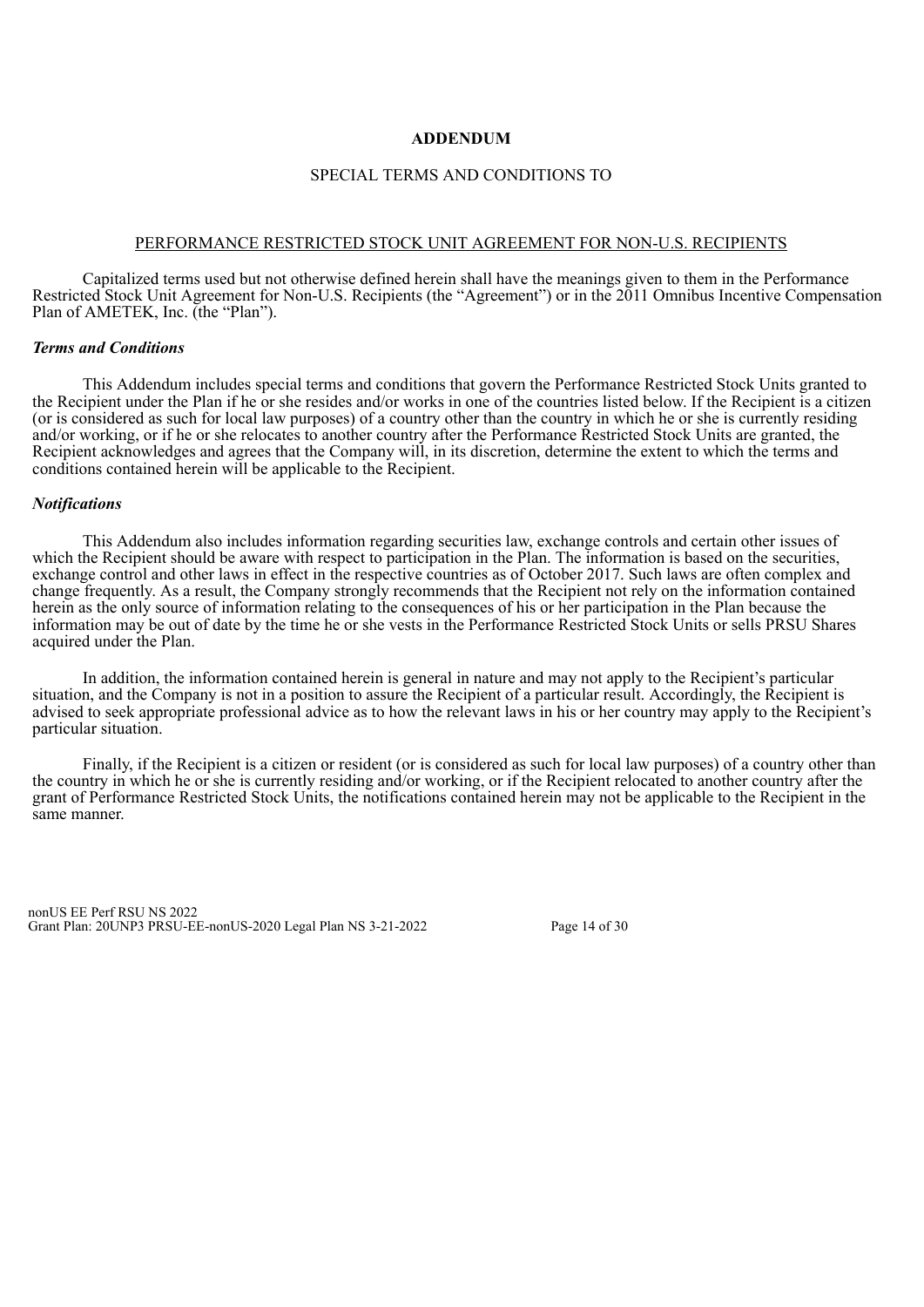**ADDENDUM**

SPECIAL TERMS AND CONDITIONS TO

PERFORMANCE RESTRICTED STOCK UNIT AGREEMENT FOR NON-U.S. RECIPIENTS

Capitalized terms used but not otherwise defined herein shall have the meanings given to them in the Performance Restricted Stock Unit Agreement for Non-U.S. Recipients (the "Agreement") or in the 2011 Omnibus Incentive Compensation Plan of AMETEK, Inc. (the "Plan").

***Terms and Conditions***

This Addendum includes special terms and conditions that govern the Performance Restricted Stock Units granted to the Recipient under the Plan if he or she resides and/or works in one of the countries listed below. If the Recipient is a citizen (or is considered as such for local law purposes) of a country other than the country in which he or she is currently residing and/or working, or if he or she relocates to another country after the Performance Restricted Stock Units are granted, the Recipient acknowledges and agrees that the Company will, in its discretion, determine the extent to which the terms and conditions contained herein will be applicable to the Recipient.

***Notifications***

This Addendum also includes information regarding securities law, exchange controls and certain other issues of which the Recipient should be aware with respect to participation in the Plan. The information is based on the securities, exchange control and other laws in effect in the respective countries as of October 2017. Such laws are often complex and change frequently. As a result, the Company strongly recommends that the Recipient not rely on the information contained herein as the only source of information relating to the consequences of his or her participation in the Plan because the information may be out of date by the time he or she vests in the Performance Restricted Stock Units or sells PRSU Shares acquired under the Plan.

In addition, the information contained herein is general in nature and may not apply to the Recipient's particular situation, and the Company is not in a position to assure the Recipient of a particular result. Accordingly, the Recipient is advised to seek appropriate professional advice as to how the relevant laws in his or her country may apply to the Recipient's particular situation.

Finally, if the Recipient is a citizen or resident (or is considered as such for local law purposes) of a country other than the country in which he or she is currently residing and/or working, or if the Recipient relocated to another country after the grant of Performance Restricted Stock Units, the notifications contained herein may not be applicable to the Recipient in the same manner.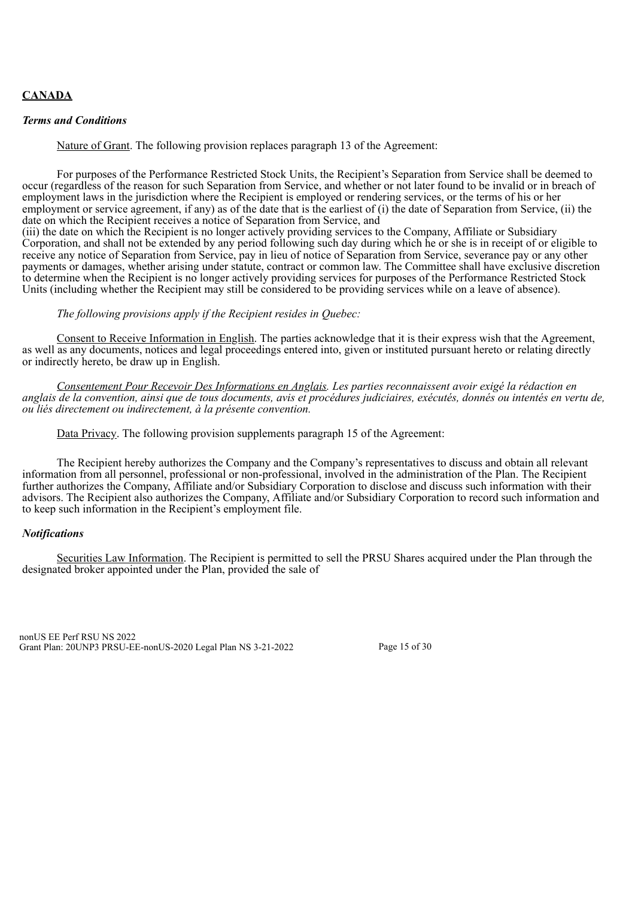**CANADA**

***Terms and Conditions***

Nature of Grant. The following provision replaces paragraph 13 of the Agreement:

For purposes of the Performance Restricted Stock Units, the Recipient's Separation from Service shall be deemed to occur (regardless of the reason for such Separation from Service, and whether or not later found to be invalid or in breach of employment laws in the jurisdiction where the Recipient is employed or rendering services, or the terms of his or her employment or service agreement, if any) as of the date that is the earliest of (i) the date of Separation from Service, (ii) the date on which the Recipient receives a notice of Separation from Service, and (iii) the date on which the Recipient is no longer actively providing services to the Company, Affiliate or Subsidiary Corporation, and shall not be extended by any period following such day during which he or she is in receipt of or eligible to receive any notice of Separation from Service, pay in lieu of notice of Separation from Service, severance pay or any other payments or damages, whether arising under statute, contract or common law. The Committee shall have exclusive discretion to determine when the Recipient is no longer actively providing services for purposes of the Performance Restricted Stock Units (including whether the Recipient may still be considered to be providing services while on a leave of absence).

*The following provisions apply if the Recipient resides in Quebec:*

Consent to Receive Information in English. The parties acknowledge that it is their express wish that the Agreement, as well as any documents, notices and legal proceedings entered into, given or instituted pursuant hereto or relating directly or indirectly hereto, be draw up in English.

*Consentement Pour Recevoir Des Informations en Anglais. Les parties reconnaissent avoir exigé la rédaction en anglais de la convention, ainsi que de tous documents, avis et procédures judiciaires, exécutés, donnés ou intentés en vertu de, ou liés directement ou indirectement, à la présente convention.*

Data Privacy. The following provision supplements paragraph 15 of the Agreement:

The Recipient hereby authorizes the Company and the Company's representatives to discuss and obtain all relevant information from all personnel, professional or non-professional, involved in the administration of the Plan. The Recipient further authorizes the Company, Affiliate and/or Subsidiary Corporation to disclose and discuss such information with their advisors. The Recipient also authorizes the Company, Affiliate and/or Subsidiary Corporation to record such information and to keep such information in the Recipient's employment file.

***Notifications***

Securities Law Information. The Recipient is permitted to sell the PRSU Shares acquired under the Plan through the designated broker appointed under the Plan, provided the sale of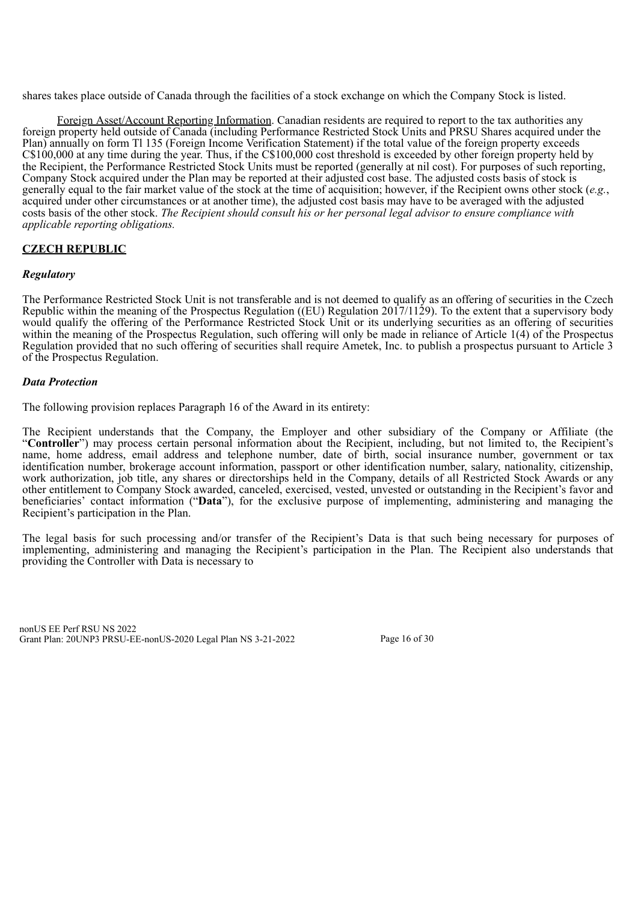shares takes place outside of Canada through the facilities of a stock exchange on which the Company Stock is listed.

Foreign Asset/Account Reporting Information. Canadian residents are required to report to the tax authorities any foreign property held outside of Canada (including Performance Restricted Stock Units and PRSU Shares acquired under the Plan) annually on form Tl 135 (Foreign Income Verification Statement) if the total value of the foreign property exceeds C$100,000 at any time during the year. Thus, if the C$100,000 cost threshold is exceeded by other foreign property held by the Recipient, the Performance Restricted Stock Units must be reported (generally at nil cost). For purposes of such reporting, Company Stock acquired under the Plan may be reported at their adjusted cost base. The adjusted costs basis of stock is generally equal to the fair market value of the stock at the time of acquisition; however, if the Recipient owns other stock (*e.g.*, acquired under other circumstances or at another time), the adjusted cost basis may have to be averaged with the adjusted costs basis of the other stock. *The Recipient should consult his or her personal legal advisor to ensure compliance with applicable reporting obligations.*

## CZECH REPUBLIC

### *Regulatory*

The Performance Restricted Stock Unit is not transferable and is not deemed to qualify as an offering of securities in the Czech Republic within the meaning of the Prospectus Regulation ((EU) Regulation 2017/1129). To the extent that a supervisory body would qualify the offering of the Performance Restricted Stock Unit or its underlying securities as an offering of securities within the meaning of the Prospectus Regulation, such offering will only be made in reliance of Article 1(4) of the Prospectus Regulation provided that no such offering of securities shall require Ametek, Inc. to publish a prospectus pursuant to Article 3 of the Prospectus Regulation.

### *Data Protection*

The following provision replaces Paragraph 16 of the Award in its entirety:

The Recipient understands that the Company, the Employer and other subsidiary of the Company or Affiliate (the "**Controller**") may process certain personal information about the Recipient, including, but not limited to, the Recipient's name, home address, email address and telephone number, date of birth, social insurance number, government or tax identification number, brokerage account information, passport or other identification number, salary, nationality, citizenship, work authorization, job title, any shares or directorships held in the Company, details of all Restricted Stock Awards or any other entitlement to Company Stock awarded, canceled, exercised, vested, unvested or outstanding in the Recipient's favor and beneficiaries' contact information ("**Data**"), for the exclusive purpose of implementing, administering and managing the Recipient's participation in the Plan.

The legal basis for such processing and/or transfer of the Recipient's Data is that such being necessary for purposes of implementing, administering and managing the Recipient's participation in the Plan. The Recipient also understands that providing the Controller with Data is necessary to

nonUS EE Perf RSU NS 2022
Grant Plan: 20UNP3 PRSU-EE-nonUS-2020 Legal Plan NS 3-21-2022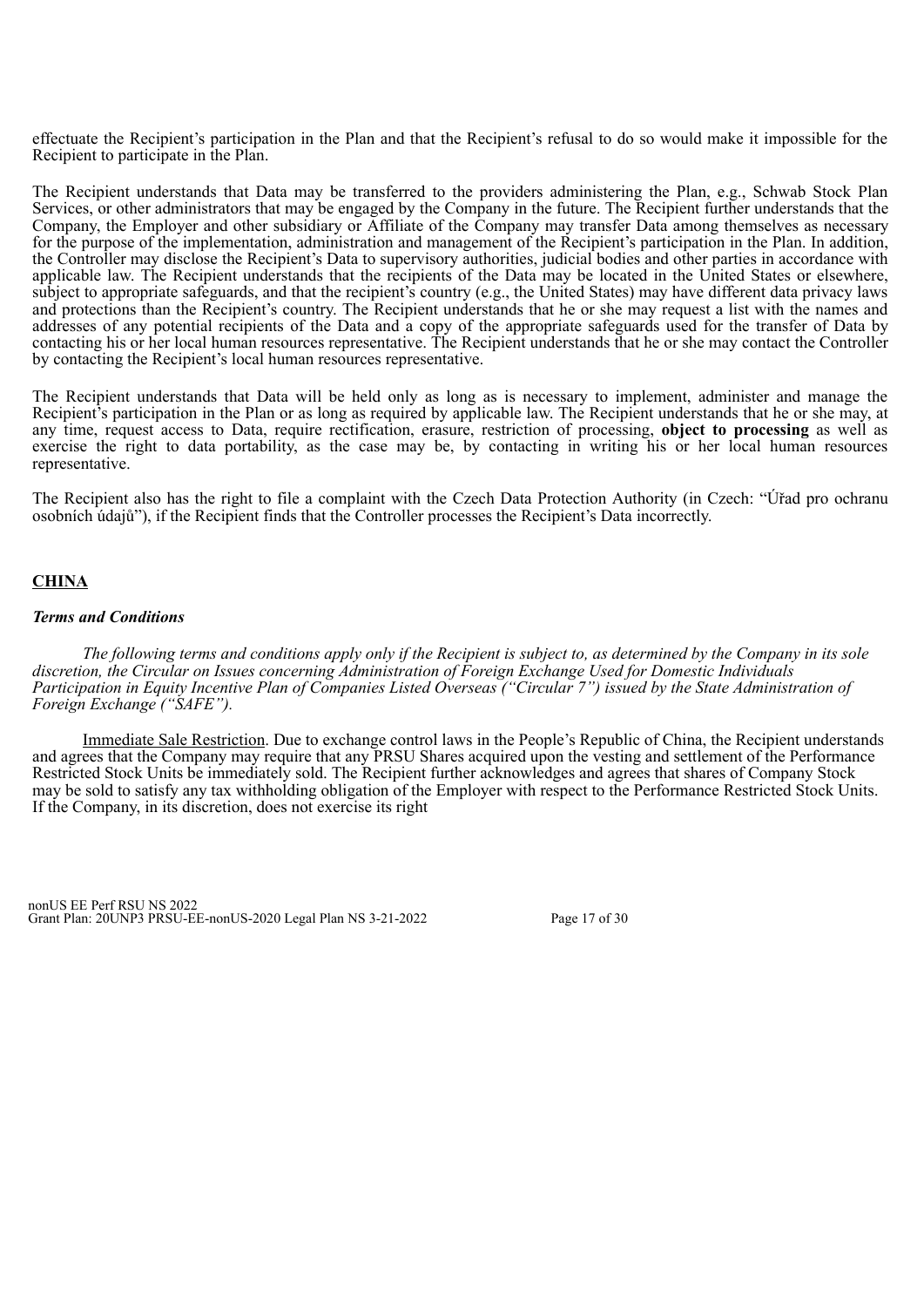effectuate the Recipient's participation in the Plan and that the Recipient's refusal to do so would make it impossible for the Recipient to participate in the Plan.

The Recipient understands that Data may be transferred to the providers administering the Plan, e.g., Schwab Stock Plan Services, or other administrators that may be engaged by the Company in the future. The Recipient further understands that the Company, the Employer and other subsidiary or Affiliate of the Company may transfer Data among themselves as necessary for the purpose of the implementation, administration and management of the Recipient's participation in the Plan. In addition, the Controller may disclose the Recipient's Data to supervisory authorities, judicial bodies and other parties in accordance with applicable law. The Recipient understands that the recipients of the Data may be located in the United States or elsewhere, subject to appropriate safeguards, and that the recipient's country (e.g., the United States) may have different data privacy laws and protections than the Recipient's country. The Recipient understands that he or she may request a list with the names and addresses of any potential recipients of the Data and a copy of the appropriate safeguards used for the transfer of Data by contacting his or her local human resources representative. The Recipient understands that he or she may contact the Controller by contacting the Recipient's local human resources representative.

The Recipient understands that Data will be held only as long as is necessary to implement, administer and manage the Recipient's participation in the Plan or as long as required by applicable law. The Recipient understands that he or she may, at any time, request access to Data, require rectification, erasure, restriction of processing, **object to processing** as well as exercise the right to data portability, as the case may be, by contacting in writing his or her local human resources representative.

The Recipient also has the right to file a complaint with the Czech Data Protection Authority (in Czech: "Úřad pro ochranu osobních údajů"), if the Recipient finds that the Controller processes the Recipient's Data incorrectly.

## CHINA

***Terms and Conditions***

*The following terms and conditions apply only if the Recipient is subject to, as determined by the Company in its sole discretion, the Circular on Issues concerning Administration of Foreign Exchange Used for Domestic Individuals Participation in Equity Incentive Plan of Companies Listed Overseas ("Circular 7") issued by the State Administration of Foreign Exchange ("SAFE").*

Immediate Sale Restriction. Due to exchange control laws in the People's Republic of China, the Recipient understands and agrees that the Company may require that any PRSU Shares acquired upon the vesting and settlement of the Performance Restricted Stock Units be immediately sold. The Recipient further acknowledges and agrees that shares of Company Stock may be sold to satisfy any tax withholding obligation of the Employer with respect to the Performance Restricted Stock Units. If the Company, in its discretion, does not exercise its right

nonUS EE Perf RSU NS 2022
Grant Plan: 20UNP3 PRSU-EE-nonUS-2020 Legal Plan NS 3-21-2022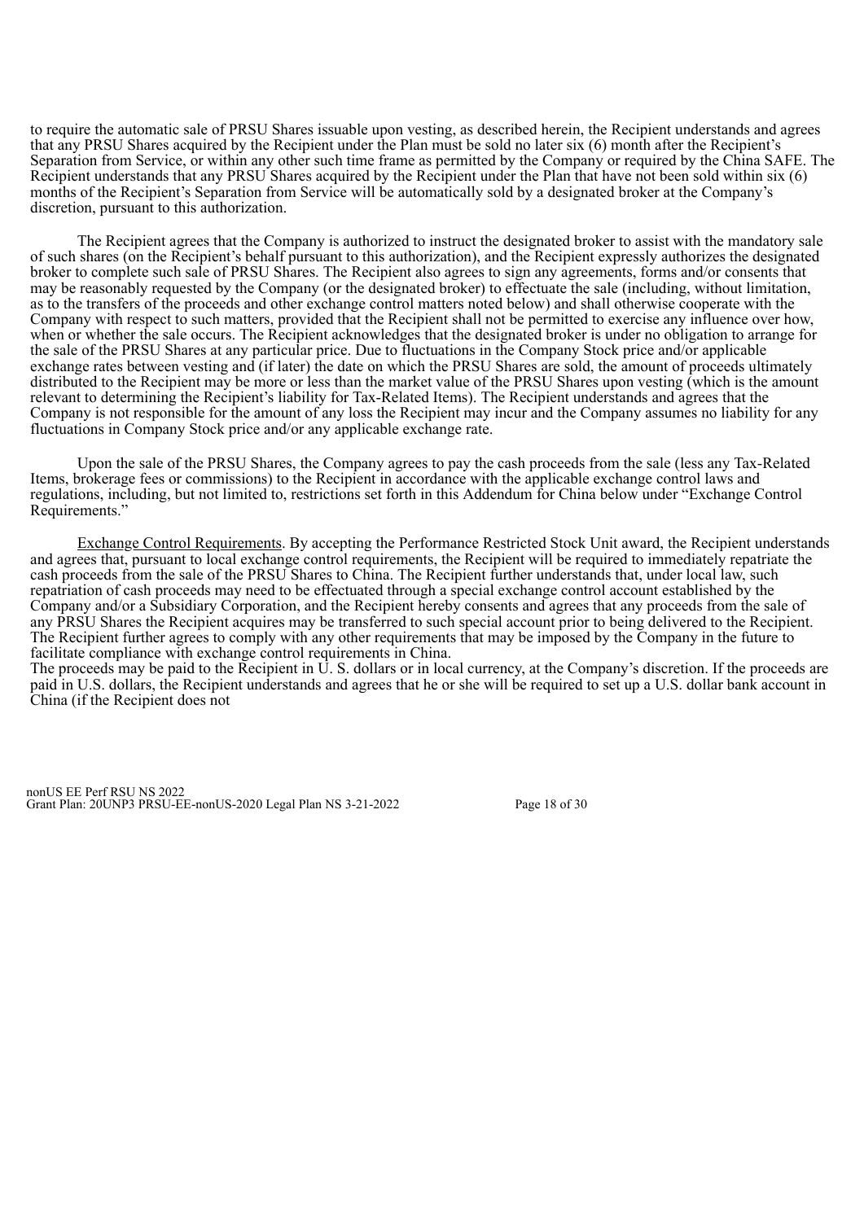to require the automatic sale of PRSU Shares issuable upon vesting, as described herein, the Recipient understands and agrees that any PRSU Shares acquired by the Recipient under the Plan must be sold no later six (6) month after the Recipient's Separation from Service, or within any other such time frame as permitted by the Company or required by the China SAFE. The Recipient understands that any PRSU Shares acquired by the Recipient under the Plan that have not been sold within six (6) months of the Recipient's Separation from Service will be automatically sold by a designated broker at the Company's discretion, pursuant to this authorization.

The Recipient agrees that the Company is authorized to instruct the designated broker to assist with the mandatory sale of such shares (on the Recipient's behalf pursuant to this authorization), and the Recipient expressly authorizes the designated broker to complete such sale of PRSU Shares. The Recipient also agrees to sign any agreements, forms and/or consents that may be reasonably requested by the Company (or the designated broker) to effectuate the sale (including, without limitation, as to the transfers of the proceeds and other exchange control matters noted below) and shall otherwise cooperate with the Company with respect to such matters, provided that the Recipient shall not be permitted to exercise any influence over how, when or whether the sale occurs. The Recipient acknowledges that the designated broker is under no obligation to arrange for the sale of the PRSU Shares at any particular price. Due to fluctuations in the Company Stock price and/or applicable exchange rates between vesting and (if later) the date on which the PRSU Shares are sold, the amount of proceeds ultimately distributed to the Recipient may be more or less than the market value of the PRSU Shares upon vesting (which is the amount relevant to determining the Recipient's liability for Tax-Related Items). The Recipient understands and agrees that the Company is not responsible for the amount of any loss the Recipient may incur and the Company assumes no liability for any fluctuations in Company Stock price and/or any applicable exchange rate.

Upon the sale of the PRSU Shares, the Company agrees to pay the cash proceeds from the sale (less any Tax-Related Items, brokerage fees or commissions) to the Recipient in accordance with the applicable exchange control laws and regulations, including, but not limited to, restrictions set forth in this Addendum for China below under "Exchange Control Requirements."

Exchange Control Requirements. By accepting the Performance Restricted Stock Unit award, the Recipient understands and agrees that, pursuant to local exchange control requirements, the Recipient will be required to immediately repatriate the cash proceeds from the sale of the PRSU Shares to China. The Recipient further understands that, under local law, such repatriation of cash proceeds may need to be effectuated through a special exchange control account established by the Company and/or a Subsidiary Corporation, and the Recipient hereby consents and agrees that any proceeds from the sale of any PRSU Shares the Recipient acquires may be transferred to such special account prior to being delivered to the Recipient. The Recipient further agrees to comply with any other requirements that may be imposed by the Company in the future to facilitate compliance with exchange control requirements in China.

The proceeds may be paid to the Recipient in U. S. dollars or in local currency, at the Company's discretion. If the proceeds are paid in U.S. dollars, the Recipient understands and agrees that he or she will be required to set up a U.S. dollar bank account in China (if the Recipient does not

nonUS EE Perf RSU NS 2022
Grant Plan: 20UNP3 PRSU-EE-nonUS-2020 Legal Plan NS 3-21-2022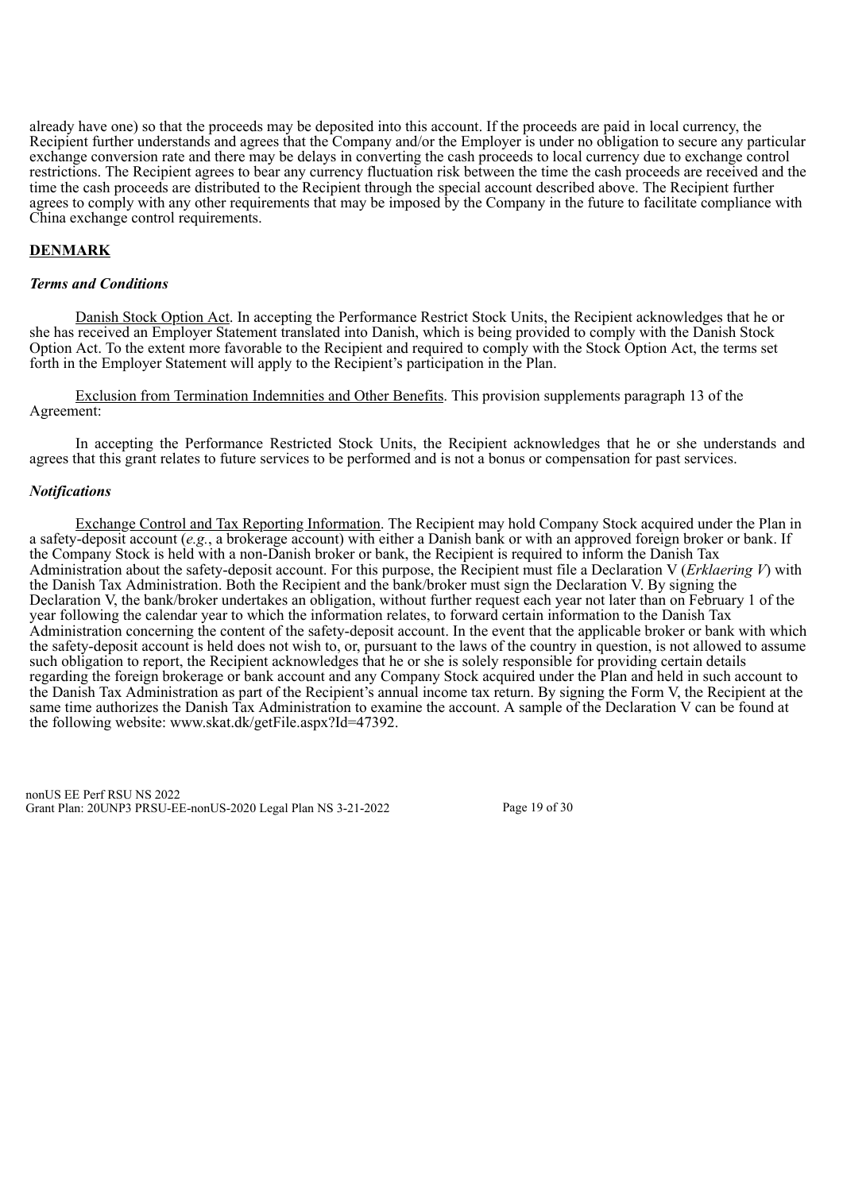already have one) so that the proceeds may be deposited into this account. If the proceeds are paid in local currency, the Recipient further understands and agrees that the Company and/or the Employer is under no obligation to secure any particular exchange conversion rate and there may be delays in converting the cash proceeds to local currency due to exchange control restrictions. The Recipient agrees to bear any currency fluctuation risk between the time the cash proceeds are received and the time the cash proceeds are distributed to the Recipient through the special account described above. The Recipient further agrees to comply with any other requirements that may be imposed by the Company in the future to facilitate compliance with China exchange control requirements.

## DENMARK

***Terms and Conditions***

Danish Stock Option Act. In accepting the Performance Restrict Stock Units, the Recipient acknowledges that he or she has received an Employer Statement translated into Danish, which is being provided to comply with the Danish Stock Option Act. To the extent more favorable to the Recipient and required to comply with the Stock Option Act, the terms set forth in the Employer Statement will apply to the Recipient's participation in the Plan.

Exclusion from Termination Indemnities and Other Benefits. This provision supplements paragraph 13 of the Agreement:

In accepting the Performance Restricted Stock Units, the Recipient acknowledges that he or she understands and agrees that this grant relates to future services to be performed and is not a bonus or compensation for past services.

***Notifications***

Exchange Control and Tax Reporting Information. The Recipient may hold Company Stock acquired under the Plan in a safety-deposit account (*e.g.*, a brokerage account) with either a Danish bank or with an approved foreign broker or bank. If the Company Stock is held with a non-Danish broker or bank, the Recipient is required to inform the Danish Tax Administration about the safety-deposit account. For this purpose, the Recipient must file a Declaration V (*Erklaering V*) with the Danish Tax Administration. Both the Recipient and the bank/broker must sign the Declaration V. By signing the Declaration V, the bank/broker undertakes an obligation, without further request each year not later than on February 1 of the year following the calendar year to which the information relates, to forward certain information to the Danish Tax Administration concerning the content of the safety-deposit account. In the event that the applicable broker or bank with which the safety-deposit account is held does not wish to, or, pursuant to the laws of the country in question, is not allowed to assume such obligation to report, the Recipient acknowledges that he or she is solely responsible for providing certain details regarding the foreign brokerage or bank account and any Company Stock acquired under the Plan and held in such account to the Danish Tax Administration as part of the Recipient's annual income tax return. By signing the Form V, the Recipient at the same time authorizes the Danish Tax Administration to examine the account. A sample of the Declaration V can be found at the following website: www.skat.dk/getFile.aspx?Id=47392.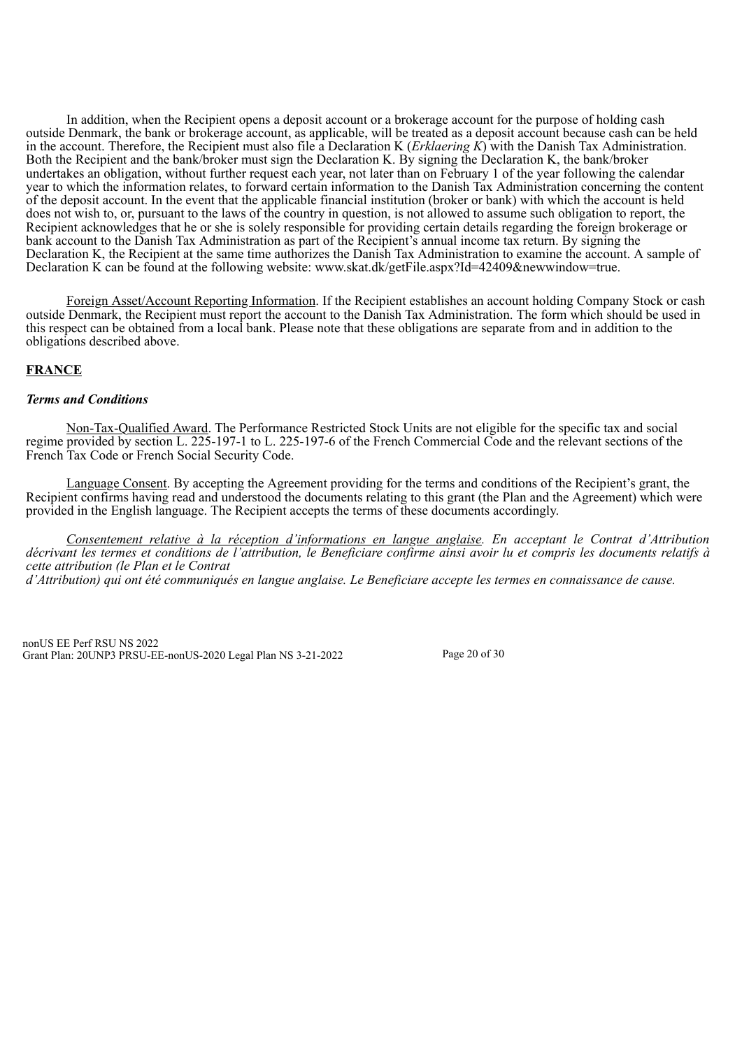In addition, when the Recipient opens a deposit account or a brokerage account for the purpose of holding cash outside Denmark, the bank or brokerage account, as applicable, will be treated as a deposit account because cash can be held in the account. Therefore, the Recipient must also file a Declaration K (*Erklaering K*) with the Danish Tax Administration. Both the Recipient and the bank/broker must sign the Declaration K. By signing the Declaration K, the bank/broker undertakes an obligation, without further request each year, not later than on February 1 of the year following the calendar year to which the information relates, to forward certain information to the Danish Tax Administration concerning the content of the deposit account. In the event that the applicable financial institution (broker or bank) with which the account is held does not wish to, or, pursuant to the laws of the country in question, is not allowed to assume such obligation to report, the Recipient acknowledges that he or she is solely responsible for providing certain details regarding the foreign brokerage or bank account to the Danish Tax Administration as part of the Recipient's annual income tax return. By signing the Declaration K, the Recipient at the same time authorizes the Danish Tax Administration to examine the account. A sample of Declaration K can be found at the following website: www.skat.dk/getFile.aspx?Id=42409&newwindow=true.

Foreign Asset/Account Reporting Information. If the Recipient establishes an account holding Company Stock or cash outside Denmark, the Recipient must report the account to the Danish Tax Administration. The form which should be used in this respect can be obtained from a local bank. Please note that these obligations are separate from and in addition to the obligations described above.

**FRANCE**

***Terms and Conditions***

Non-Tax-Qualified Award. The Performance Restricted Stock Units are not eligible for the specific tax and social regime provided by section L. 225-197-1 to L. 225-197-6 of the French Commercial Code and the relevant sections of the French Tax Code or French Social Security Code.

Language Consent. By accepting the Agreement providing for the terms and conditions of the Recipient's grant, the Recipient confirms having read and understood the documents relating to this grant (the Plan and the Agreement) which were provided in the English language. The Recipient accepts the terms of these documents accordingly.

*Consentement relative à la réception d'informations en langue anglaise. En acceptant le Contrat d'Attribution décrivant les termes et conditions de l'attribution, le Beneficiare confirme ainsi avoir lu et compris les documents relatifs à cette attribution (le Plan et le Contrat d'Attribution) qui ont été communiqués en langue anglaise. Le Beneficiare accepte les termes en connaissance de cause.*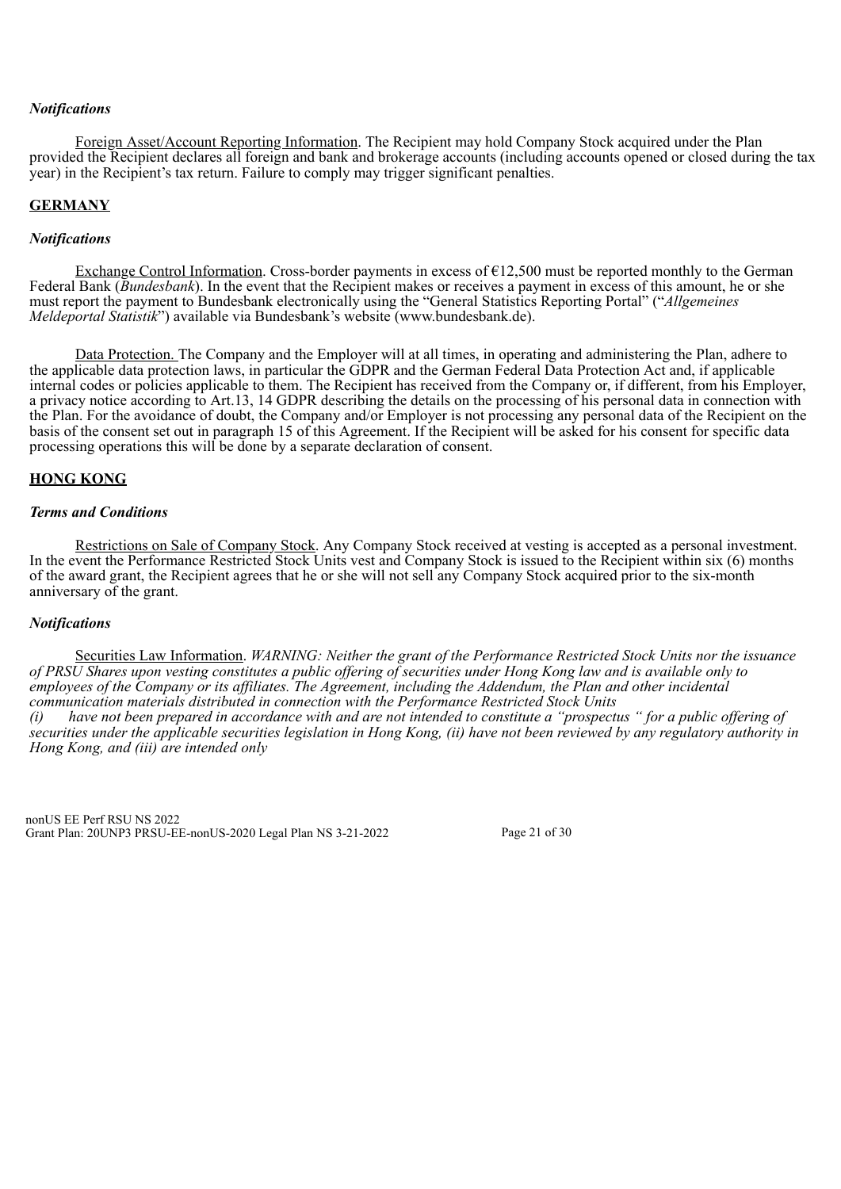***Notifications***

Foreign Asset/Account Reporting Information. The Recipient may hold Company Stock acquired under the Plan provided the Recipient declares all foreign and bank and brokerage accounts (including accounts opened or closed during the tax year) in the Recipient's tax return. Failure to comply may trigger significant penalties.

**GERMANY**

***Notifications***

Exchange Control Information. Cross-border payments in excess of €12,500 must be reported monthly to the German Federal Bank (*Bundesbank*). In the event that the Recipient makes or receives a payment in excess of this amount, he or she must report the payment to Bundesbank electronically using the "General Statistics Reporting Portal" ("*Allgemeines Meldeportal Statistik*") available via Bundesbank's website (www.bundesbank.de).

Data Protection. The Company and the Employer will at all times, in operating and administering the Plan, adhere to the applicable data protection laws, in particular the GDPR and the German Federal Data Protection Act and, if applicable internal codes or policies applicable to them. The Recipient has received from the Company or, if different, from his Employer, a privacy notice according to Art.13, 14 GDPR describing the details on the processing of his personal data in connection with the Plan. For the avoidance of doubt, the Company and/or Employer is not processing any personal data of the Recipient on the basis of the consent set out in paragraph 15 of this Agreement. If the Recipient will be asked for his consent for specific data processing operations this will be done by a separate declaration of consent.

**HONG KONG**

***Terms and Conditions***

Restrictions on Sale of Company Stock. Any Company Stock received at vesting is accepted as a personal investment. In the event the Performance Restricted Stock Units vest and Company Stock is issued to the Recipient within six (6) months of the award grant, the Recipient agrees that he or she will not sell any Company Stock acquired prior to the six-month anniversary of the grant.

***Notifications***

Securities Law Information. *WARNING: Neither the grant of the Performance Restricted Stock Units nor the issuance of PRSU Shares upon vesting constitutes a public offering of securities under Hong Kong law and is available only to employees of the Company or its affiliates. The Agreement, including the Addendum, the Plan and other incidental communication materials distributed in connection with the Performance Restricted Stock Units (i) have not been prepared in accordance with and are not intended to constitute a "prospectus " for a public offering of securities under the applicable securities legislation in Hong Kong, (ii) have not been reviewed by any regulatory authority in Hong Kong, and (iii) are intended only*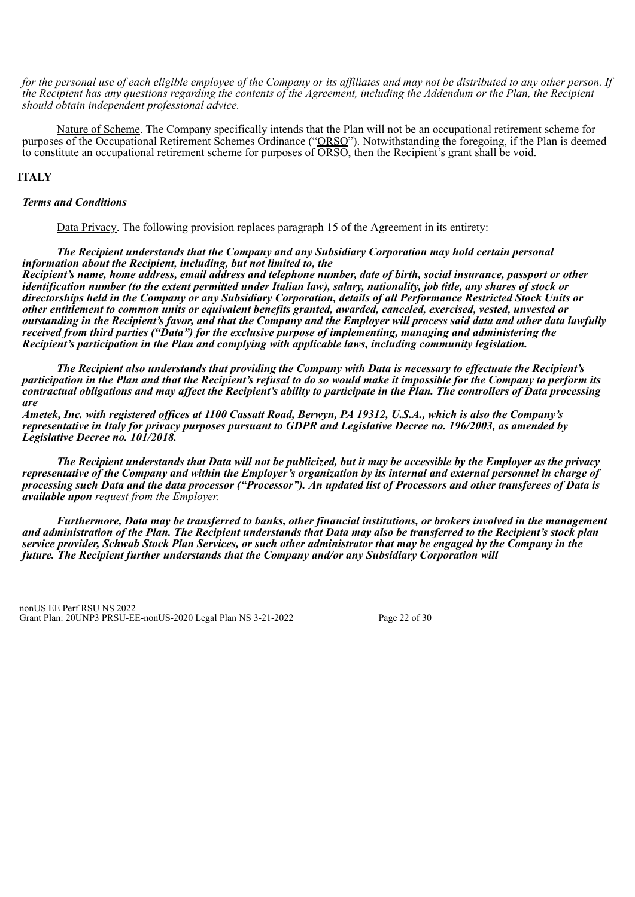*for the personal use of each eligible employee of the Company or its affiliates and may not be distributed to any other person. If the Recipient has any questions regarding the contents of the Agreement, including the Addendum or the Plan, the Recipient should obtain independent professional advice.*

Nature of Scheme. The Company specifically intends that the Plan will not be an occupational retirement scheme for purposes of the Occupational Retirement Schemes Ordinance ("ORSO"). Notwithstanding the foregoing, if the Plan is deemed to constitute an occupational retirement scheme for purposes of ORSO, then the Recipient's grant shall be void.

## ITALY

***Terms and Conditions***

Data Privacy. The following provision replaces paragraph 15 of the Agreement in its entirety:

***The Recipient understands that the Company and any Subsidiary Corporation may hold certain personal information about the Recipient, including, but not limited to, the Recipient's name, home address, email address and telephone number, date of birth, social insurance, passport or other identification number (to the extent permitted under Italian law), salary, nationality, job title, any shares of stock or directorships held in the Company or any Subsidiary Corporation, details of all Performance Restricted Stock Units or other entitlement to common units or equivalent benefits granted, awarded, canceled, exercised, vested, unvested or outstanding in the Recipient's favor, and that the Company and the Employer will process said data and other data lawfully received from third parties ("Data") for the exclusive purpose of implementing, managing and administering the Recipient's participation in the Plan and complying with applicable laws, including community legislation.***

***The Recipient also understands that providing the Company with Data is necessary to effectuate the Recipient's participation in the Plan and that the Recipient's refusal to do so would make it impossible for the Company to perform its contractual obligations and may affect the Recipient's ability to participate in the Plan. The controllers of Data processing are Ametek, Inc. with registered offices at 1100 Cassatt Road, Berwyn, PA 19312, U.S.A., which is also the Company's representative in Italy for privacy purposes pursuant to GDPR and Legislative Decree no. 196/2003, as amended by Legislative Decree no. 101/2018.***

***The Recipient understands that Data will not be publicized, but it may be accessible by the Employer as the privacy representative of the Company and within the Employer's organization by its internal and external personnel in charge of processing such Data and the data processor ("Processor"). An updated list of Processors and other transferees of Data is available upon*** *request from the Employer.*

***Furthermore, Data may be transferred to banks, other financial institutions, or brokers involved in the management and administration of the Plan. The Recipient understands that Data may also be transferred to the Recipient's stock plan service provider, Schwab Stock Plan Services, or such other administrator that may be engaged by the Company in the future. The Recipient further understands that the Company and/or any Subsidiary Corporation will***

nonUS EE Perf RSU NS 2022
Grant Plan: 20UNP3 PRSU-EE-nonUS-2020 Legal Plan NS 3-21-2022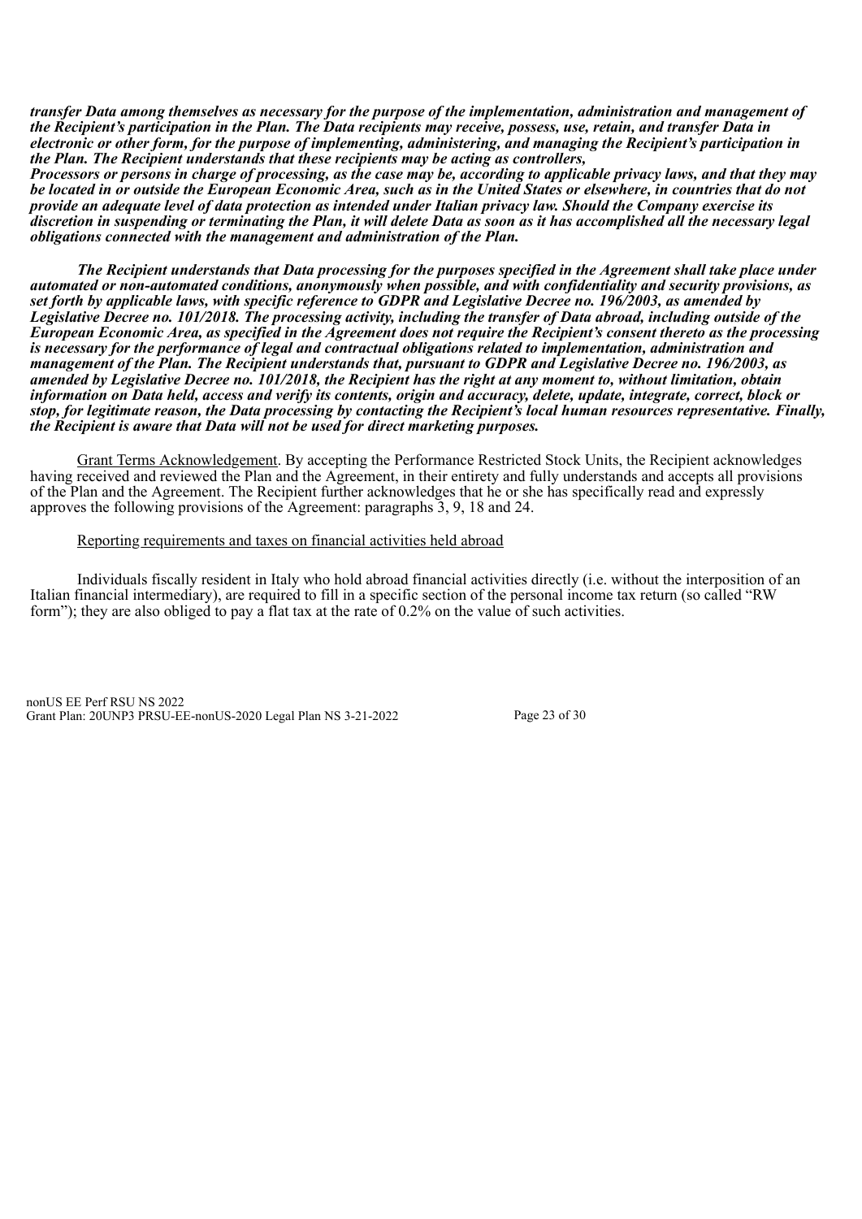***transfer Data among themselves as necessary for the purpose of the implementation, administration and management of the Recipient's participation in the Plan. The Data recipients may receive, possess, use, retain, and transfer Data in electronic or other form, for the purpose of implementing, administering, and managing the Recipient's participation in the Plan. The Recipient understands that these recipients may be acting as controllers, Processors or persons in charge of processing, as the case may be, according to applicable privacy laws, and that they may be located in or outside the European Economic Area, such as in the United States or elsewhere, in countries that do not provide an adequate level of data protection as intended under Italian privacy law. Should the Company exercise its discretion in suspending or terminating the Plan, it will delete Data as soon as it has accomplished all the necessary legal obligations connected with the management and administration of the Plan.***

***The Recipient understands that Data processing for the purposes specified in the Agreement shall take place under automated or non-automated conditions, anonymously when possible, and with confidentiality and security provisions, as set forth by applicable laws, with specific reference to GDPR and Legislative Decree no. 196/2003, as amended by Legislative Decree no. 101/2018. The processing activity, including the transfer of Data abroad, including outside of the European Economic Area, as specified in the Agreement does not require the Recipient's consent thereto as the processing is necessary for the performance of legal and contractual obligations related to implementation, administration and management of the Plan. The Recipient understands that, pursuant to GDPR and Legislative Decree no. 196/2003, as amended by Legislative Decree no. 101/2018, the Recipient has the right at any moment to, without limitation, obtain information on Data held, access and verify its contents, origin and accuracy, delete, update, integrate, correct, block or stop, for legitimate reason, the Data processing by contacting the Recipient's local human resources representative. Finally, the Recipient is aware that Data will not be used for direct marketing purposes.***

<u>Grant Terms Acknowledgement</u>. By accepting the Performance Restricted Stock Units, the Recipient acknowledges having received and reviewed the Plan and the Agreement, in their entirety and fully understands and accepts all provisions of the Plan and the Agreement. The Recipient further acknowledges that he or she has specifically read and expressly approves the following provisions of the Agreement: paragraphs 3, 9, 18 and 24.

<u>Reporting requirements and taxes on financial activities held abroad</u>

Individuals fiscally resident in Italy who hold abroad financial activities directly (i.e. without the interposition of an Italian financial intermediary), are required to fill in a specific section of the personal income tax return (so called "RW form"); they are also obliged to pay a flat tax at the rate of 0.2% on the value of such activities.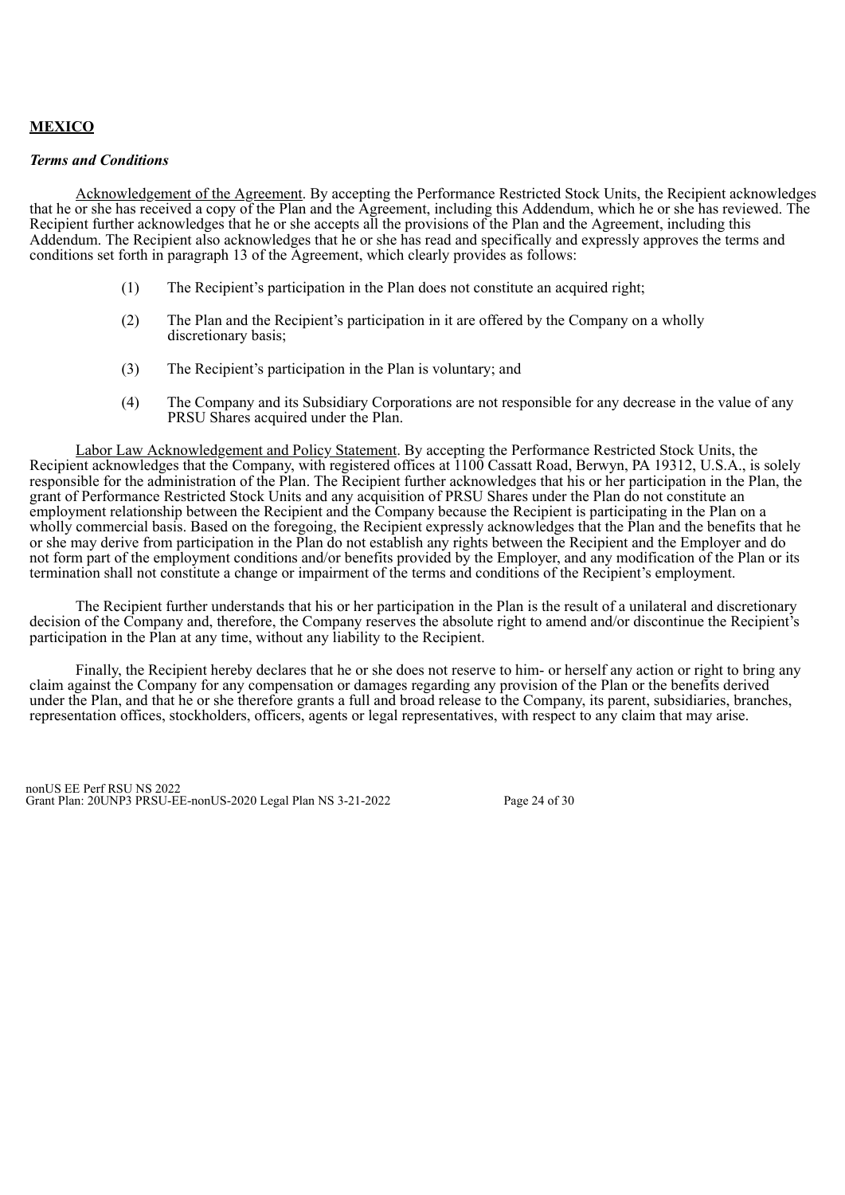**MEXICO**

***Terms and Conditions***

Acknowledgement of the Agreement. By accepting the Performance Restricted Stock Units, the Recipient acknowledges that he or she has received a copy of the Plan and the Agreement, including this Addendum, which he or she has reviewed. The Recipient further acknowledges that he or she accepts all the provisions of the Plan and the Agreement, including this Addendum. The Recipient also acknowledges that he or she has read and specifically and expressly approves the terms and conditions set forth in paragraph 13 of the Agreement, which clearly provides as follows:

(1) The Recipient's participation in the Plan does not constitute an acquired right;

(2) The Plan and the Recipient's participation in it are offered by the Company on a wholly discretionary basis;

(3) The Recipient's participation in the Plan is voluntary; and

(4) The Company and its Subsidiary Corporations are not responsible for any decrease in the value of any PRSU Shares acquired under the Plan.

Labor Law Acknowledgement and Policy Statement. By accepting the Performance Restricted Stock Units, the Recipient acknowledges that the Company, with registered offices at 1100 Cassatt Road, Berwyn, PA 19312, U.S.A., is solely responsible for the administration of the Plan. The Recipient further acknowledges that his or her participation in the Plan, the grant of Performance Restricted Stock Units and any acquisition of PRSU Shares under the Plan do not constitute an employment relationship between the Recipient and the Company because the Recipient is participating in the Plan on a wholly commercial basis. Based on the foregoing, the Recipient expressly acknowledges that the Plan and the benefits that he or she may derive from participation in the Plan do not establish any rights between the Recipient and the Employer and do not form part of the employment conditions and/or benefits provided by the Employer, and any modification of the Plan or its termination shall not constitute a change or impairment of the terms and conditions of the Recipient's employment.

The Recipient further understands that his or her participation in the Plan is the result of a unilateral and discretionary decision of the Company and, therefore, the Company reserves the absolute right to amend and/or discontinue the Recipient's participation in the Plan at any time, without any liability to the Recipient.

Finally, the Recipient hereby declares that he or she does not reserve to him- or herself any action or right to bring any claim against the Company for any compensation or damages regarding any provision of the Plan or the benefits derived under the Plan, and that he or she therefore grants a full and broad release to the Company, its parent, subsidiaries, branches, representation offices, stockholders, officers, agents or legal representatives, with respect to any claim that may arise.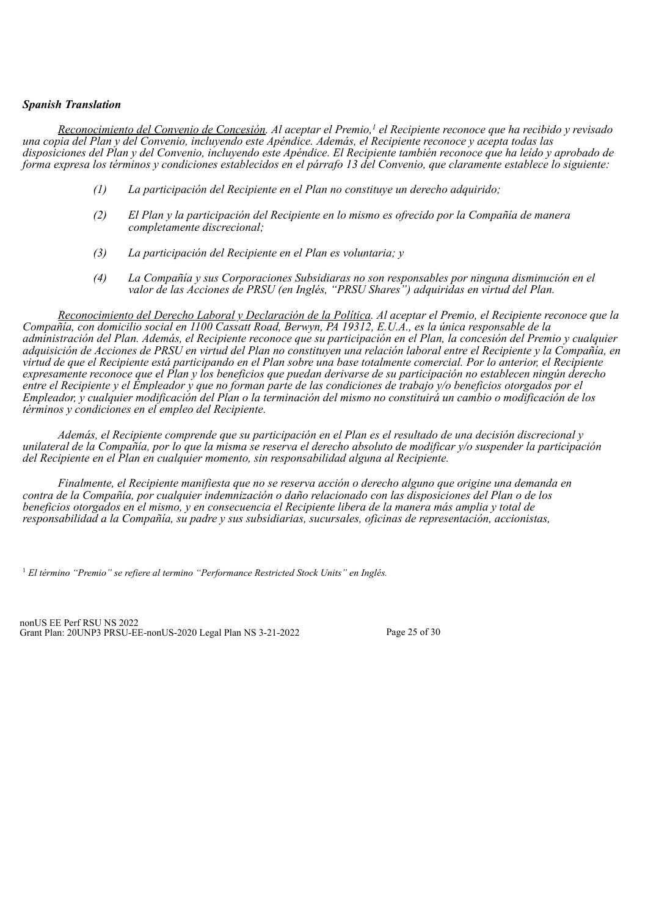***Spanish Translation***

*<u>Reconocimiento del Convenio de Concesión</u>. Al aceptar el Premio,[1] el Recipiente reconoce que ha recibido y revisado una copia del Plan y del Convenio, incluyendo este Apéndice. Además, el Recipiente reconoce y acepta todas las disposiciones del Plan y del Convenio, incluyendo este Apéndice. El Recipiente también reconoce que ha leído y aprobado de forma expresa los términos y condiciones establecidos en el párrafo 13 del Convenio, que claramente establece lo siguiente:*

*(1) La participación del Recipiente en el Plan no constituye un derecho adquirido;*

*(2) El Plan y la participación del Recipiente en lo mismo es ofrecido por la Compañía de manera completamente discrecional;*

*(3) La participación del Recipiente en el Plan es voluntaria; y*

*(4) La Compañía y sus Corporaciones Subsidiaras no son responsables por ninguna disminución en el valor de las Acciones de PRSU (en Inglés, "PRSU Shares") adquiridas en virtud del Plan.*

*<u>Reconocimiento del Derecho Laboral y Declaración de la Política</u>. Al aceptar el Premio, el Recipiente reconoce que la Compañía, con domicilio social en 1100 Cassatt Road, Berwyn, PA 19312, E.U.A., es la única responsable de la administración del Plan. Además, el Recipiente reconoce que su participación en el Plan, la concesión del Premio y cualquier adquisición de Acciones de PRSU en virtud del Plan no constituyen una relación laboral entre el Recipiente y la Compañía, en virtud de que el Recipiente está participando en el Plan sobre una base totalmente comercial. Por lo anterior, el Recipiente expresamente reconoce que el Plan y los beneficios que puedan derivarse de su participación no establecen ningún derecho entre el Recipiente y el Empleador y que no forman parte de las condiciones de trabajo y/o beneficios otorgados por el Empleador, y cualquier modificación del Plan o la terminación del mismo no constituirá un cambio o modificación de los términos y condiciones en el empleo del Recipiente.*

*Además, el Recipiente comprende que su participación en el Plan es el resultado de una decisión discrecional y unilateral de la Compañía, por lo que la misma se reserva el derecho absoluto de modificar y/o suspender la participación del Recipiente en el Plan en cualquier momento, sin responsabilidad alguna al Recipiente.*

*Finalmente, el Recipiente manifiesta que no se reserva acción o derecho alguno que origine una demanda en contra de la Compañía, por cualquier indemnización o daño relacionado con las disposiciones del Plan o de los beneficios otorgados en el mismo, y en consecuencia el Recipiente libera de la manera más amplia y total de responsabilidad a la Compañía, su padre y sus subsidiarias, sucursales, oficinas de representación, accionistas,*

[1] *El término "Premio" se refiere al termino "Performance Restricted Stock Units" en Inglés.*

nonUS EE Perf RSU NS 2022
Grant Plan: 20UNP3 PRSU-EE-nonUS-2020 Legal Plan NS 3-21-2022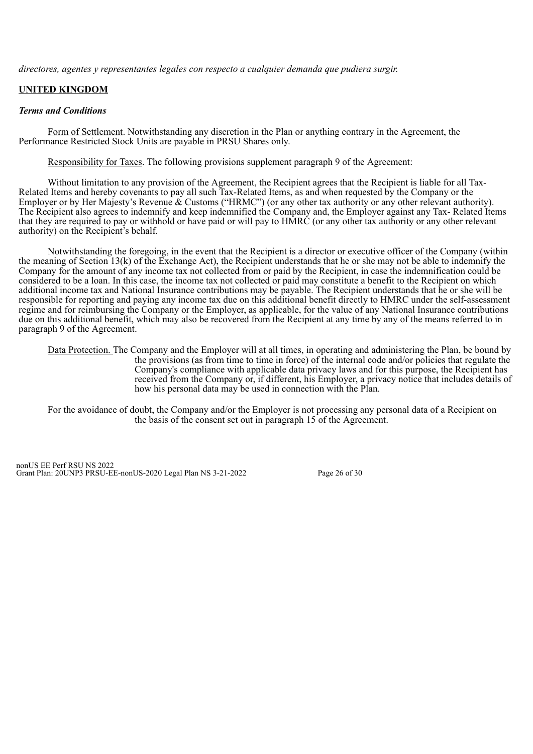*directores, agentes y representantes legales con respecto a cualquier demanda que pudiera surgir.*

**UNITED KINGDOM**

***Terms and Conditions***

Form of Settlement. Notwithstanding any discretion in the Plan or anything contrary in the Agreement, the Performance Restricted Stock Units are payable in PRSU Shares only.

Responsibility for Taxes. The following provisions supplement paragraph 9 of the Agreement:

Without limitation to any provision of the Agreement, the Recipient agrees that the Recipient is liable for all Tax-Related Items and hereby covenants to pay all such Tax-Related Items, as and when requested by the Company or the Employer or by Her Majesty's Revenue & Customs ("HRMC") (or any other tax authority or any other relevant authority). The Recipient also agrees to indemnify and keep indemnified the Company and, the Employer against any Tax- Related Items that they are required to pay or withhold or have paid or will pay to HMRC (or any other tax authority or any other relevant authority) on the Recipient's behalf.

Notwithstanding the foregoing, in the event that the Recipient is a director or executive officer of the Company (within the meaning of Section 13(k) of the Exchange Act), the Recipient understands that he or she may not be able to indemnify the Company for the amount of any income tax not collected from or paid by the Recipient, in case the indemnification could be considered to be a loan. In this case, the income tax not collected or paid may constitute a benefit to the Recipient on which additional income tax and National Insurance contributions may be payable. The Recipient understands that he or she will be responsible for reporting and paying any income tax due on this additional benefit directly to HMRC under the self-assessment regime and for reimbursing the Company or the Employer, as applicable, for the value of any National Insurance contributions due on this additional benefit, which may also be recovered from the Recipient at any time by any of the means referred to in paragraph 9 of the Agreement.

Data Protection. The Company and the Employer will at all times, in operating and administering the Plan, be bound by the provisions (as from time to time in force) of the internal code and/or policies that regulate the Company's compliance with applicable data privacy laws and for this purpose, the Recipient has received from the Company or, if different, his Employer, a privacy notice that includes details of how his personal data may be used in connection with the Plan.

For the avoidance of doubt, the Company and/or the Employer is not processing any personal data of a Recipient on the basis of the consent set out in paragraph 15 of the Agreement.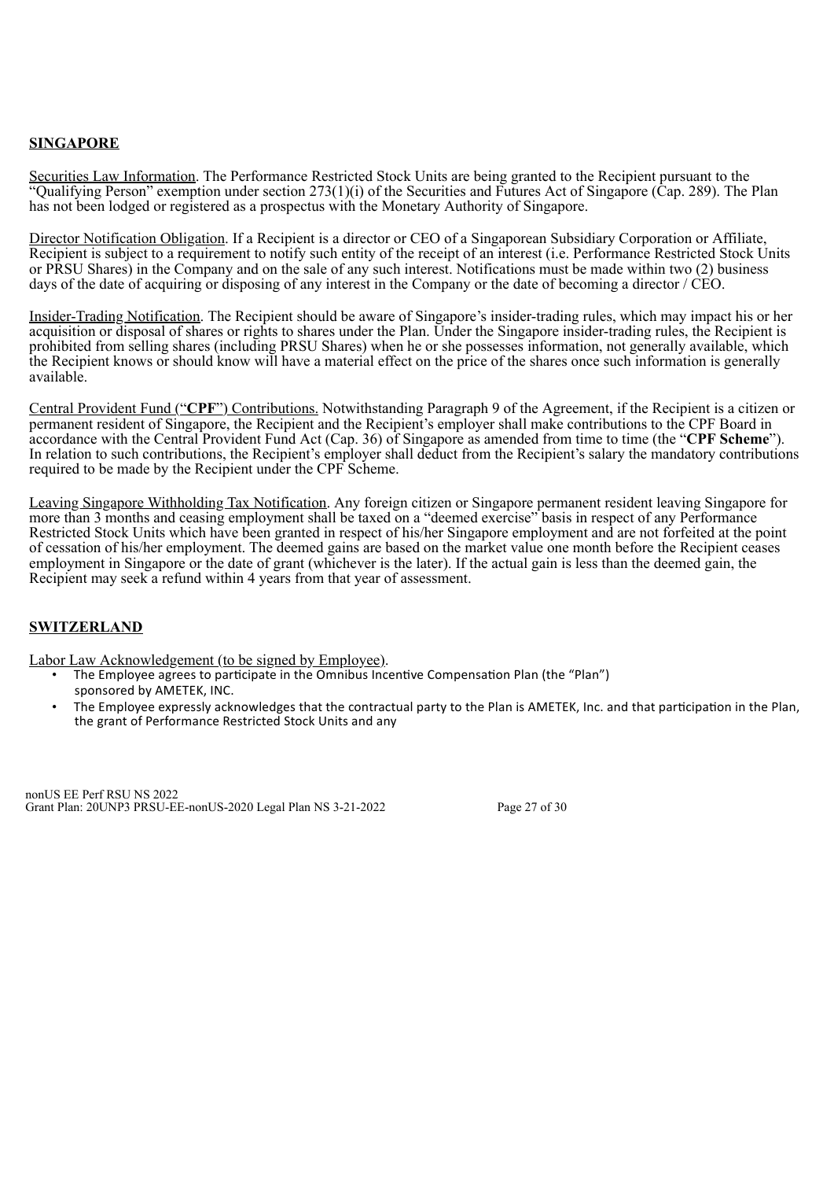## SINGAPORE

Securities Law Information. The Performance Restricted Stock Units are being granted to the Recipient pursuant to the "Qualifying Person" exemption under section 273(1)(i) of the Securities and Futures Act of Singapore (Cap. 289). The Plan has not been lodged or registered as a prospectus with the Monetary Authority of Singapore.

Director Notification Obligation. If a Recipient is a director or CEO of a Singaporean Subsidiary Corporation or Affiliate, Recipient is subject to a requirement to notify such entity of the receipt of an interest (i.e. Performance Restricted Stock Units or PRSU Shares) in the Company and on the sale of any such interest. Notifications must be made within two (2) business days of the date of acquiring or disposing of any interest in the Company or the date of becoming a director / CEO.

Insider-Trading Notification. The Recipient should be aware of Singapore's insider-trading rules, which may impact his or her acquisition or disposal of shares or rights to shares under the Plan. Under the Singapore insider-trading rules, the Recipient is prohibited from selling shares (including PRSU Shares) when he or she possesses information, not generally available, which the Recipient knows or should know will have a material effect on the price of the shares once such information is generally available.

Central Provident Fund ("**CPF**") Contributions. Notwithstanding Paragraph 9 of the Agreement, if the Recipient is a citizen or permanent resident of Singapore, the Recipient and the Recipient's employer shall make contributions to the CPF Board in accordance with the Central Provident Fund Act (Cap. 36) of Singapore as amended from time to time (the "**CPF Scheme**"). In relation to such contributions, the Recipient's employer shall deduct from the Recipient's salary the mandatory contributions required to be made by the Recipient under the CPF Scheme.

Leaving Singapore Withholding Tax Notification. Any foreign citizen or Singapore permanent resident leaving Singapore for more than 3 months and ceasing employment shall be taxed on a "deemed exercise" basis in respect of any Performance Restricted Stock Units which have been granted in respect of his/her Singapore employment and are not forfeited at the point of cessation of his/her employment. The deemed gains are based on the market value one month before the Recipient ceases employment in Singapore or the date of grant (whichever is the later). If the actual gain is less than the deemed gain, the Recipient may seek a refund within 4 years from that year of assessment.

## SWITZERLAND

Labor Law Acknowledgement (to be signed by Employee).

- The Employee agrees to participate in the Omnibus Incentive Compensation Plan (the "Plan") sponsored by AMETEK, INC.
- The Employee expressly acknowledges that the contractual party to the Plan is AMETEK, Inc. and that participation in the Plan, the grant of Performance Restricted Stock Units and any

nonUS EE Perf RSU NS 2022
Grant Plan: 20UNP3 PRSU-EE-nonUS-2020 Legal Plan NS 3-21-2022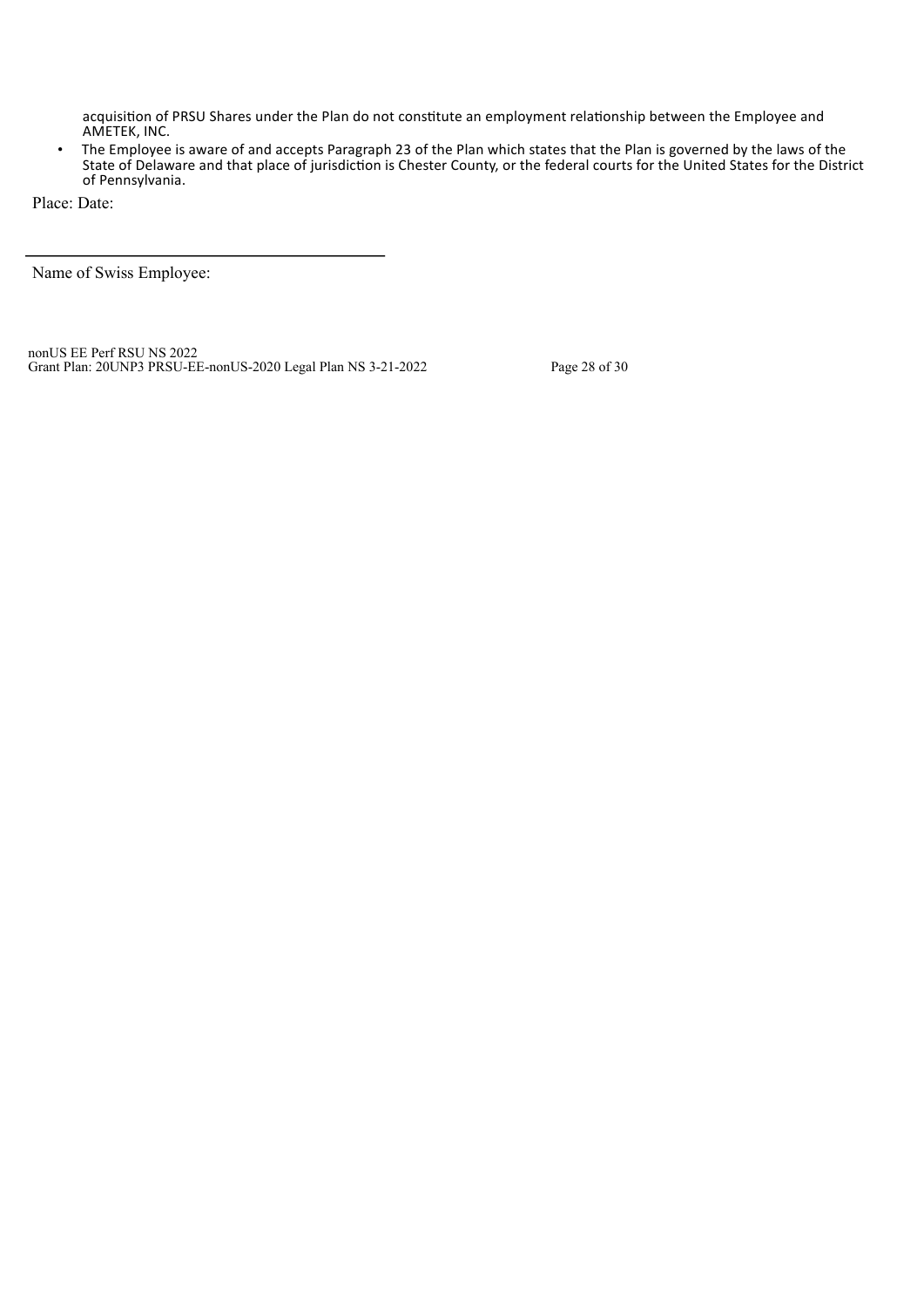acquisition of PRSU Shares under the Plan do not constitute an employment relationship between the Employee and AMETEK, INC.

- The Employee is aware of and accepts Paragraph 23 of the Plan which states that the Plan is governed by the laws of the State of Delaware and that place of jurisdiction is Chester County, or the federal courts for the United States for the District of Pennsylvania.

Place: Date:

\_\_\_\_\_\_\_\_\_\_\_\_\_\_\_\_\_\_\_\_\_\_\_\_\_\_\_\_\_\_\_\_\_\_\_\_\_\_\_\_

Name of Swiss Employee: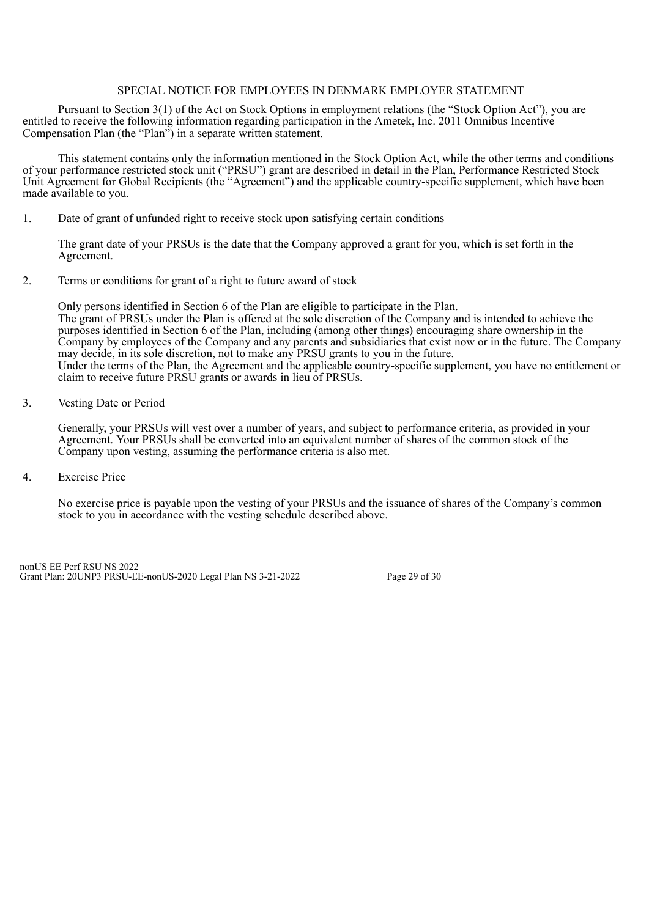## SPECIAL NOTICE FOR EMPLOYEES IN DENMARK EMPLOYER STATEMENT

Pursuant to Section 3(1) of the Act on Stock Options in employment relations (the "Stock Option Act"), you are entitled to receive the following information regarding participation in the Ametek, Inc. 2011 Omnibus Incentive Compensation Plan (the "Plan") in a separate written statement.

This statement contains only the information mentioned in the Stock Option Act, while the other terms and conditions of your performance restricted stock unit ("PRSU") grant are described in detail in the Plan, Performance Restricted Stock Unit Agreement for Global Recipients (the "Agreement") and the applicable country-specific supplement, which have been made available to you.

1. Date of grant of unfunded right to receive stock upon satisfying certain conditions

   The grant date of your PRSUs is the date that the Company approved a grant for you, which is set forth in the Agreement.

2. Terms or conditions for grant of a right to future award of stock

   Only persons identified in Section 6 of the Plan are eligible to participate in the Plan.
   The grant of PRSUs under the Plan is offered at the sole discretion of the Company and is intended to achieve the purposes identified in Section 6 of the Plan, including (among other things) encouraging share ownership in the Company by employees of the Company and any parents and subsidiaries that exist now or in the future. The Company may decide, in its sole discretion, not to make any PRSU grants to you in the future.
   Under the terms of the Plan, the Agreement and the applicable country-specific supplement, you have no entitlement or claim to receive future PRSU grants or awards in lieu of PRSUs.

3. Vesting Date or Period

   Generally, your PRSUs will vest over a number of years, and subject to performance criteria, as provided in your Agreement. Your PRSUs shall be converted into an equivalent number of shares of the common stock of the Company upon vesting, assuming the performance criteria is also met.

4. Exercise Price

   No exercise price is payable upon the vesting of your PRSUs and the issuance of shares of the Company's common stock to you in accordance with the vesting schedule described above.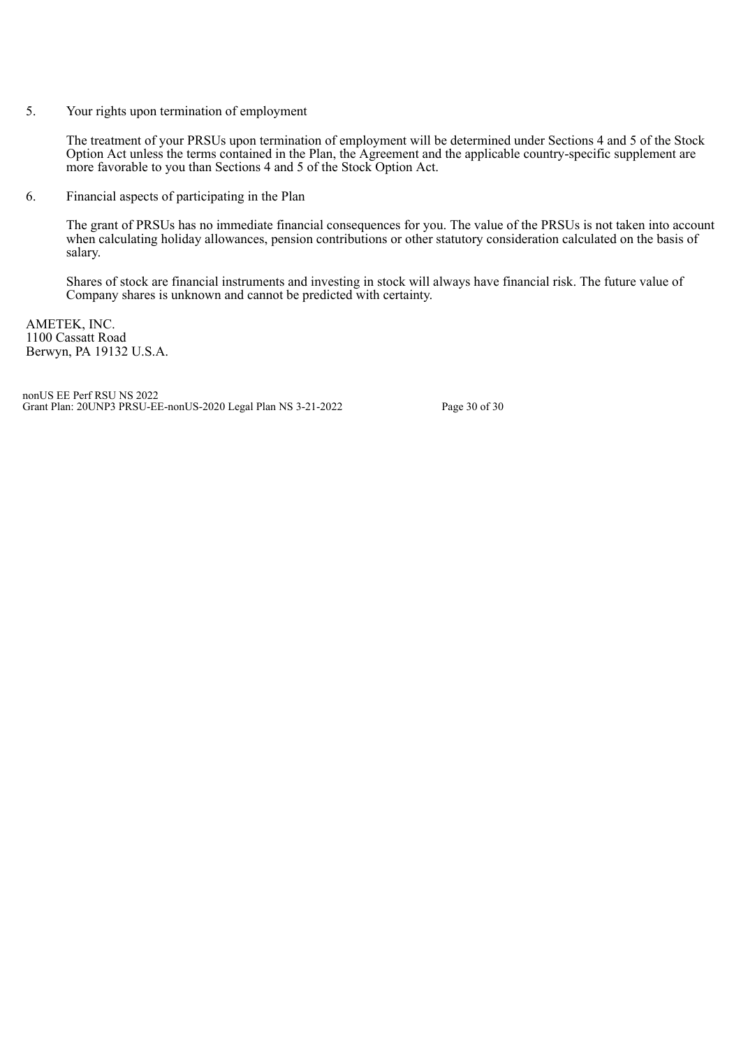5. Your rights upon termination of employment

   The treatment of your PRSUs upon termination of employment will be determined under Sections 4 and 5 of the Stock Option Act unless the terms contained in the Plan, the Agreement and the applicable country-specific supplement are more favorable to you than Sections 4 and 5 of the Stock Option Act.

6. Financial aspects of participating in the Plan

   The grant of PRSUs has no immediate financial consequences for you. The value of the PRSUs is not taken into account when calculating holiday allowances, pension contributions or other statutory consideration calculated on the basis of salary.

   Shares of stock are financial instruments and investing in stock will always have financial risk. The future value of Company shares is unknown and cannot be predicted with certainty.

AMETEK, INC.
1100 Cassatt Road
Berwyn, PA 19132 U.S.A.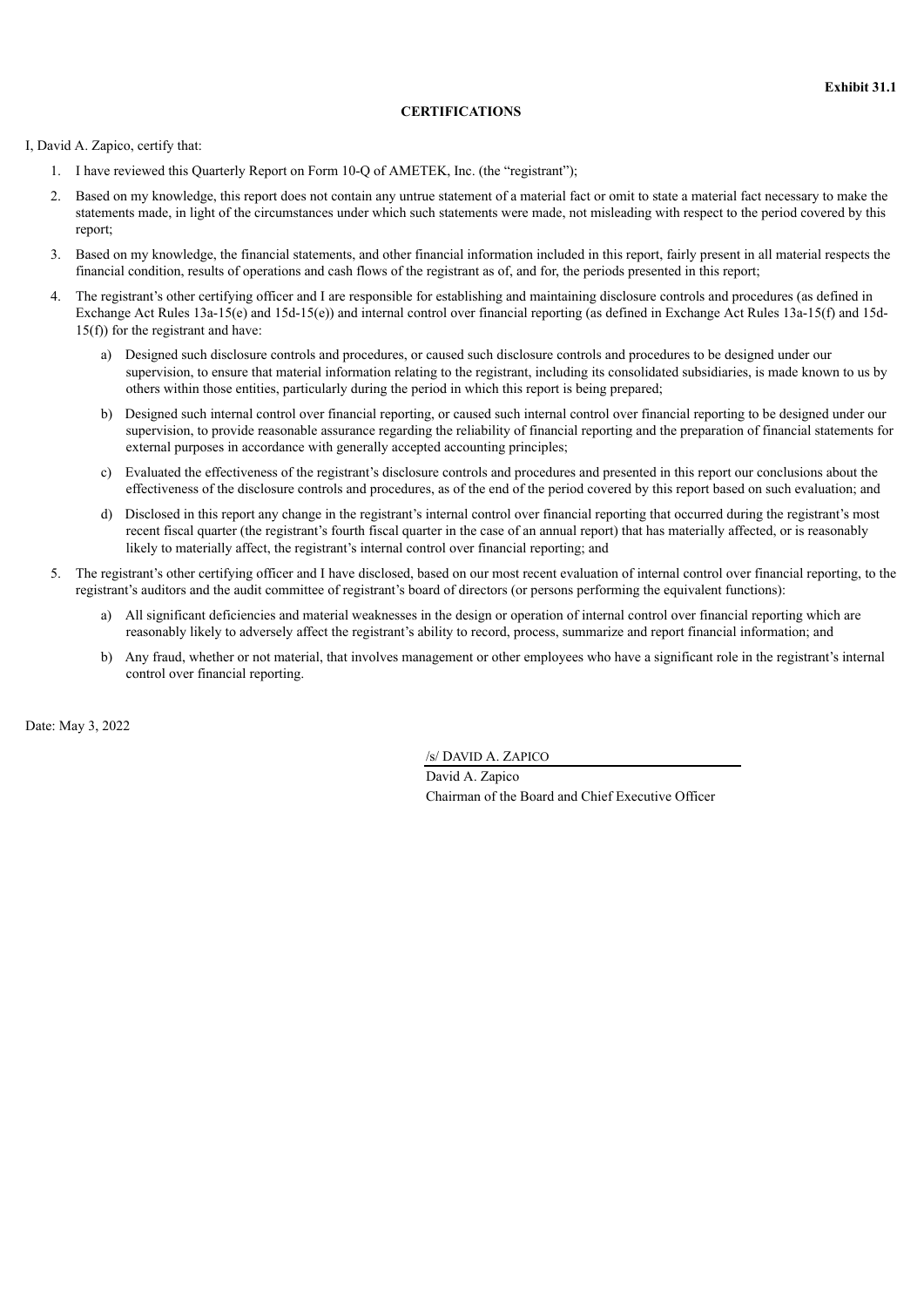**Exhibit 31.1**

**CERTIFICATIONS**

I, David A. Zapico, certify that:

1. I have reviewed this Quarterly Report on Form 10-Q of AMETEK, Inc. (the "registrant");
2. Based on my knowledge, this report does not contain any untrue statement of a material fact or omit to state a material fact necessary to make the statements made, in light of the circumstances under which such statements were made, not misleading with respect to the period covered by this report;
3. Based on my knowledge, the financial statements, and other financial information included in this report, fairly present in all material respects the financial condition, results of operations and cash flows of the registrant as of, and for, the periods presented in this report;
4. The registrant's other certifying officer and I are responsible for establishing and maintaining disclosure controls and procedures (as defined in Exchange Act Rules 13a-15(e) and 15d-15(e)) and internal control over financial reporting (as defined in Exchange Act Rules 13a-15(f) and 15d-15(f)) for the registrant and have:
   a) Designed such disclosure controls and procedures, or caused such disclosure controls and procedures to be designed under our supervision, to ensure that material information relating to the registrant, including its consolidated subsidiaries, is made known to us by others within those entities, particularly during the period in which this report is being prepared;
   b) Designed such internal control over financial reporting, or caused such internal control over financial reporting to be designed under our supervision, to provide reasonable assurance regarding the reliability of financial reporting and the preparation of financial statements for external purposes in accordance with generally accepted accounting principles;
   c) Evaluated the effectiveness of the registrant's disclosure controls and procedures and presented in this report our conclusions about the effectiveness of the disclosure controls and procedures, as of the end of the period covered by this report based on such evaluation; and
   d) Disclosed in this report any change in the registrant's internal control over financial reporting that occurred during the registrant's most recent fiscal quarter (the registrant's fourth fiscal quarter in the case of an annual report) that has materially affected, or is reasonably likely to materially affect, the registrant's internal control over financial reporting; and
5. The registrant's other certifying officer and I have disclosed, based on our most recent evaluation of internal control over financial reporting, to the registrant's auditors and the audit committee of registrant's board of directors (or persons performing the equivalent functions):
   a) All significant deficiencies and material weaknesses in the design or operation of internal control over financial reporting which are reasonably likely to adversely affect the registrant's ability to record, process, summarize and report financial information; and
   b) Any fraud, whether or not material, that involves management or other employees who have a significant role in the registrant's internal control over financial reporting.

Date: May 3, 2022

/s/ DAVID A. ZAPICO

David A. Zapico

Chairman of the Board and Chief Executive Officer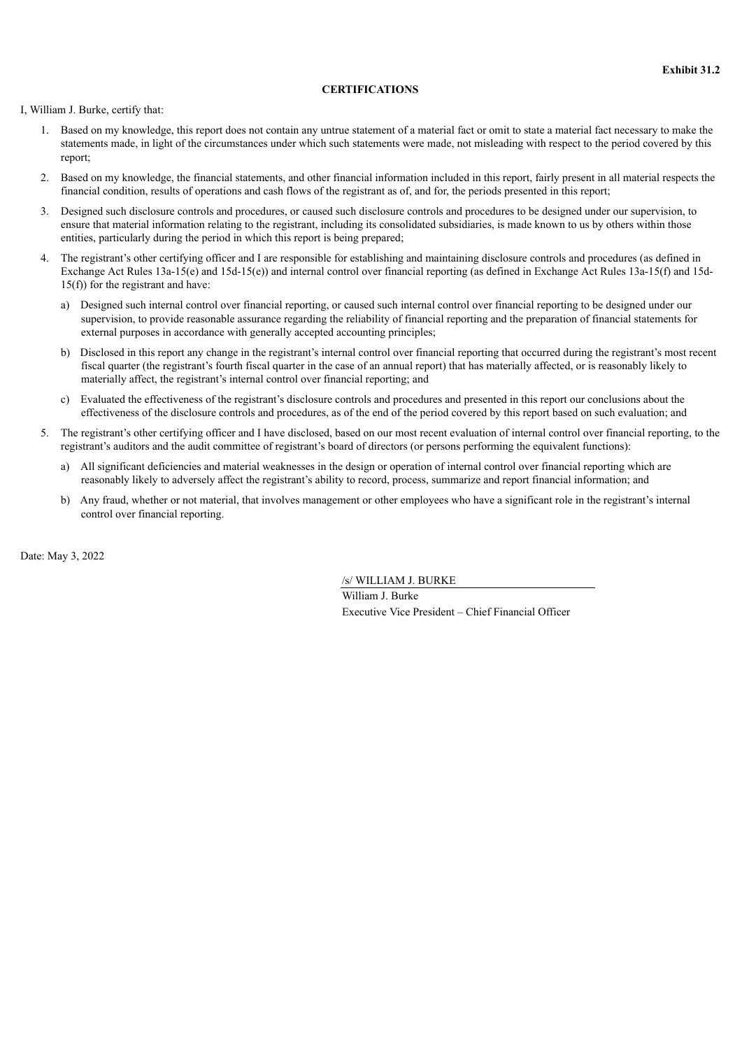**Exhibit 31.2**

**CERTIFICATIONS**

I, William J. Burke, certify that:

1. Based on my knowledge, this report does not contain any untrue statement of a material fact or omit to state a material fact necessary to make the statements made, in light of the circumstances under which such statements were made, not misleading with respect to the period covered by this report;

2. Based on my knowledge, the financial statements, and other financial information included in this report, fairly present in all material respects the financial condition, results of operations and cash flows of the registrant as of, and for, the periods presented in this report;

3. Designed such disclosure controls and procedures, or caused such disclosure controls and procedures to be designed under our supervision, to ensure that material information relating to the registrant, including its consolidated subsidiaries, is made known to us by others within those entities, particularly during the period in which this report is being prepared;

4. The registrant's other certifying officer and I are responsible for establishing and maintaining disclosure controls and procedures (as defined in Exchange Act Rules 13a-15(e) and 15d-15(e)) and internal control over financial reporting (as defined in Exchange Act Rules 13a-15(f) and 15d-15(f)) for the registrant and have:

   a) Designed such internal control over financial reporting, or caused such internal control over financial reporting to be designed under our supervision, to provide reasonable assurance regarding the reliability of financial reporting and the preparation of financial statements for external purposes in accordance with generally accepted accounting principles;

   b) Disclosed in this report any change in the registrant's internal control over financial reporting that occurred during the registrant's most recent fiscal quarter (the registrant's fourth fiscal quarter in the case of an annual report) that has materially affected, or is reasonably likely to materially affect, the registrant's internal control over financial reporting; and

   c) Evaluated the effectiveness of the registrant's disclosure controls and procedures and presented in this report our conclusions about the effectiveness of the disclosure controls and procedures, as of the end of the period covered by this report based on such evaluation; and

5. The registrant's other certifying officer and I have disclosed, based on our most recent evaluation of internal control over financial reporting, to the registrant's auditors and the audit committee of registrant's board of directors (or persons performing the equivalent functions):

   a) All significant deficiencies and material weaknesses in the design or operation of internal control over financial reporting which are reasonably likely to adversely affect the registrant's ability to record, process, summarize and report financial information; and

   b) Any fraud, whether or not material, that involves management or other employees who have a significant role in the registrant's internal control over financial reporting.

Date: May 3, 2022

/s/ WILLIAM J. BURKE

William J. Burke

Executive Vice President – Chief Financial Officer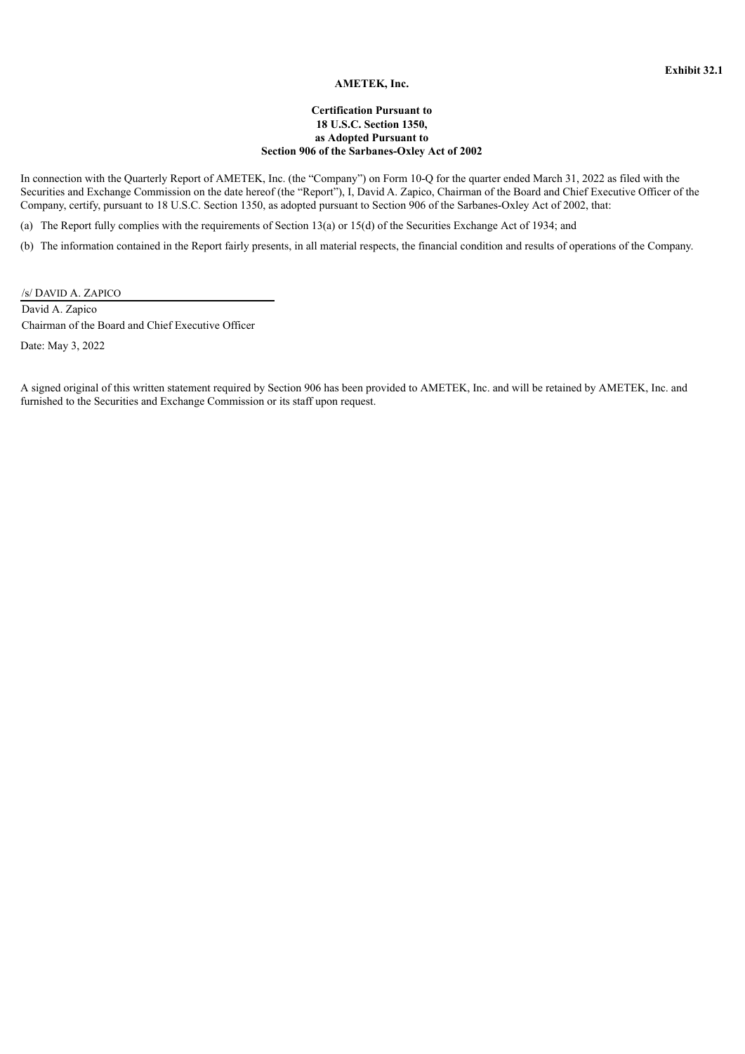**Exhibit 32.1**

**AMETEK, Inc.**

**Certification Pursuant to**
**18 U.S.C. Section 1350,**
**as Adopted Pursuant to**
**Section 906 of the Sarbanes-Oxley Act of 2002**

In connection with the Quarterly Report of AMETEK, Inc. (the "Company") on Form 10-Q for the quarter ended March 31, 2022 as filed with the Securities and Exchange Commission on the date hereof (the "Report"), I, David A. Zapico, Chairman of the Board and Chief Executive Officer of the Company, certify, pursuant to 18 U.S.C. Section 1350, as adopted pursuant to Section 906 of the Sarbanes-Oxley Act of 2002, that:

(a) The Report fully complies with the requirements of Section 13(a) or 15(d) of the Securities Exchange Act of 1934; and

(b) The information contained in the Report fairly presents, in all material respects, the financial condition and results of operations of the Company.

/s/ DAVID A. ZAPICO

David A. Zapico
Chairman of the Board and Chief Executive Officer

Date: May 3, 2022

A signed original of this written statement required by Section 906 has been provided to AMETEK, Inc. and will be retained by AMETEK, Inc. and furnished to the Securities and Exchange Commission or its staff upon request.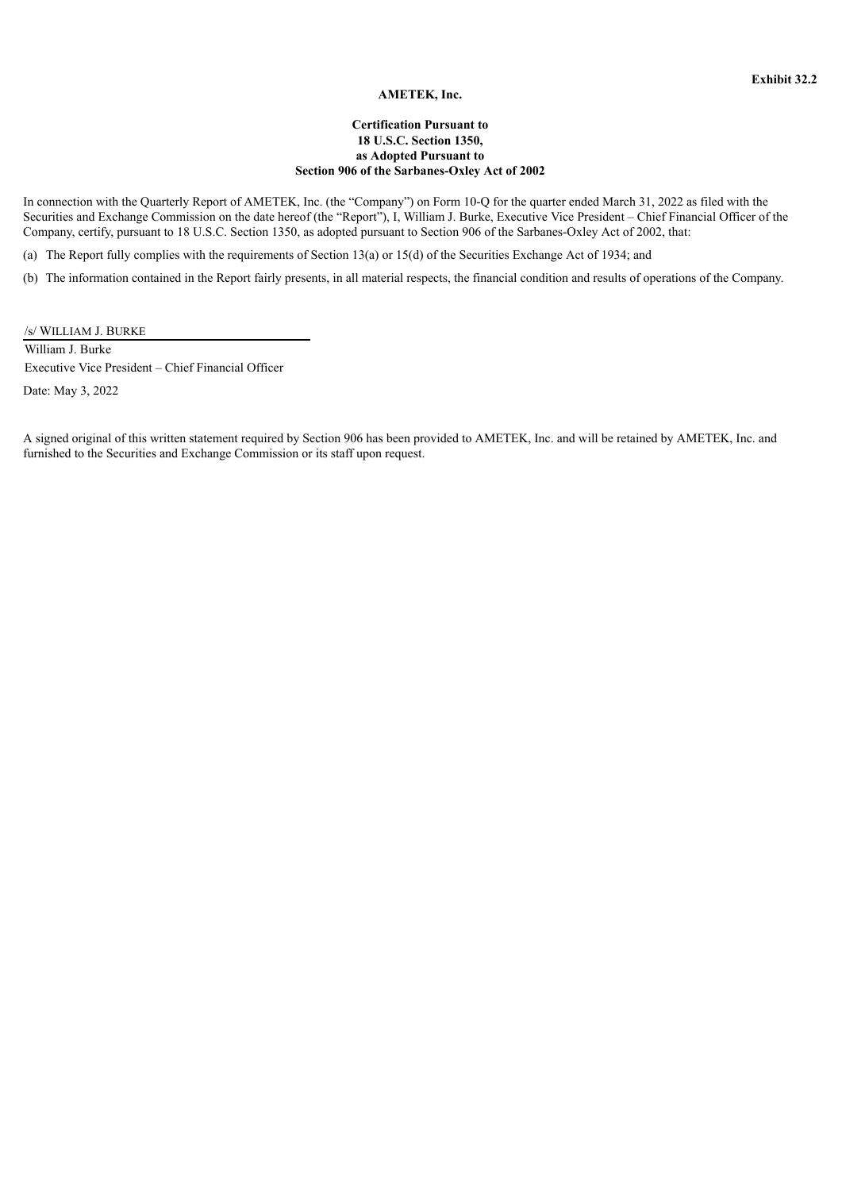**Exhibit 32.2**

**AMETEK, Inc.**

**Certification Pursuant to**
**18 U.S.C. Section 1350,**
**as Adopted Pursuant to**
**Section 906 of the Sarbanes-Oxley Act of 2002**

In connection with the Quarterly Report of AMETEK, Inc. (the "Company") on Form 10-Q for the quarter ended March 31, 2022 as filed with the Securities and Exchange Commission on the date hereof (the "Report"), I, William J. Burke, Executive Vice President – Chief Financial Officer of the Company, certify, pursuant to 18 U.S.C. Section 1350, as adopted pursuant to Section 906 of the Sarbanes-Oxley Act of 2002, that:

(a) The Report fully complies with the requirements of Section 13(a) or 15(d) of the Securities Exchange Act of 1934; and

(b) The information contained in the Report fairly presents, in all material respects, the financial condition and results of operations of the Company.

/s/ WILLIAM J. BURKE

William J. Burke

Executive Vice President – Chief Financial Officer

Date: May 3, 2022

A signed original of this written statement required by Section 906 has been provided to AMETEK, Inc. and will be retained by AMETEK, Inc. and furnished to the Securities and Exchange Commission or its staff upon request.